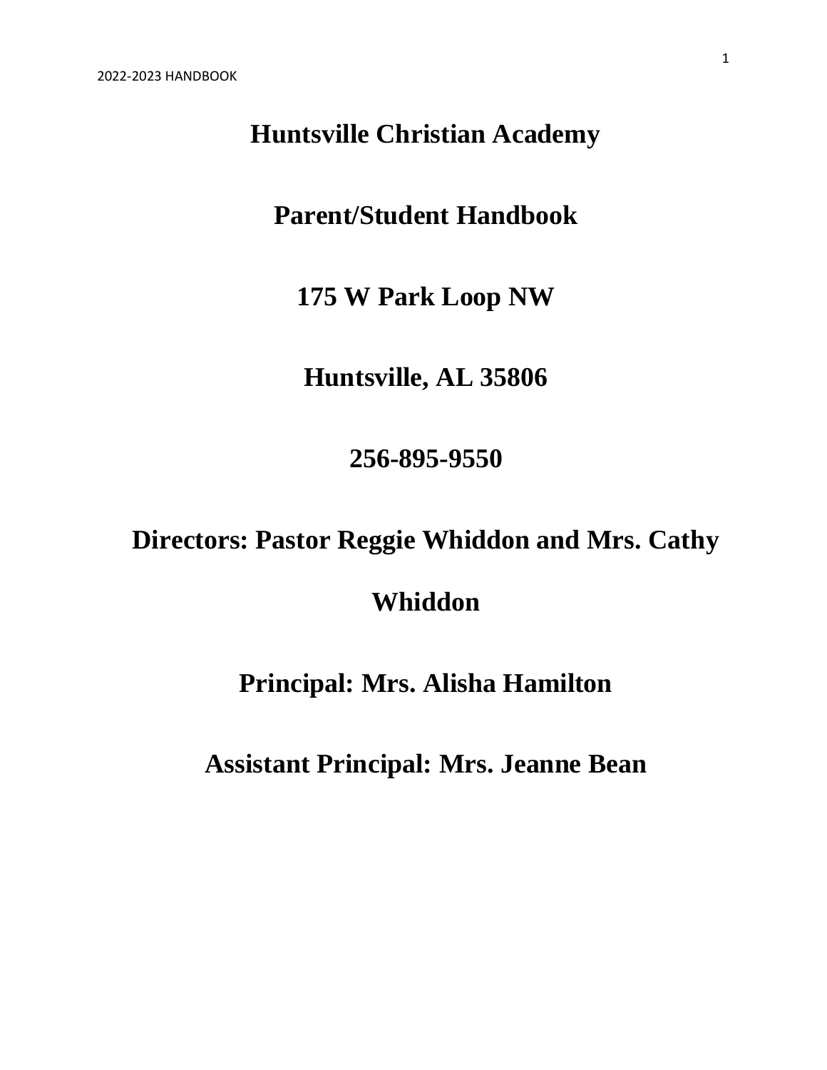# Huntsville Christian Academy

# Parent/Student Handbook

**175 W Park Loop NW**

**Huntsville, AL 35806**

**256-895-9550**

**Directors: Pastor Reggie Whiddon and Mrs. Cathy Whiddon**

**Principal: Mrs. Alisha Hamilton**

**Assistant Principal: Mrs. Jeanne Bean**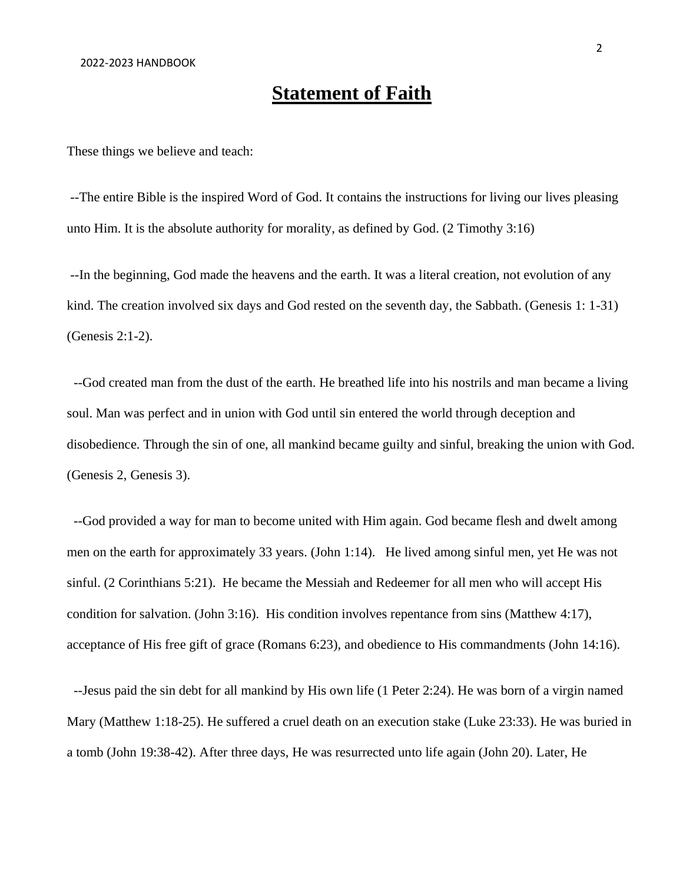# Statement of Faith

These things we believe and teach:

--The entire Bible is the inspired Word of God. It contains the instructions for living our lives pleasing unto Him. It is the absolute authority for morality, as defined by God. (2 Timothy 3:16)

--In the beginning, God made the heavens and the earth. It was a literal creation, not evolution of any kind. The creation involved six days and God rested on the seventh day, the Sabbath. (Genesis 1: 1-31) (Genesis 2:1-2).

--God created man from the dust of the earth. He breathed life into his nostrils and man became a living soul. Man was perfect and in union with God until sin entered the world through deception and disobedience. Through the sin of one, all mankind became guilty and sinful, breaking the union with God. (Genesis 2, Genesis 3).

--God provided a way for man to become united with Him again. God became flesh and dwelt among men on the earth for approximately 33 years. (John 1:14). He lived among sinful men, yet He was not sinful. (2 Corinthians 5:21). He became the Messiah and Redeemer for all men who will accept His condition for salvation. (John 3:16). His condition involves repentance from sins (Matthew 4:17), acceptance of His free gift of grace (Romans 6:23), and obedience to His commandments (John 14:16).

--Jesus paid the sin debt for all mankind by His own life (1 Peter 2:24). He was born of a virgin named Mary (Matthew 1:18-25). He suffered a cruel death on an execution stake (Luke 23:33). He was buried in a tomb (John 19:38-42). After three days, He was resurrected unto life again (John 20). Later, He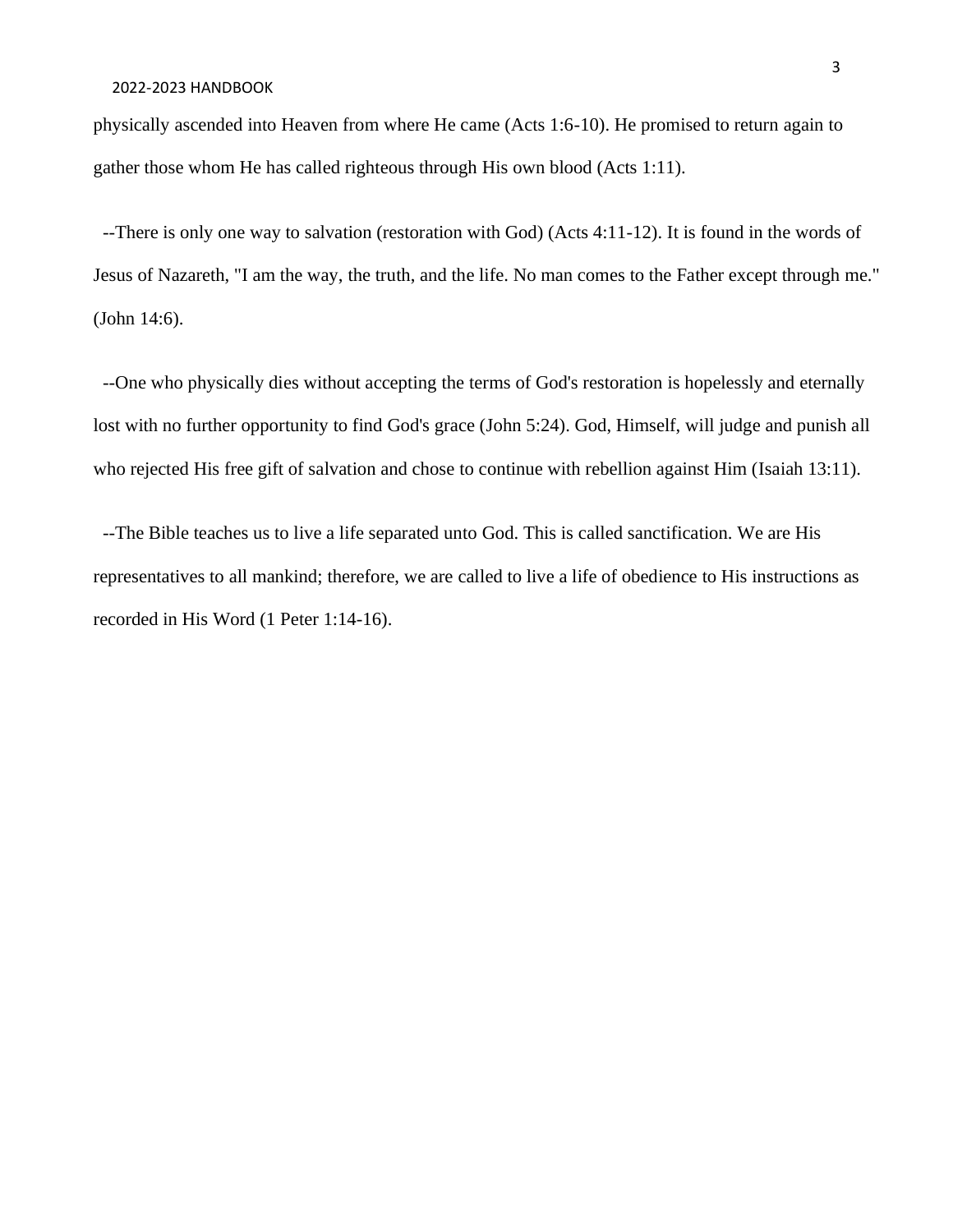physically ascended into Heaven from where He came (Acts 1:6-10). He promised to return again to gather those whom He has called righteous through His own blood (Acts 1:11).

--There is only one way to salvation (restoration with God) (Acts 4:11-12). It is found in the words of Jesus of Nazareth, "I am the way, the truth, and the life. No man comes to the Father except through me." (John 14:6).

--One who physically dies without accepting the terms of God's restoration is hopelessly and eternally lost with no further opportunity to find God's grace (John 5:24). God, Himself, will judge and punish all who rejected His free gift of salvation and chose to continue with rebellion against Him (Isaiah 13:11).

--The Bible teaches us to live a life separated unto God. This is called sanctification. We are His representatives to all mankind; therefore, we are called to live a life of obedience to His instructions as recorded in His Word (1 Peter 1:14-16).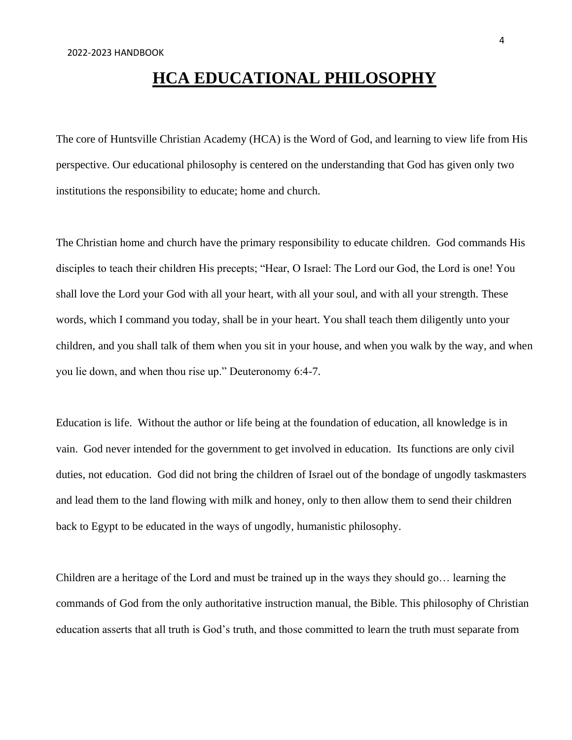# HCA EDUCATIONAL PHILOSOPHY

The core of Huntsville Christian Academy (HCA) is the Word of God, and learning to view life from His perspective. Our educational philosophy is centered on the understanding that God has given only two institutions the responsibility to educate; home and church.

The Christian home and church have the primary responsibility to educate children. God commands His disciples to teach their children His precepts; "Hear, O Israel: The Lord our God, the Lord is one! You shall love the Lord your God with all your heart, with all your soul, and with all your strength. These words, which I command you today, shall be in your heart. You shall teach them diligently unto your children, and you shall talk of them when you sit in your house, and when you walk by the way, and when you lie down, and when thou rise up." Deuteronomy 6:4-7.

Education is life. Without the author or life being at the foundation of education, all knowledge is in vain. God never intended for the government to get involved in education. Its functions are only civil duties, not education. God did not bring the children of Israel out of the bondage of ungodly taskmasters and lead them to the land flowing with milk and honey, only to then allow them to send their children back to Egypt to be educated in the ways of ungodly, humanistic philosophy.

Children are a heritage of the Lord and must be trained up in the ways they should go… learning the commands of God from the only authoritative instruction manual, the Bible. This philosophy of Christian education asserts that all truth is God's truth, and those committed to learn the truth must separate from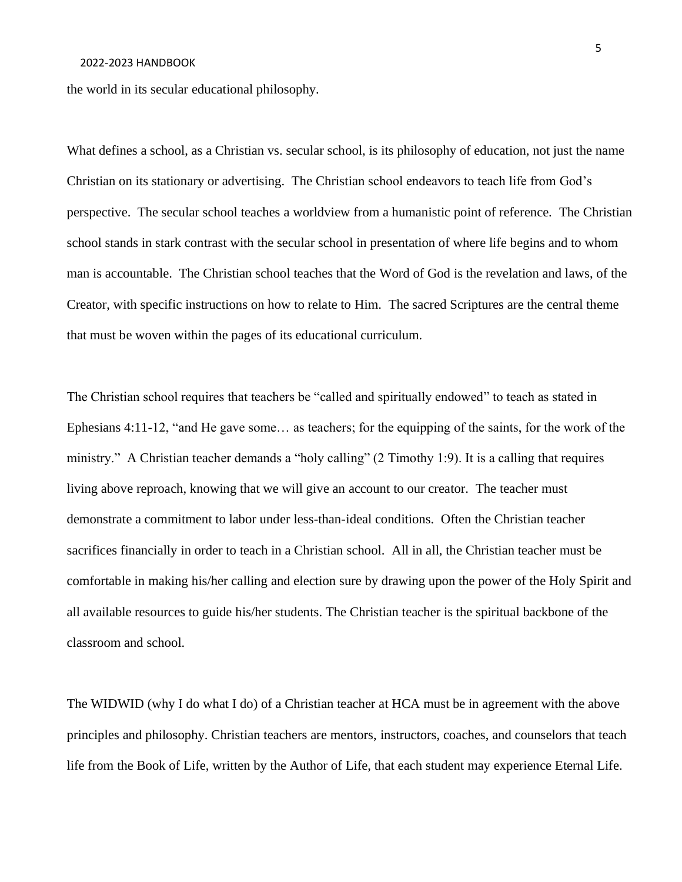the world in its secular educational philosophy.

What defines a school, as a Christian vs. secular school, is its philosophy of education, not just the name Christian on its stationary or advertising. The Christian school endeavors to teach life from God's perspective. The secular school teaches a worldview from a humanistic point of reference. The Christian school stands in stark contrast with the secular school in presentation of where life begins and to whom man is accountable. The Christian school teaches that the Word of God is the revelation and laws, of the Creator, with specific instructions on how to relate to Him. The sacred Scriptures are the central theme that must be woven within the pages of its educational curriculum.

The Christian school requires that teachers be "called and spiritually endowed" to teach as stated in Ephesians 4:11-12, "and He gave some… as teachers; for the equipping of the saints, for the work of the ministry." A Christian teacher demands a "holy calling" (2 Timothy 1:9). It is a calling that requires living above reproach, knowing that we will give an account to our creator. The teacher must demonstrate a commitment to labor under less-than-ideal conditions. Often the Christian teacher sacrifices financially in order to teach in a Christian school. All in all, the Christian teacher must be comfortable in making his/her calling and election sure by drawing upon the power of the Holy Spirit and all available resources to guide his/her students. The Christian teacher is the spiritual backbone of the classroom and school.

The WIDWID (why I do what I do) of a Christian teacher at HCA must be in agreement with the above principles and philosophy. Christian teachers are mentors, instructors, coaches, and counselors that teach life from the Book of Life, written by the Author of Life, that each student may experience Eternal Life.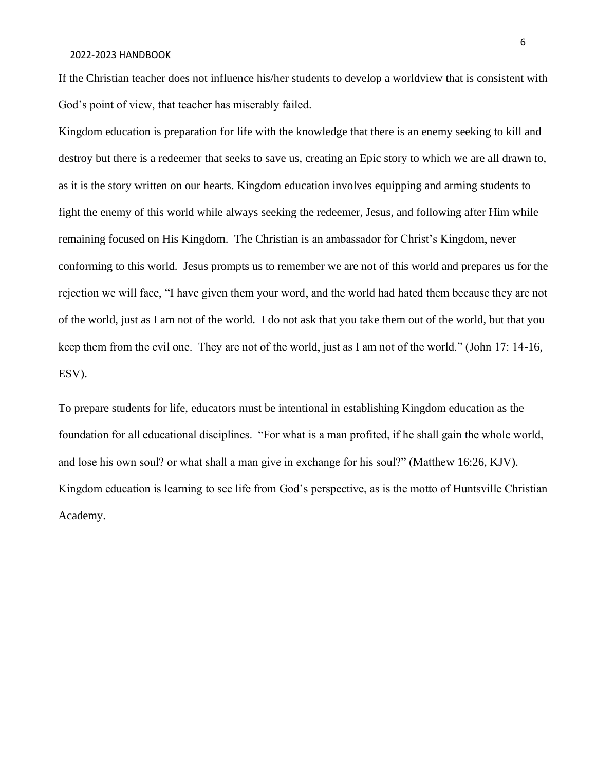If the Christian teacher does not influence his/her students to develop a worldview that is consistent with God's point of view, that teacher has miserably failed.

Kingdom education is preparation for life with the knowledge that there is an enemy seeking to kill and destroy but there is a redeemer that seeks to save us, creating an Epic story to which we are all drawn to, as it is the story written on our hearts. Kingdom education involves equipping and arming students to fight the enemy of this world while always seeking the redeemer, Jesus, and following after Him while remaining focused on His Kingdom. The Christian is an ambassador for Christ's Kingdom, never conforming to this world. Jesus prompts us to remember we are not of this world and prepares us for the rejection we will face, "I have given them your word, and the world had hated them because they are not of the world, just as I am not of the world. I do not ask that you take them out of the world, but that you keep them from the evil one. They are not of the world, just as I am not of the world." (John 17: 14-16, ESV).

To prepare students for life, educators must be intentional in establishing Kingdom education as the foundation for all educational disciplines. "For what is a man profited, if he shall gain the whole world, and lose his own soul? or what shall a man give in exchange for his soul?" (Matthew 16:26, KJV). Kingdom education is learning to see life from God's perspective, as is the motto of Huntsville Christian Academy.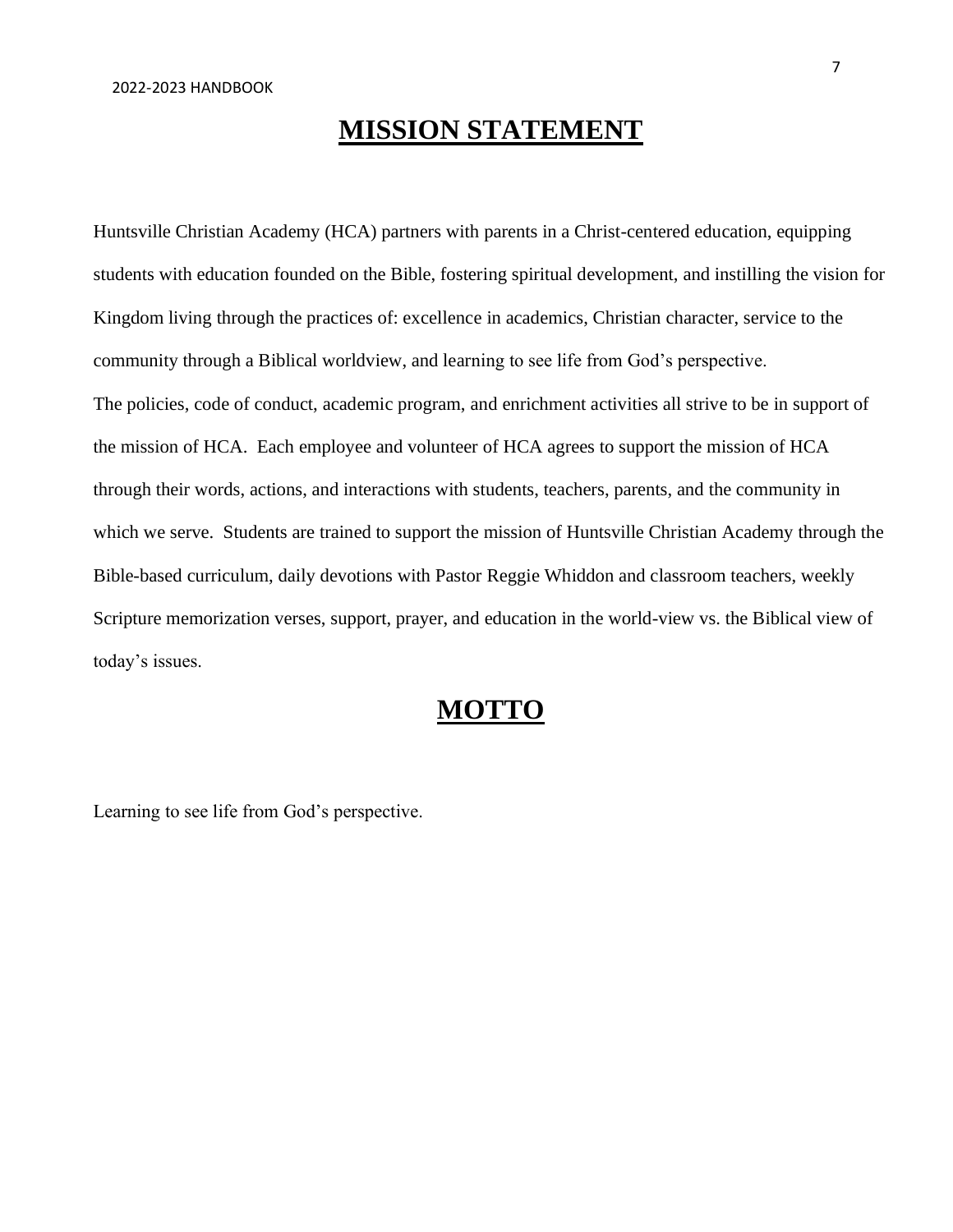# MISSION STATEMENT

Huntsville Christian Academy (HCA) partners with parents in a Christ-centered education, equipping students with education founded on the Bible, fostering spiritual development, and instilling the vision for Kingdom living through the practices of: excellence in academics, Christian character, service to the community through a Biblical worldview, and learning to see life from God's perspective.

The policies, code of conduct, academic program, and enrichment activities all strive to be in support of the mission of HCA. Each employee and volunteer of HCA agrees to support the mission of HCA through their words, actions, and interactions with students, teachers, parents, and the community in which we serve. Students are trained to support the mission of Huntsville Christian Academy through the Bible-based curriculum, daily devotions with Pastor Reggie Whiddon and classroom teachers, weekly Scripture memorization verses, support, prayer, and education in the world-view vs. the Biblical view of today's issues.

# MOTTO

Learning to see life from God's perspective.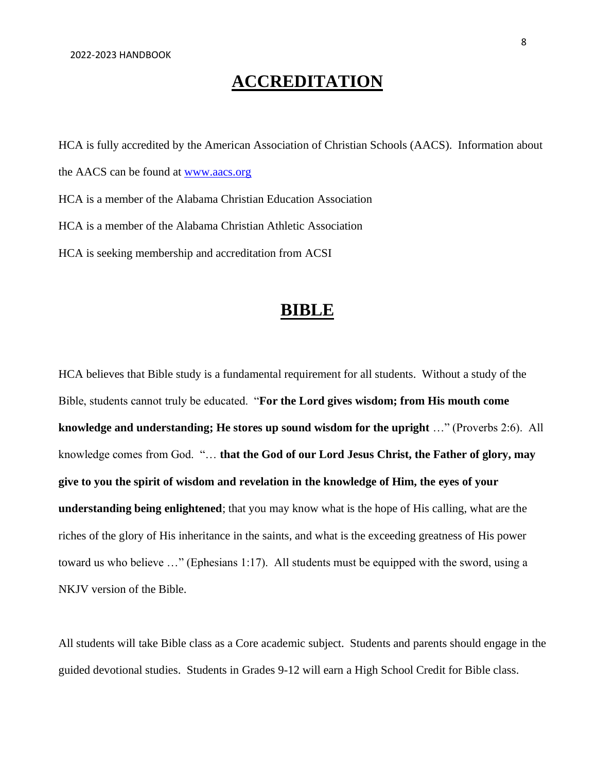# ACCREDITATION

HCA is fully accredited by the American Association of Christian Schools (AACS). Information about the AACS can be found at [www.aacs.org](http://www.aacs.org)

HCA is a member of the Alabama Christian Education Association

HCA is a member of the Alabama Christian Athletic Association

HCA is seeking membership and accreditation from ACSI

# BIBLE

HCA believes that Bible study is a fundamental requirement for all students. Without a study of the Bible, students cannot truly be educated. "**For the Lord gives wisdom; from His mouth come knowledge and understanding; He stores up sound wisdom for the upright** …" (Proverbs 2:6). All knowledge comes from God. "… **that the God of our Lord Jesus Christ, the Father of glory, may give to you the spirit of wisdom and revelation in the knowledge of Him, the eyes of your understanding being enlightened**; that you may know what is the hope of His calling, what are the riches of the glory of His inheritance in the saints, and what is the exceeding greatness of His power toward us who believe …" (Ephesians 1:17). All students must be equipped with the sword, using a NKJV version of the Bible.

All students will take Bible class as a Core academic subject. Students and parents should engage in the guided devotional studies. Students in Grades 9-12 will earn a High School Credit for Bible class.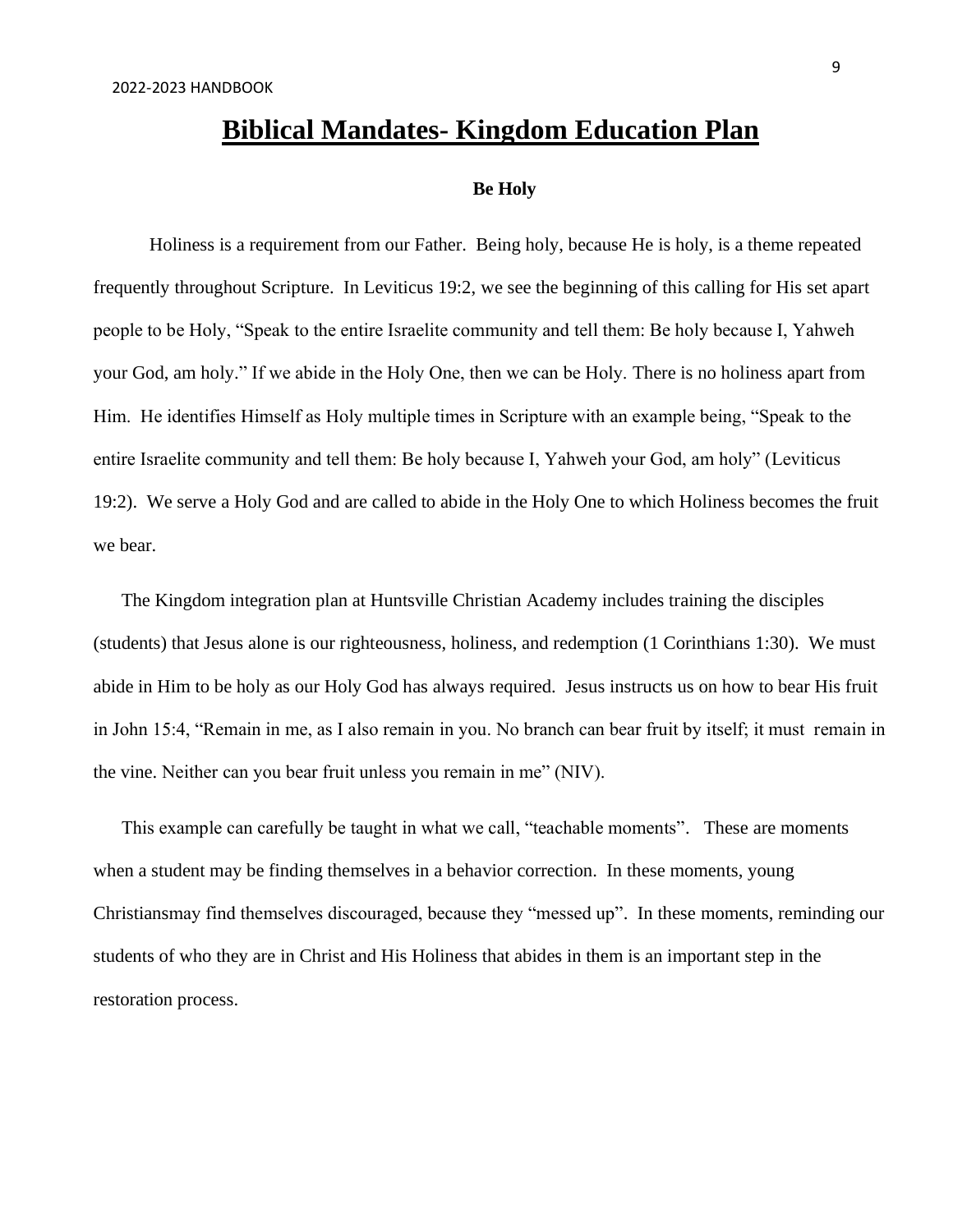# Biblical Mandates- Kingdom Education Plan

**Be Holy**

Holiness is a requirement from our Father. Being holy, because He is holy, is a theme repeated frequently throughout Scripture. In Leviticus 19:2, we see the beginning of this calling for His set apart people to be Holy, “Speak to the entire Israelite community and tell them: Be holy because I, Yahweh your God, am holy.” If we abide in the Holy One, then we can be Holy. There is no holiness apart from Him. He identifies Himself as Holy multiple times in Scripture with an example being, “Speak to the entire Israelite community and tell them: Be holy because I, Yahweh your God, am holy” (Leviticus 19:2). We serve a Holy God and are called to abide in the Holy One to which Holiness becomes the fruit we bear.

The Kingdom integration plan at Huntsville Christian Academy includes training the disciples (students) that Jesus alone is our righteousness, holiness, and redemption (1 Corinthians 1:30). We must abide in Him to be holy as our Holy God has always required. Jesus instructs us on how to bear His fruit in John 15:4, “Remain in me, as I also remain in you. No branch can bear fruit by itself; it must remain in the vine. Neither can you bear fruit unless you remain in me” (NIV).

This example can carefully be taught in what we call, “teachable moments”. These are moments when a student may be finding themselves in a behavior correction. In these moments, young Christiansmay find themselves discouraged, because they “messed up”. In these moments, reminding our students of who they are in Christ and His Holiness that abides in them is an important step in the restoration process.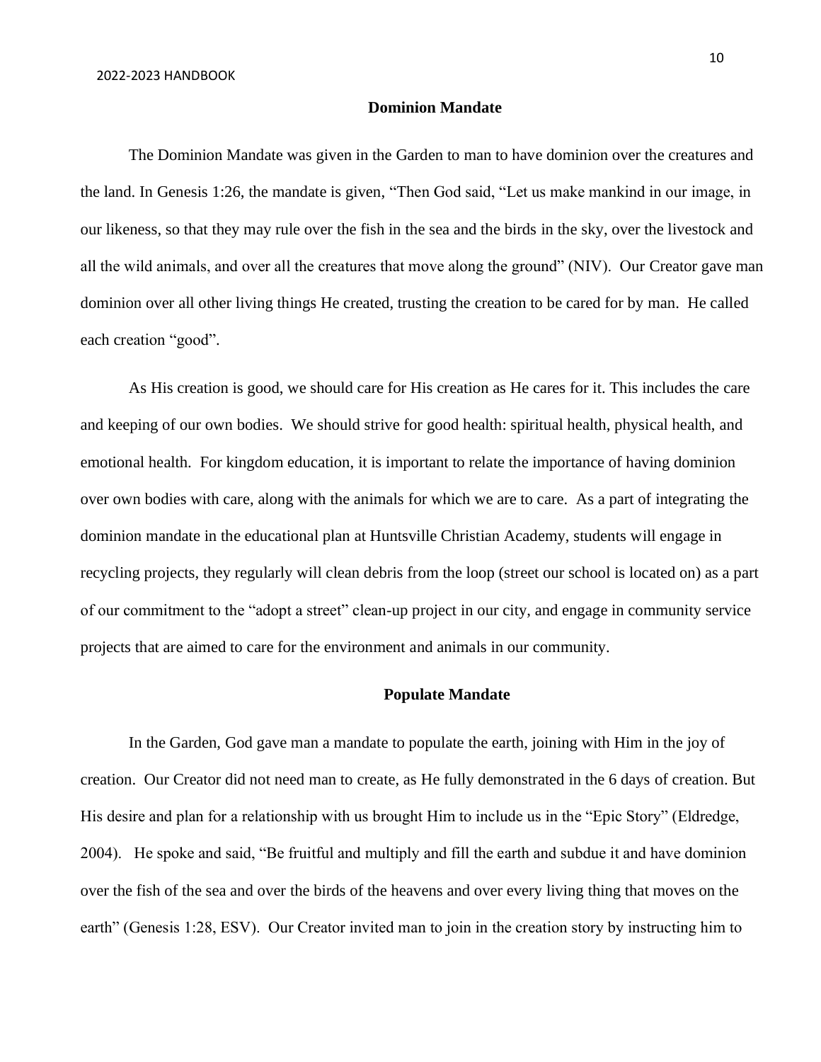## Dominion Mandate

The Dominion Mandate was given in the Garden to man to have dominion over the creatures and the land. In Genesis 1:26, the mandate is given, "Then God said, "Let us make mankind in our image, in our likeness, so that they may rule over the fish in the sea and the birds in the sky, over the livestock and all the wild animals, and over all the creatures that move along the ground" (NIV). Our Creator gave man dominion over all other living things He created, trusting the creation to be cared for by man. He called each creation "good".

As His creation is good, we should care for His creation as He cares for it. This includes the care and keeping of our own bodies. We should strive for good health: spiritual health, physical health, and emotional health. For kingdom education, it is important to relate the importance of having dominion over own bodies with care, along with the animals for which we are to care. As a part of integrating the dominion mandate in the educational plan at Huntsville Christian Academy, students will engage in recycling projects, they regularly will clean debris from the loop (street our school is located on) as a part of our commitment to the "adopt a street" clean-up project in our city, and engage in community service projects that are aimed to care for the environment and animals in our community.

## Populate Mandate

In the Garden, God gave man a mandate to populate the earth, joining with Him in the joy of creation. Our Creator did not need man to create, as He fully demonstrated in the 6 days of creation. But His desire and plan for a relationship with us brought Him to include us in the "Epic Story" (Eldredge, 2004). He spoke and said, "Be fruitful and multiply and fill the earth and subdue it and have dominion over the fish of the sea and over the birds of the heavens and over every living thing that moves on the earth" (Genesis 1:28, ESV). Our Creator invited man to join in the creation story by instructing him to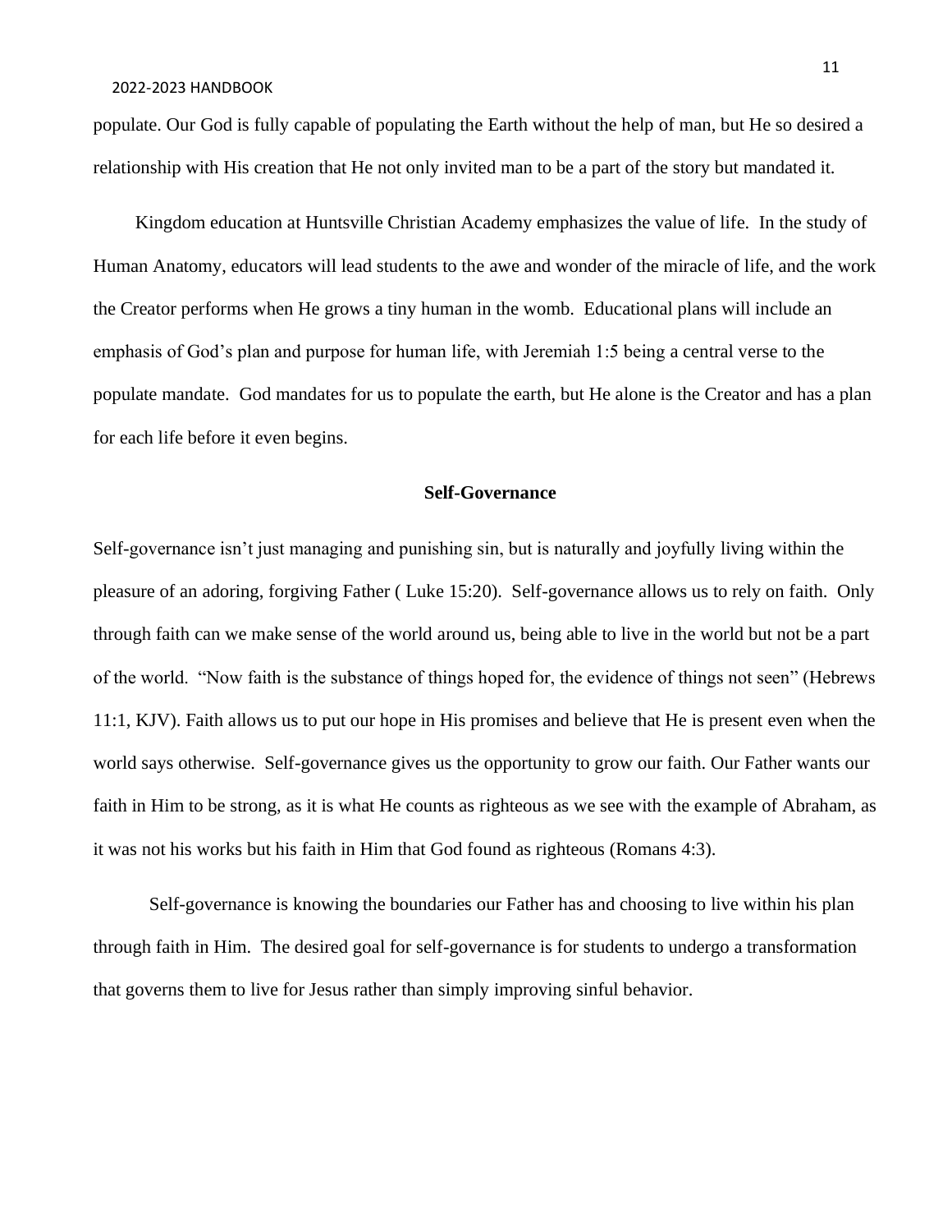populate. Our God is fully capable of populating the Earth without the help of man, but He so desired a relationship with His creation that He not only invited man to be a part of the story but mandated it.

Kingdom education at Huntsville Christian Academy emphasizes the value of life. In the study of Human Anatomy, educators will lead students to the awe and wonder of the miracle of life, and the work the Creator performs when He grows a tiny human in the womb. Educational plans will include an emphasis of God's plan and purpose for human life, with Jeremiah 1:5 being a central verse to the populate mandate. God mandates for us to populate the earth, but He alone is the Creator and has a plan for each life before it even begins.

## Self-Governance

Self-governance isn't just managing and punishing sin, but is naturally and joyfully living within the pleasure of an adoring, forgiving Father ( Luke 15:20). Self-governance allows us to rely on faith. Only through faith can we make sense of the world around us, being able to live in the world but not be a part of the world. "Now faith is the substance of things hoped for, the evidence of things not seen" (Hebrews 11:1, KJV). Faith allows us to put our hope in His promises and believe that He is present even when the world says otherwise. Self-governance gives us the opportunity to grow our faith. Our Father wants our faith in Him to be strong, as it is what He counts as righteous as we see with the example of Abraham, as it was not his works but his faith in Him that God found as righteous (Romans 4:3).

Self-governance is knowing the boundaries our Father has and choosing to live within his plan through faith in Him. The desired goal for self-governance is for students to undergo a transformation that governs them to live for Jesus rather than simply improving sinful behavior.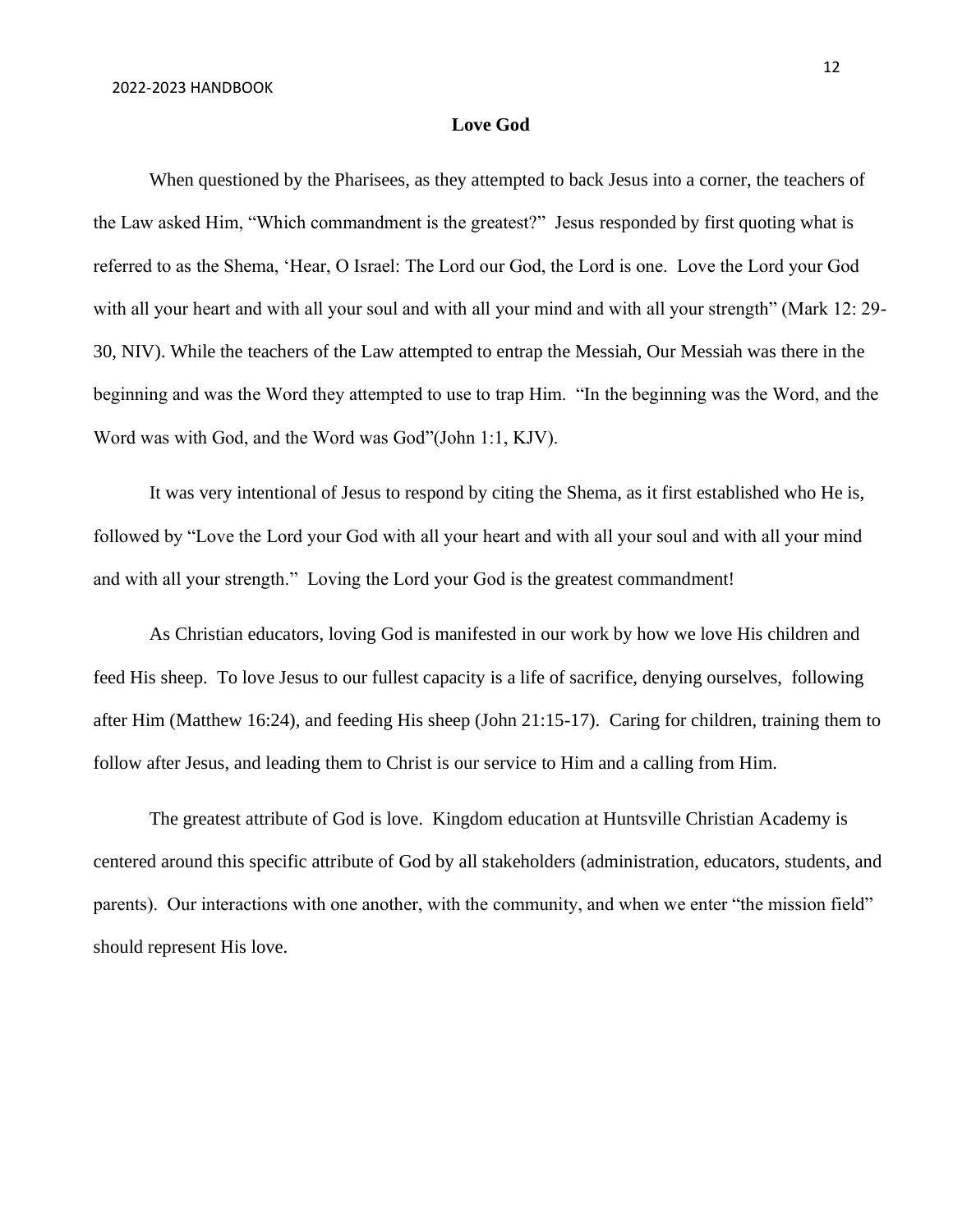## Love God

When questioned by the Pharisees, as they attempted to back Jesus into a corner, the teachers of the Law asked Him, "Which commandment is the greatest?" Jesus responded by first quoting what is referred to as the Shema, 'Hear, O Israel: The Lord our God, the Lord is one. Love the Lord your God with all your heart and with all your soul and with all your mind and with all your strength" (Mark 12: 29-30, NIV). While the teachers of the Law attempted to entrap the Messiah, Our Messiah was there in the beginning and was the Word they attempted to use to trap Him. "In the beginning was the Word, and the Word was with God, and the Word was God"(John 1:1, KJV).

It was very intentional of Jesus to respond by citing the Shema, as it first established who He is, followed by "Love the Lord your God with all your heart and with all your soul and with all your mind and with all your strength." Loving the Lord your God is the greatest commandment!

As Christian educators, loving God is manifested in our work by how we love His children and feed His sheep. To love Jesus to our fullest capacity is a life of sacrifice, denying ourselves, following after Him (Matthew 16:24), and feeding His sheep (John 21:15-17). Caring for children, training them to follow after Jesus, and leading them to Christ is our service to Him and a calling from Him.

The greatest attribute of God is love. Kingdom education at Huntsville Christian Academy is centered around this specific attribute of God by all stakeholders (administration, educators, students, and parents). Our interactions with one another, with the community, and when we enter "the mission field" should represent His love.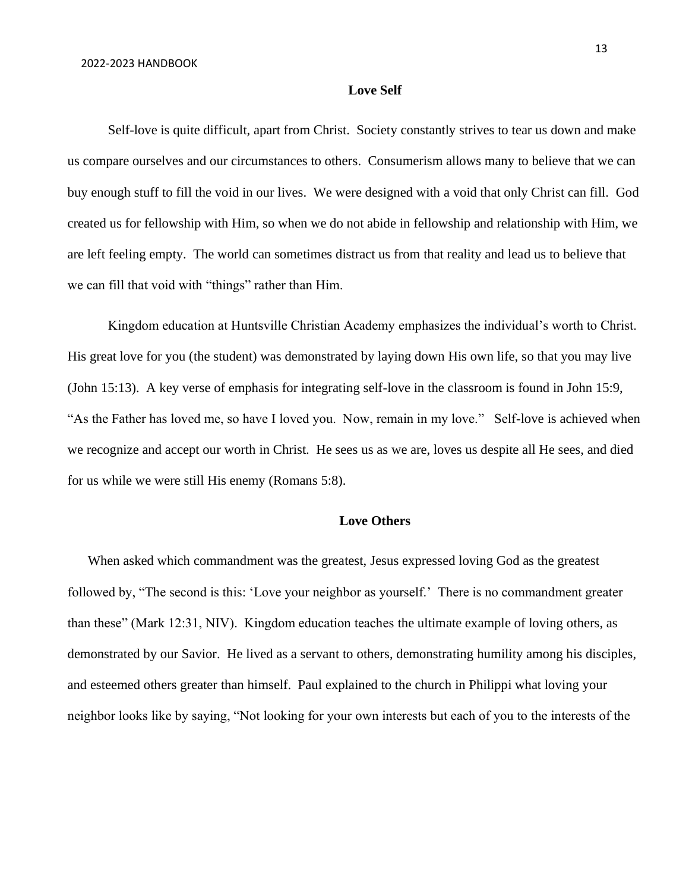## Love Self

Self-love is quite difficult, apart from Christ. Society constantly strives to tear us down and make us compare ourselves and our circumstances to others. Consumerism allows many to believe that we can buy enough stuff to fill the void in our lives. We were designed with a void that only Christ can fill. God created us for fellowship with Him, so when we do not abide in fellowship and relationship with Him, we are left feeling empty. The world can sometimes distract us from that reality and lead us to believe that we can fill that void with "things" rather than Him.

Kingdom education at Huntsville Christian Academy emphasizes the individual's worth to Christ. His great love for you (the student) was demonstrated by laying down His own life, so that you may live (John 15:13). A key verse of emphasis for integrating self-love in the classroom is found in John 15:9, "As the Father has loved me, so have I loved you. Now, remain in my love." Self-love is achieved when we recognize and accept our worth in Christ. He sees us as we are, loves us despite all He sees, and died for us while we were still His enemy (Romans 5:8).

## Love Others

When asked which commandment was the greatest, Jesus expressed loving God as the greatest followed by, "The second is this: 'Love your neighbor as yourself.' There is no commandment greater than these" (Mark 12:31, NIV). Kingdom education teaches the ultimate example of loving others, as demonstrated by our Savior. He lived as a servant to others, demonstrating humility among his disciples, and esteemed others greater than himself. Paul explained to the church in Philippi what loving your neighbor looks like by saying, "Not looking for your own interests but each of you to the interests of the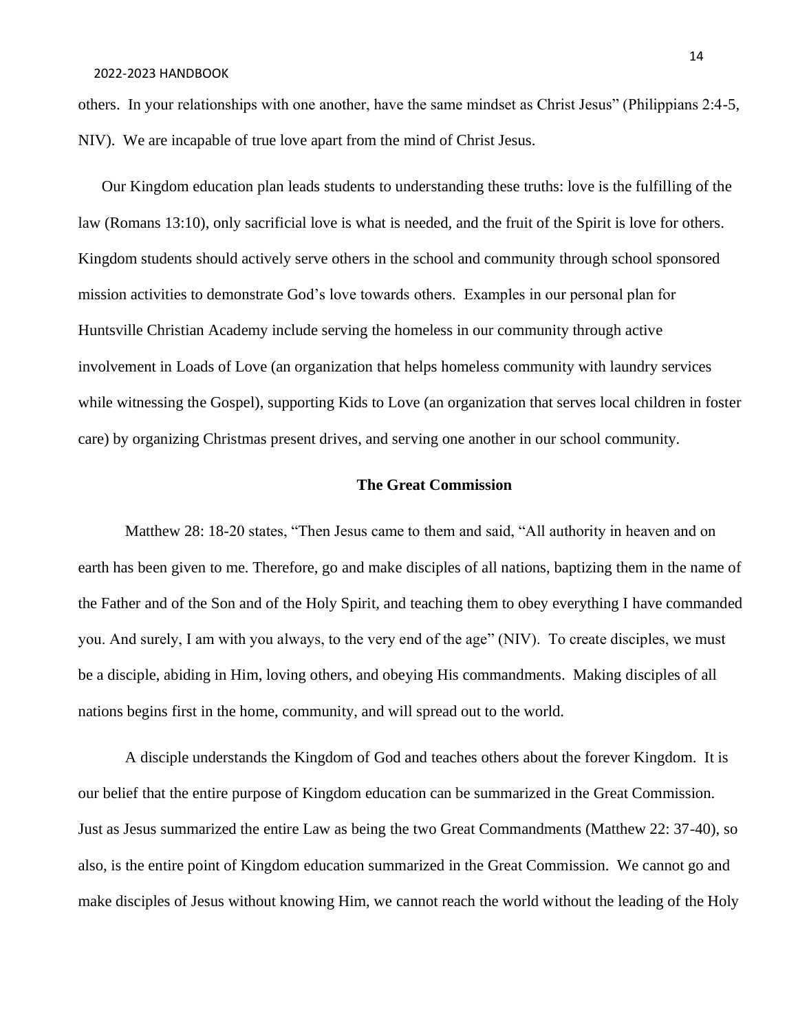others. In your relationships with one another, have the same mindset as Christ Jesus" (Philippians 2:4-5, NIV). We are incapable of true love apart from the mind of Christ Jesus.

Our Kingdom education plan leads students to understanding these truths: love is the fulfilling of the law (Romans 13:10), only sacrificial love is what is needed, and the fruit of the Spirit is love for others. Kingdom students should actively serve others in the school and community through school sponsored mission activities to demonstrate God's love towards others. Examples in our personal plan for Huntsville Christian Academy include serving the homeless in our community through active involvement in Loads of Love (an organization that helps homeless community with laundry services while witnessing the Gospel), supporting Kids to Love (an organization that serves local children in foster care) by organizing Christmas present drives, and serving one another in our school community.

**The Great Commission**

Matthew 28: 18-20 states, "Then Jesus came to them and said, "All authority in heaven and on earth has been given to me. Therefore, go and make disciples of all nations, baptizing them in the name of the Father and of the Son and of the Holy Spirit, and teaching them to obey everything I have commanded you. And surely, I am with you always, to the very end of the age" (NIV). To create disciples, we must be a disciple, abiding in Him, loving others, and obeying His commandments. Making disciples of all nations begins first in the home, community, and will spread out to the world.

A disciple understands the Kingdom of God and teaches others about the forever Kingdom. It is our belief that the entire purpose of Kingdom education can be summarized in the Great Commission. Just as Jesus summarized the entire Law as being the two Great Commandments (Matthew 22: 37-40), so also, is the entire point of Kingdom education summarized in the Great Commission. We cannot go and make disciples of Jesus without knowing Him, we cannot reach the world without the leading of the Holy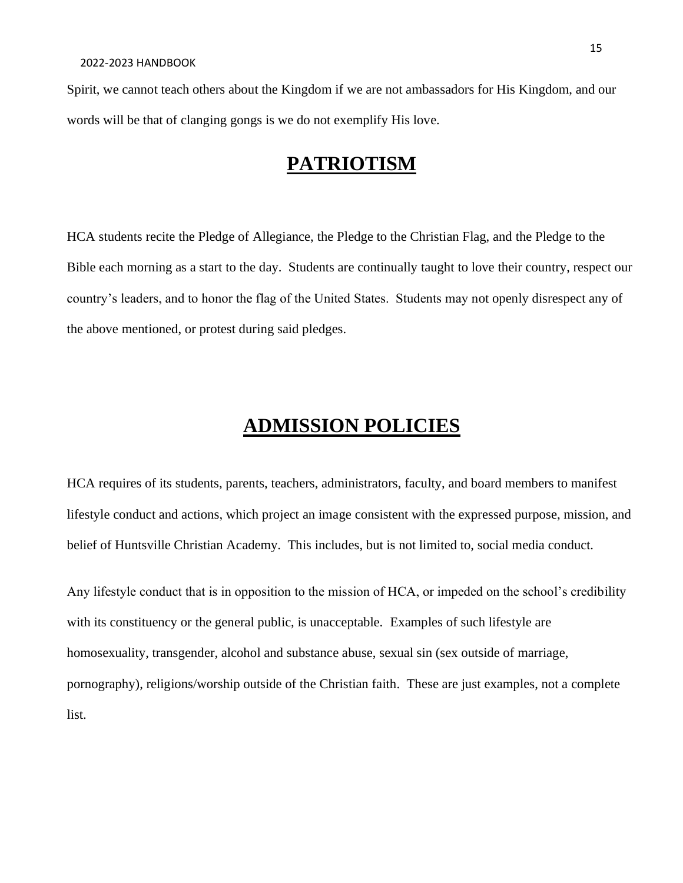Spirit, we cannot teach others about the Kingdom if we are not ambassadors for His Kingdom, and our words will be that of clanging gongs is we do not exemplify His love.

# **PATRIOTISM**

HCA students recite the Pledge of Allegiance, the Pledge to the Christian Flag, and the Pledge to the Bible each morning as a start to the day. Students are continually taught to love their country, respect our country's leaders, and to honor the flag of the United States. Students may not openly disrespect any of the above mentioned, or protest during said pledges.

# **ADMISSION POLICIES**

HCA requires of its students, parents, teachers, administrators, faculty, and board members to manifest lifestyle conduct and actions, which project an image consistent with the expressed purpose, mission, and belief of Huntsville Christian Academy. This includes, but is not limited to, social media conduct.

Any lifestyle conduct that is in opposition to the mission of HCA, or impeded on the school's credibility with its constituency or the general public, is unacceptable. Examples of such lifestyle are homosexuality, transgender, alcohol and substance abuse, sexual sin (sex outside of marriage, pornography), religions/worship outside of the Christian faith. These are just examples, not a complete list.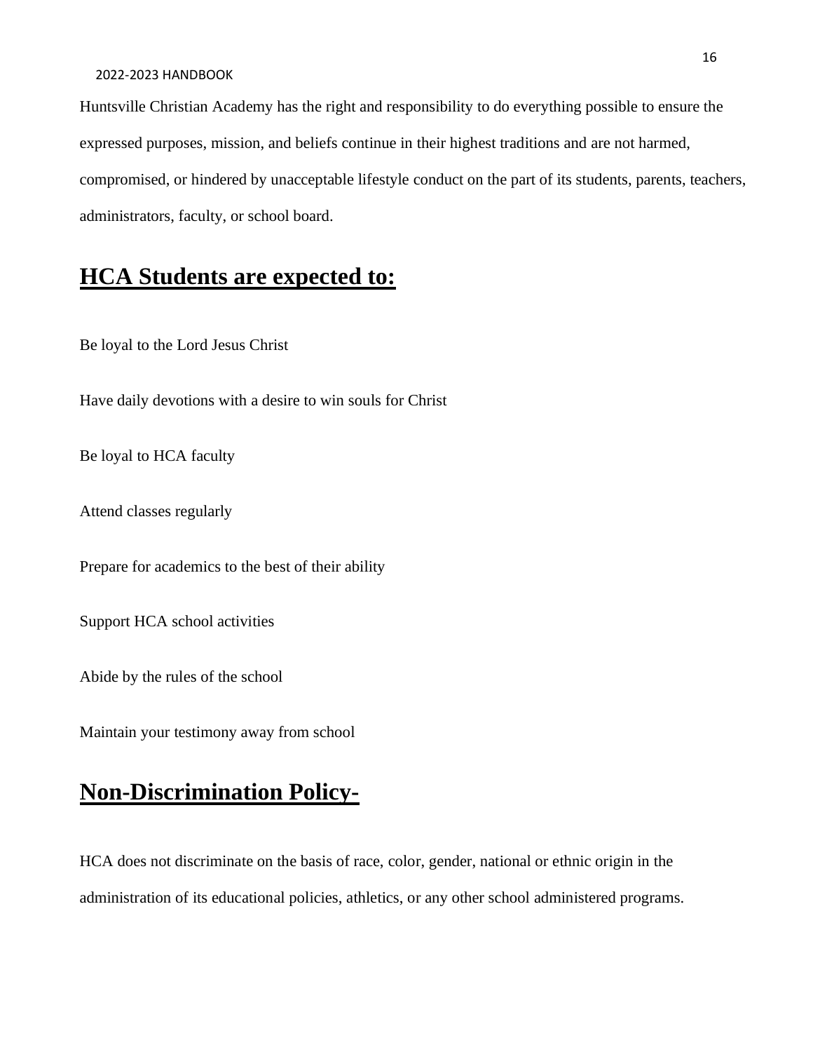Huntsville Christian Academy has the right and responsibility to do everything possible to ensure the expressed purposes, mission, and beliefs continue in their highest traditions and are not harmed, compromised, or hindered by unacceptable lifestyle conduct on the part of its students, parents, teachers, administrators, faculty, or school board.

## HCA Students are expected to:

Be loyal to the Lord Jesus Christ

Have daily devotions with a desire to win souls for Christ

Be loyal to HCA faculty

Attend classes regularly

Prepare for academics to the best of their ability

Support HCA school activities

Abide by the rules of the school

Maintain your testimony away from school

## Non-Discrimination Policy-

HCA does not discriminate on the basis of race, color, gender, national or ethnic origin in the administration of its educational policies, athletics, or any other school administered programs.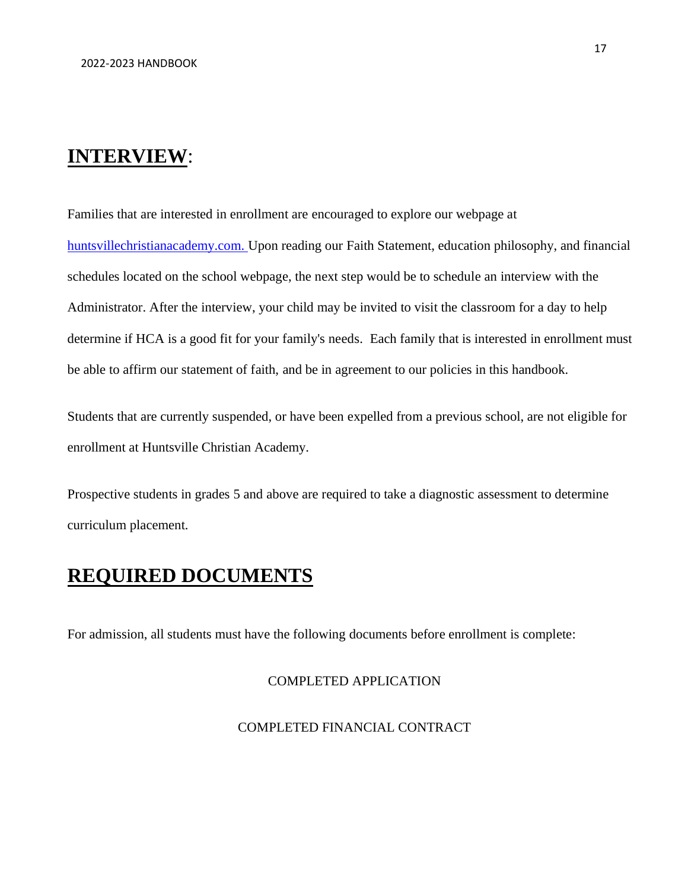## **INTERVIEW**:

Families that are interested in enrollment are encouraged to explore our webpage at huntsvillechristianacademy.com. Upon reading our Faith Statement, education philosophy, and financial schedules located on the school webpage, the next step would be to schedule an interview with the Administrator. After the interview, your child may be invited to visit the classroom for a day to help determine if HCA is a good fit for your family's needs. Each family that is interested in enrollment must be able to affirm our statement of faith, and be in agreement to our policies in this handbook.

Students that are currently suspended, or have been expelled from a previous school, are not eligible for enrollment at Huntsville Christian Academy.

Prospective students in grades 5 and above are required to take a diagnostic assessment to determine curriculum placement.

## **REQUIRED DOCUMENTS**

For admission, all students must have the following documents before enrollment is complete:

COMPLETED APPLICATION

COMPLETED FINANCIAL CONTRACT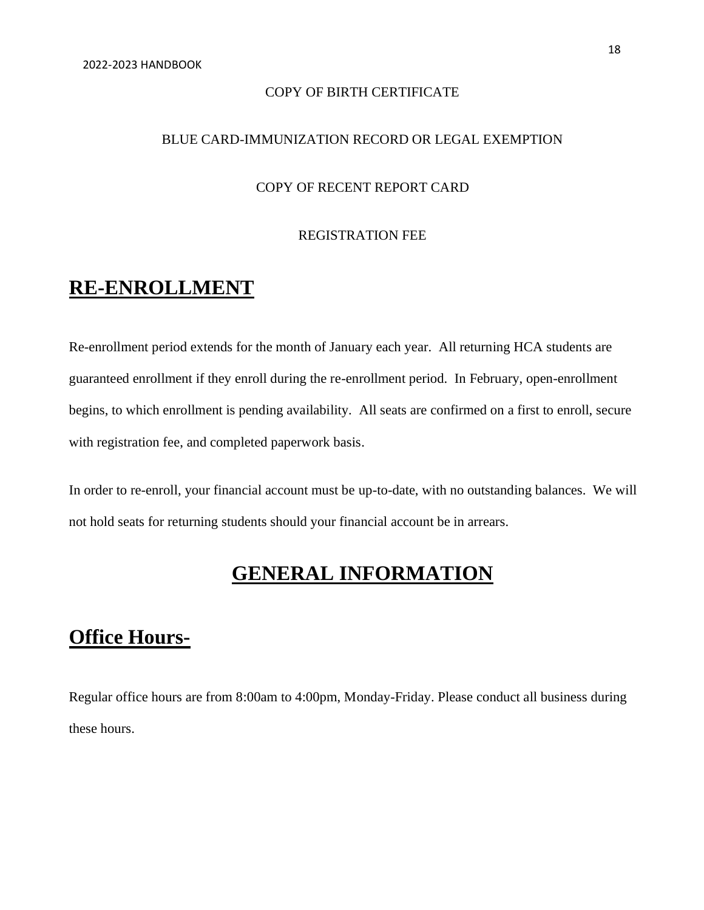COPY OF BIRTH CERTIFICATE

BLUE CARD-IMMUNIZATION RECORD OR LEGAL EXEMPTION

COPY OF RECENT REPORT CARD

REGISTRATION FEE

# RE-ENROLLMENT

Re-enrollment period extends for the month of January each year. All returning HCA students are guaranteed enrollment if they enroll during the re-enrollment period. In February, open-enrollment begins, to which enrollment is pending availability. All seats are confirmed on a first to enroll, secure with registration fee, and completed paperwork basis.

In order to re-enroll, your financial account must be up-to-date, with no outstanding balances. We will not hold seats for returning students should your financial account be in arrears.

# GENERAL INFORMATION

## Office Hours-

Regular office hours are from 8:00am to 4:00pm, Monday-Friday. Please conduct all business during these hours.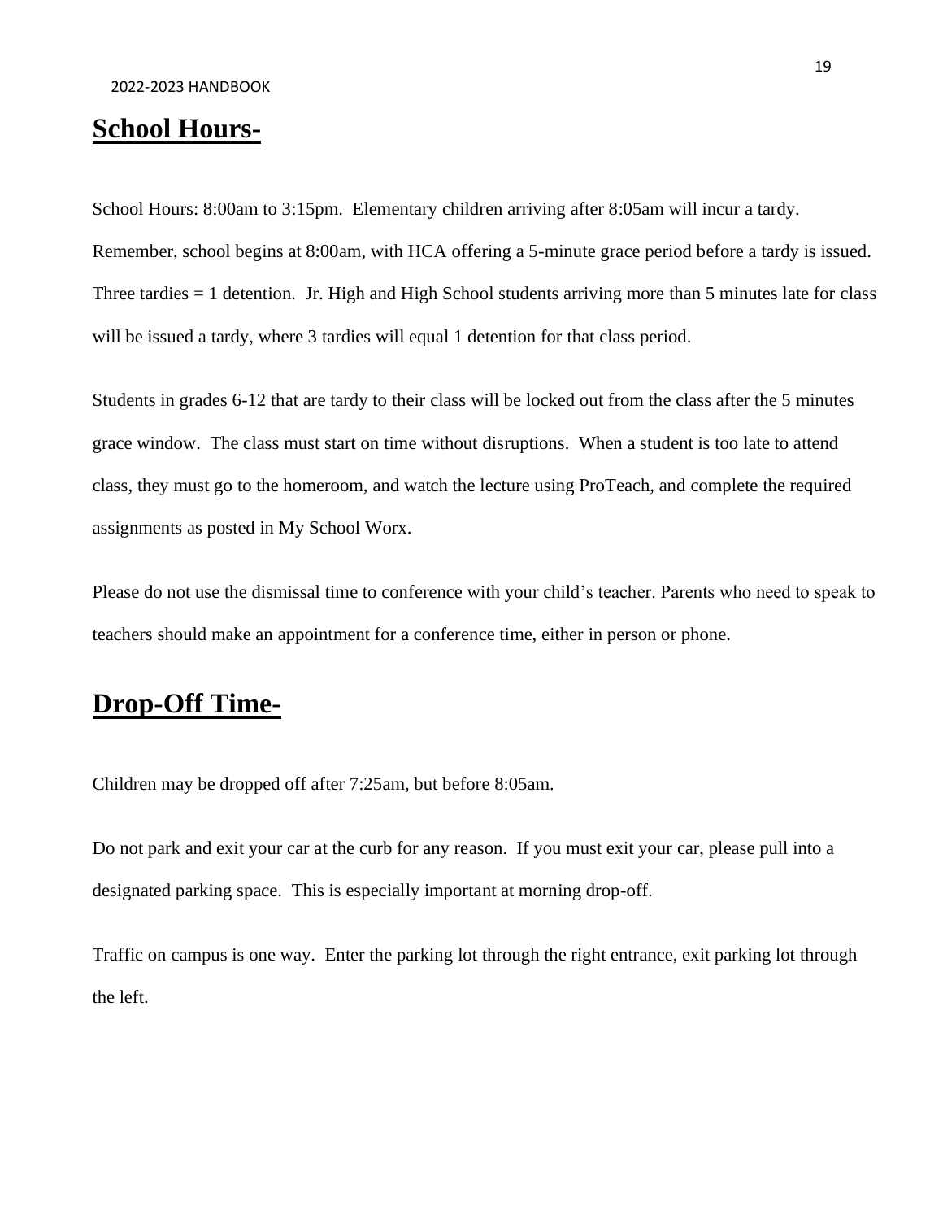## **School Hours-**

School Hours: 8:00am to 3:15pm. Elementary children arriving after 8:05am will incur a tardy. Remember, school begins at 8:00am, with HCA offering a 5-minute grace period before a tardy is issued. Three tardies = 1 detention. Jr. High and High School students arriving more than 5 minutes late for class will be issued a tardy, where 3 tardies will equal 1 detention for that class period.

Students in grades 6-12 that are tardy to their class will be locked out from the class after the 5 minutes grace window. The class must start on time without disruptions. When a student is too late to attend class, they must go to the homeroom, and watch the lecture using ProTeach, and complete the required assignments as posted in My School Worx.

Please do not use the dismissal time to conference with your child's teacher. Parents who need to speak to teachers should make an appointment for a conference time, either in person or phone.

## **Drop-Off Time-**

Children may be dropped off after 7:25am, but before 8:05am.

Do not park and exit your car at the curb for any reason. If you must exit your car, please pull into a designated parking space. This is especially important at morning drop-off.

Traffic on campus is one way. Enter the parking lot through the right entrance, exit parking lot through the left.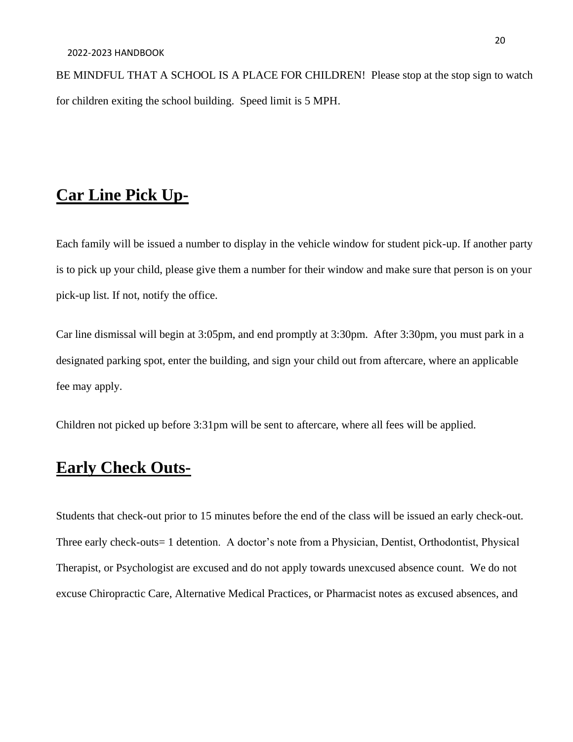BE MINDFUL THAT A SCHOOL IS A PLACE FOR CHILDREN! Please stop at the stop sign to watch for children exiting the school building. Speed limit is 5 MPH.

## Car Line Pick Up-

Each family will be issued a number to display in the vehicle window for student pick-up. If another party is to pick up your child, please give them a number for their window and make sure that person is on your pick-up list. If not, notify the office.

Car line dismissal will begin at 3:05pm, and end promptly at 3:30pm. After 3:30pm, you must park in a designated parking spot, enter the building, and sign your child out from aftercare, where an applicable fee may apply.

Children not picked up before 3:31pm will be sent to aftercare, where all fees will be applied.

## Early Check Outs-

Students that check-out prior to 15 minutes before the end of the class will be issued an early check-out. Three early check-outs= 1 detention. A doctor's note from a Physician, Dentist, Orthodontist, Physical Therapist, or Psychologist are excused and do not apply towards unexcused absence count. We do not excuse Chiropractic Care, Alternative Medical Practices, or Pharmacist notes as excused absences, and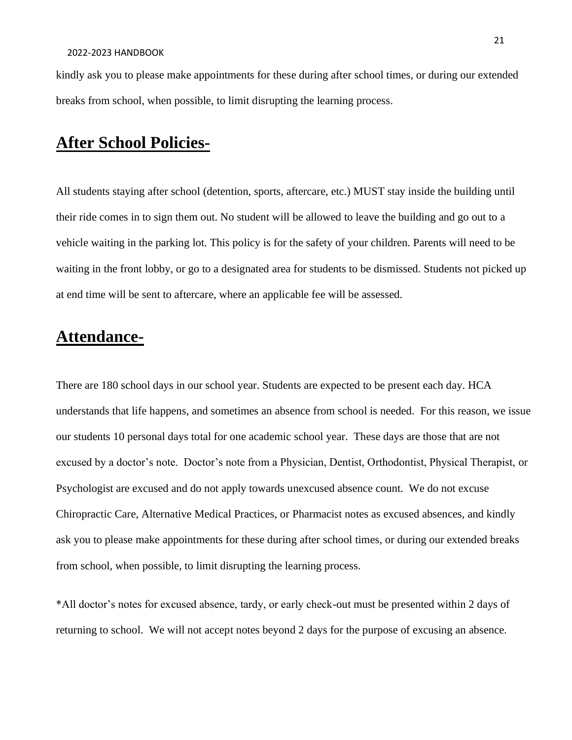kindly ask you to please make appointments for these during after school times, or during our extended breaks from school, when possible, to limit disrupting the learning process.

## After School Policies-

All students staying after school (detention, sports, aftercare, etc.) MUST stay inside the building until their ride comes in to sign them out. No student will be allowed to leave the building and go out to a vehicle waiting in the parking lot. This policy is for the safety of your children. Parents will need to be waiting in the front lobby, or go to a designated area for students to be dismissed. Students not picked up at end time will be sent to aftercare, where an applicable fee will be assessed.

## Attendance-

There are 180 school days in our school year. Students are expected to be present each day. HCA understands that life happens, and sometimes an absence from school is needed. For this reason, we issue our students 10 personal days total for one academic school year. These days are those that are not excused by a doctor's note. Doctor's note from a Physician, Dentist, Orthodontist, Physical Therapist, or Psychologist are excused and do not apply towards unexcused absence count. We do not excuse Chiropractic Care, Alternative Medical Practices, or Pharmacist notes as excused absences, and kindly ask you to please make appointments for these during after school times, or during our extended breaks from school, when possible, to limit disrupting the learning process.

*All doctor's notes for excused absence, tardy, or early check-out must be presented within 2 days of returning to school. We will not accept notes beyond 2 days for the purpose of excusing an absence.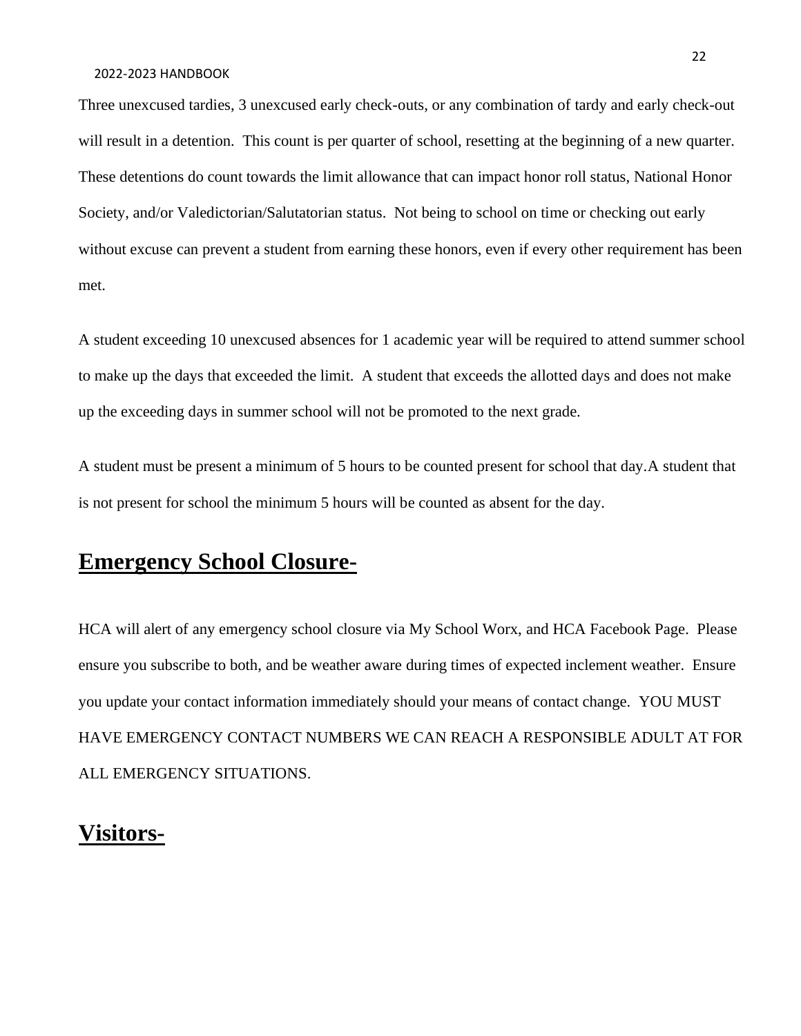Three unexcused tardies, 3 unexcused early check-outs, or any combination of tardy and early check-out will result in a detention. This count is per quarter of school, resetting at the beginning of a new quarter. These detentions do count towards the limit allowance that can impact honor roll status, National Honor Society, and/or Valedictorian/Salutatorian status. Not being to school on time or checking out early without excuse can prevent a student from earning these honors, even if every other requirement has been met.

A student exceeding 10 unexcused absences for 1 academic year will be required to attend summer school to make up the days that exceeded the limit. A student that exceeds the allotted days and does not make up the exceeding days in summer school will not be promoted to the next grade.

A student must be present a minimum of 5 hours to be counted present for school that day.A student that is not present for school the minimum 5 hours will be counted as absent for the day.

## **Emergency School Closure-**

HCA will alert of any emergency school closure via My School Worx, and HCA Facebook Page. Please ensure you subscribe to both, and be weather aware during times of expected inclement weather. Ensure you update your contact information immediately should your means of contact change. YOU MUST HAVE EMERGENCY CONTACT NUMBERS WE CAN REACH A RESPONSIBLE ADULT AT FOR ALL EMERGENCY SITUATIONS.

## **Visitors-**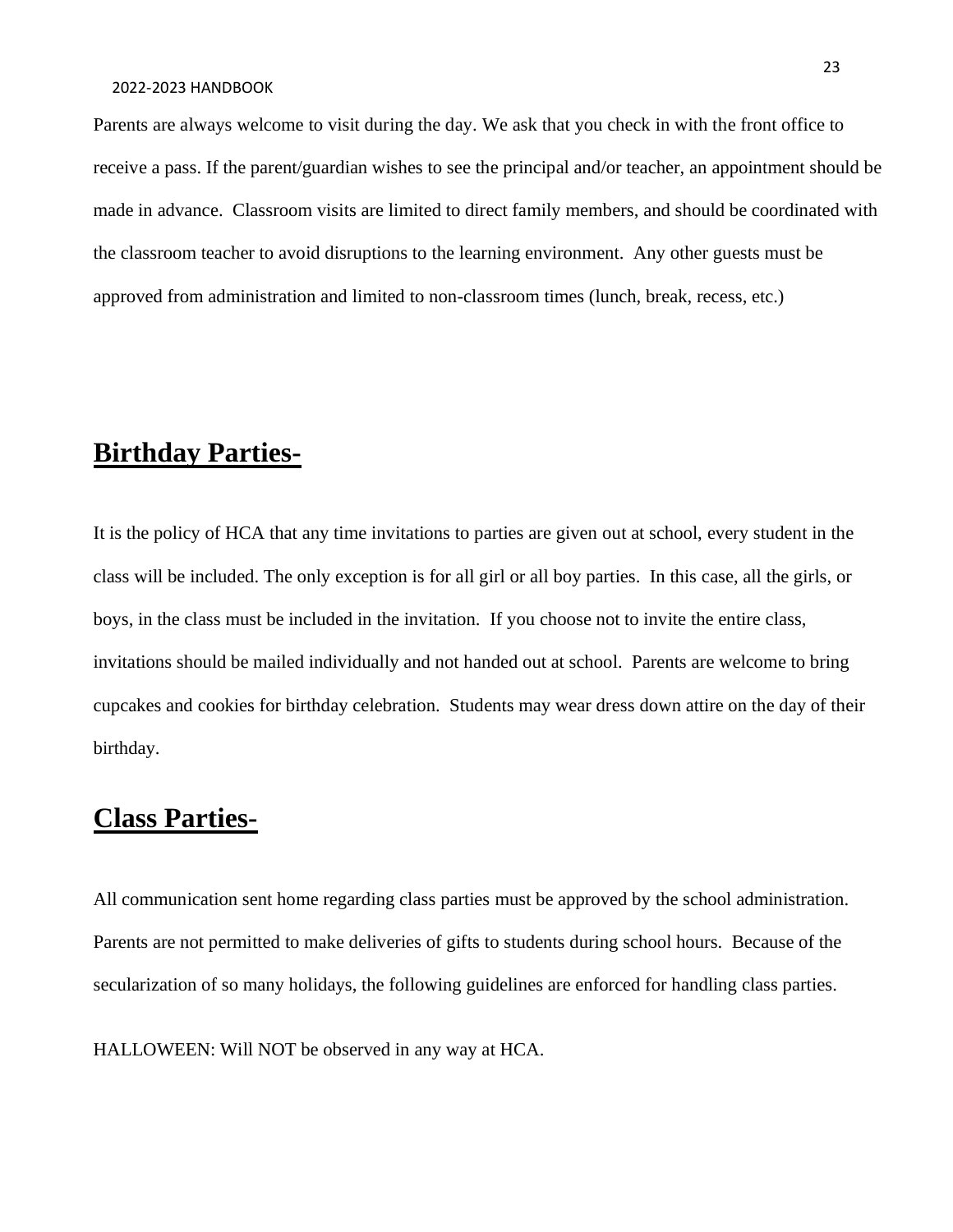Parents are always welcome to visit during the day. We ask that you check in with the front office to receive a pass. If the parent/guardian wishes to see the principal and/or teacher, an appointment should be made in advance. Classroom visits are limited to direct family members, and should be coordinated with the classroom teacher to avoid disruptions to the learning environment. Any other guests must be approved from administration and limited to non-classroom times (lunch, break, recess, etc.)

## Birthday Parties-

It is the policy of HCA that any time invitations to parties are given out at school, every student in the class will be included. The only exception is for all girl or all boy parties. In this case, all the girls, or boys, in the class must be included in the invitation. If you choose not to invite the entire class, invitations should be mailed individually and not handed out at school. Parents are welcome to bring cupcakes and cookies for birthday celebration. Students may wear dress down attire on the day of their birthday.

## Class Parties-

All communication sent home regarding class parties must be approved by the school administration. Parents are not permitted to make deliveries of gifts to students during school hours. Because of the secularization of so many holidays, the following guidelines are enforced for handling class parties.

HALLOWEEN: Will NOT be observed in any way at HCA.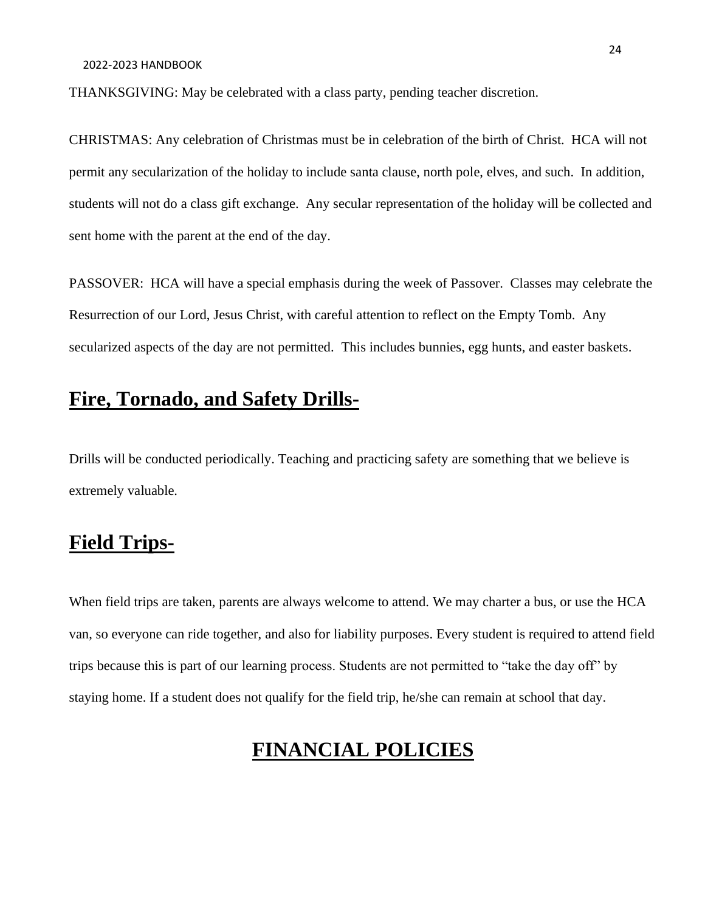THANKSGIVING: May be celebrated with a class party, pending teacher discretion.

CHRISTMAS: Any celebration of Christmas must be in celebration of the birth of Christ. HCA will not permit any secularization of the holiday to include santa clause, north pole, elves, and such. In addition, students will not do a class gift exchange. Any secular representation of the holiday will be collected and sent home with the parent at the end of the day.

PASSOVER: HCA will have a special emphasis during the week of Passover. Classes may celebrate the Resurrection of our Lord, Jesus Christ, with careful attention to reflect on the Empty Tomb. Any secularized aspects of the day are not permitted. This includes bunnies, egg hunts, and easter baskets.

## Fire, Tornado, and Safety Drills-

Drills will be conducted periodically. Teaching and practicing safety are something that we believe is extremely valuable.

## Field Trips-

When field trips are taken, parents are always welcome to attend. We may charter a bus, or use the HCA van, so everyone can ride together, and also for liability purposes. Every student is required to attend field trips because this is part of our learning process. Students are not permitted to "take the day off" by staying home. If a student does not qualify for the field trip, he/she can remain at school that day.

# FINANCIAL POLICIES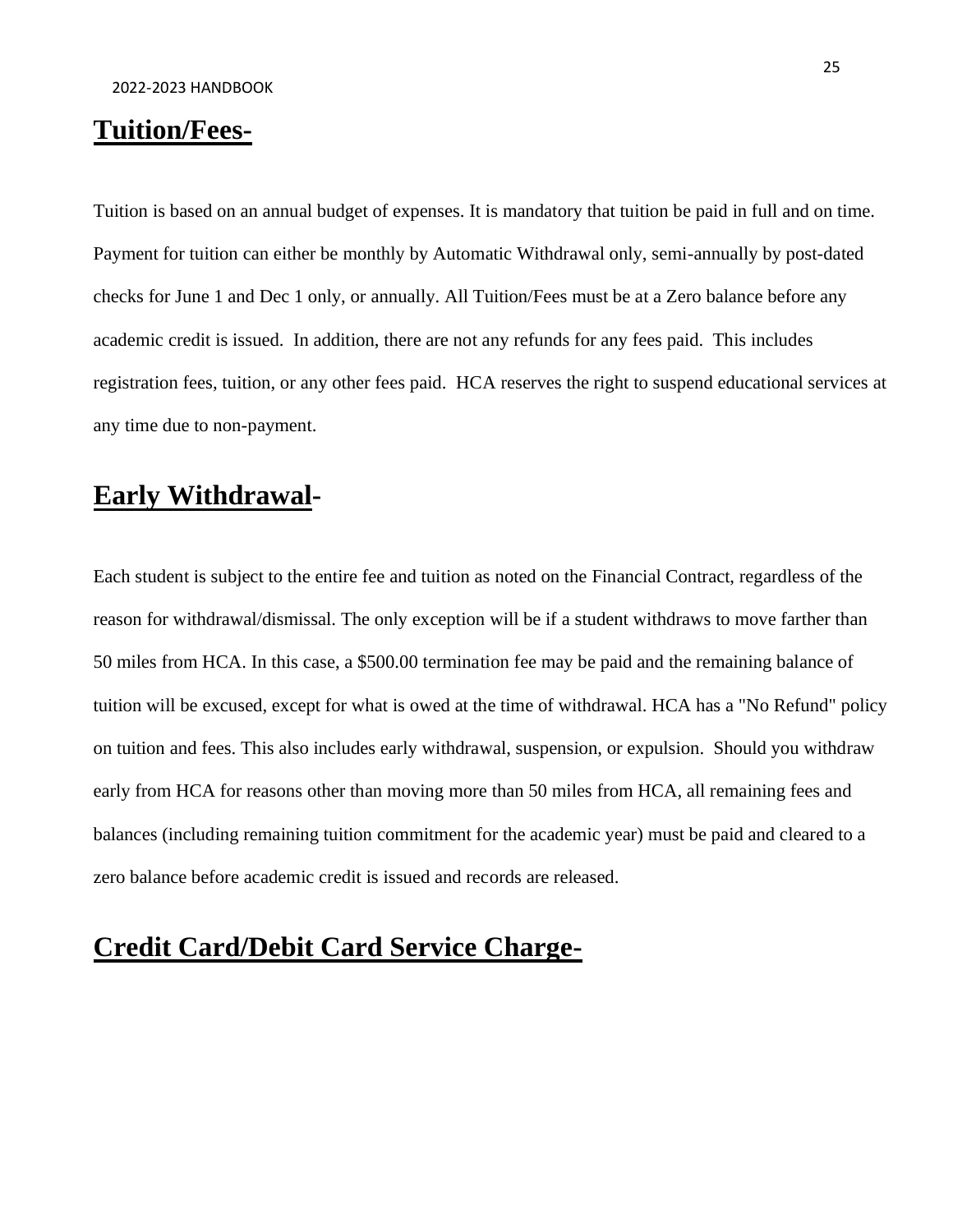## Tuition/Fees-

Tuition is based on an annual budget of expenses. It is mandatory that tuition be paid in full and on time. Payment for tuition can either be monthly by Automatic Withdrawal only, semi-annually by post-dated checks for June 1 and Dec 1 only, or annually. All Tuition/Fees must be at a Zero balance before any academic credit is issued. In addition, there are not any refunds for any fees paid. This includes registration fees, tuition, or any other fees paid. HCA reserves the right to suspend educational services at any time due to non-payment.

## Early Withdrawal-

Each student is subject to the entire fee and tuition as noted on the Financial Contract, regardless of the reason for withdrawal/dismissal. The only exception will be if a student withdraws to move farther than 50 miles from HCA. In this case, a $500.00 termination fee may be paid and the remaining balance of tuition will be excused, except for what is owed at the time of withdrawal. HCA has a "No Refund" policy on tuition and fees. This also includes early withdrawal, suspension, or expulsion. Should you withdraw early from HCA for reasons other than moving more than 50 miles from HCA, all remaining fees and balances (including remaining tuition commitment for the academic year) must be paid and cleared to a zero balance before academic credit is issued and records are released.

## Credit Card/Debit Card Service Charge-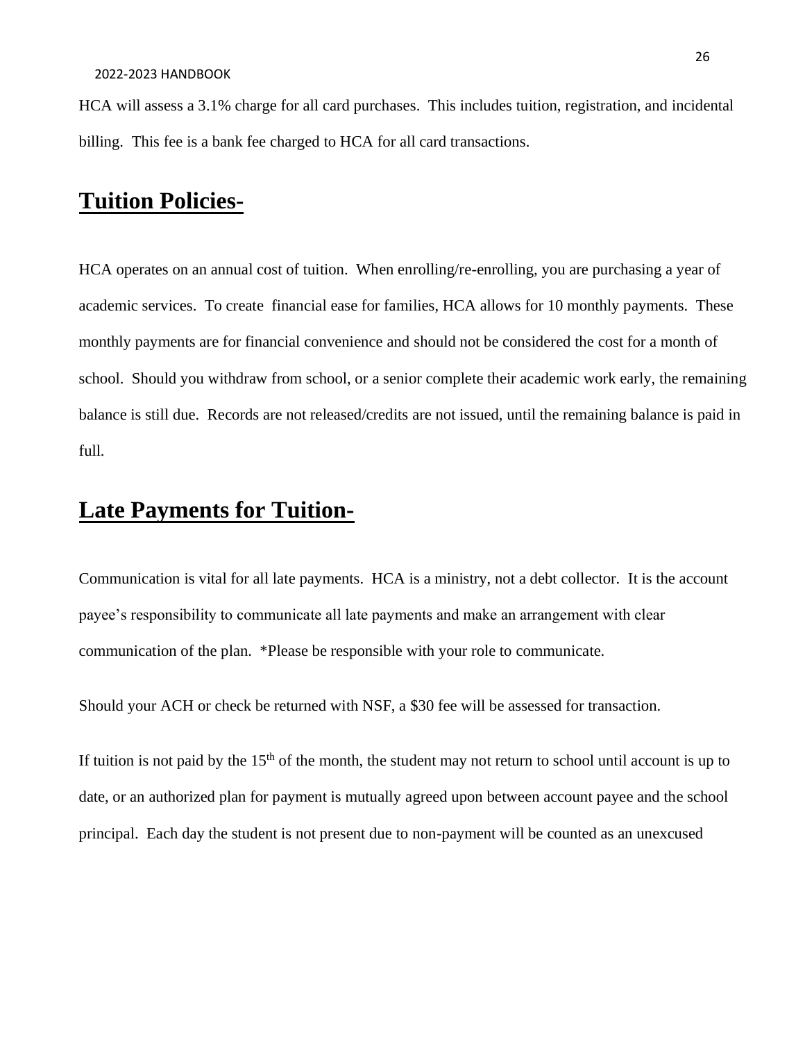HCA will assess a 3.1% charge for all card purchases. This includes tuition, registration, and incidental billing. This fee is a bank fee charged to HCA for all card transactions.

## Tuition Policies-

HCA operates on an annual cost of tuition. When enrolling/re-enrolling, you are purchasing a year of academic services. To create financial ease for families, HCA allows for 10 monthly payments. These monthly payments are for financial convenience and should not be considered the cost for a month of school. Should you withdraw from school, or a senior complete their academic work early, the remaining balance is still due. Records are not released/credits are not issued, until the remaining balance is paid in full.

## Late Payments for Tuition-

Communication is vital for all late payments. HCA is a ministry, not a debt collector. It is the account payee's responsibility to communicate all late payments and make an arrangement with clear communication of the plan. *Please be responsible with your role to communicate.

Should your ACH or check be returned with NSF, a $30 fee will be assessed for transaction.

If tuition is not paid by the 15th of the month, the student may not return to school until account is up to date, or an authorized plan for payment is mutually agreed upon between account payee and the school principal. Each day the student is not present due to non-payment will be counted as an unexcused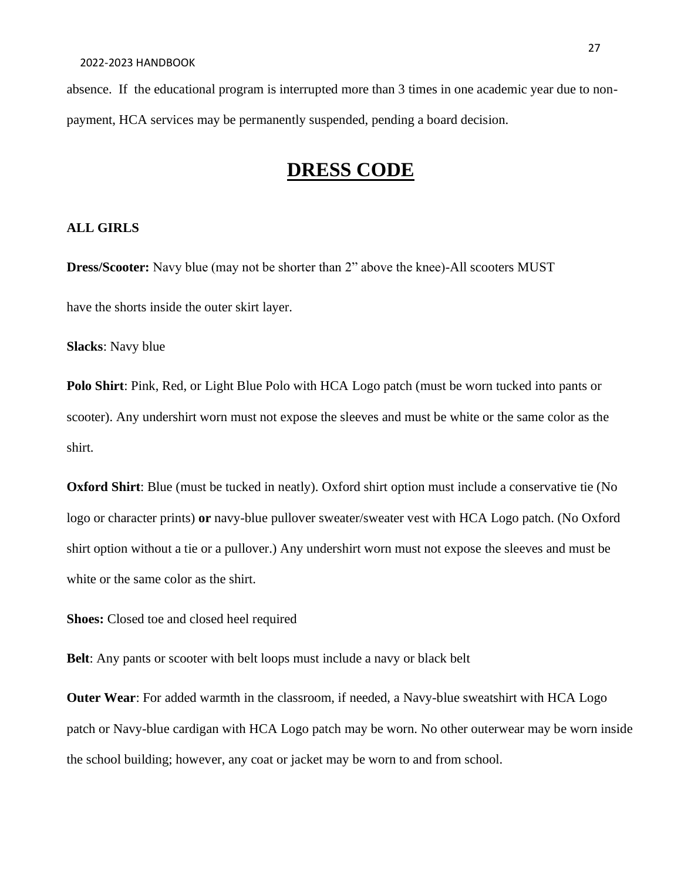absence. If the educational program is interrupted more than 3 times in one academic year due to non-payment, HCA services may be permanently suspended, pending a board decision.

# DRESS CODE

**ALL GIRLS**

**Dress/Scooter:** Navy blue (may not be shorter than 2" above the knee)-All scooters MUST have the shorts inside the outer skirt layer.

**Slacks**: Navy blue

**Polo Shirt**: Pink, Red, or Light Blue Polo with HCA Logo patch (must be worn tucked into pants or scooter). Any undershirt worn must not expose the sleeves and must be white or the same color as the shirt.

**Oxford Shirt**: Blue (must be tucked in neatly). Oxford shirt option must include a conservative tie (No logo or character prints) **or** navy-blue pullover sweater/sweater vest with HCA Logo patch. (No Oxford shirt option without a tie or a pullover.) Any undershirt worn must not expose the sleeves and must be white or the same color as the shirt.

**Shoes:** Closed toe and closed heel required

**Belt**: Any pants or scooter with belt loops must include a navy or black belt

**Outer Wear**: For added warmth in the classroom, if needed, a Navy-blue sweatshirt with HCA Logo patch or Navy-blue cardigan with HCA Logo patch may be worn. No other outerwear may be worn inside the school building; however, any coat or jacket may be worn to and from school.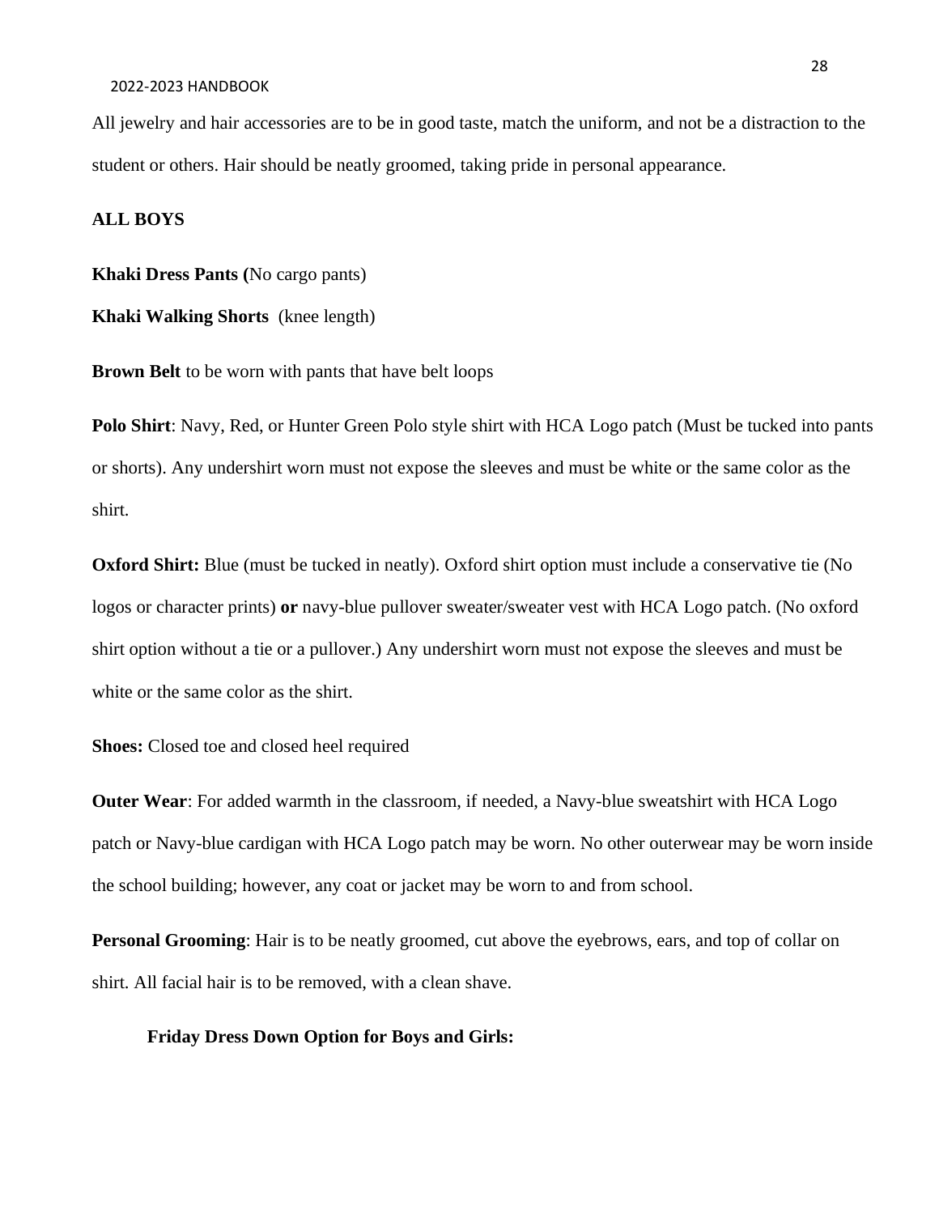All jewelry and hair accessories are to be in good taste, match the uniform, and not be a distraction to the student or others. Hair should be neatly groomed, taking pride in personal appearance.

**ALL BOYS**

**Khaki Dress Pants (**No cargo pants)

**Khaki Walking Shorts** (knee length)

**Brown Belt** to be worn with pants that have belt loops

**Polo Shirt**: Navy, Red, or Hunter Green Polo style shirt with HCA Logo patch (Must be tucked into pants or shorts). Any undershirt worn must not expose the sleeves and must be white or the same color as the shirt.

**Oxford Shirt:** Blue (must be tucked in neatly). Oxford shirt option must include a conservative tie (No logos or character prints) **or** navy-blue pullover sweater/sweater vest with HCA Logo patch. (No oxford shirt option without a tie or a pullover.) Any undershirt worn must not expose the sleeves and must be white or the same color as the shirt.

**Shoes:** Closed toe and closed heel required

**Outer Wear**: For added warmth in the classroom, if needed, a Navy-blue sweatshirt with HCA Logo patch or Navy-blue cardigan with HCA Logo patch may be worn. No other outerwear may be worn inside the school building; however, any coat or jacket may be worn to and from school.

**Personal Grooming**: Hair is to be neatly groomed, cut above the eyebrows, ears, and top of collar on shirt. All facial hair is to be removed, with a clean shave.

**Friday Dress Down Option for Boys and Girls:**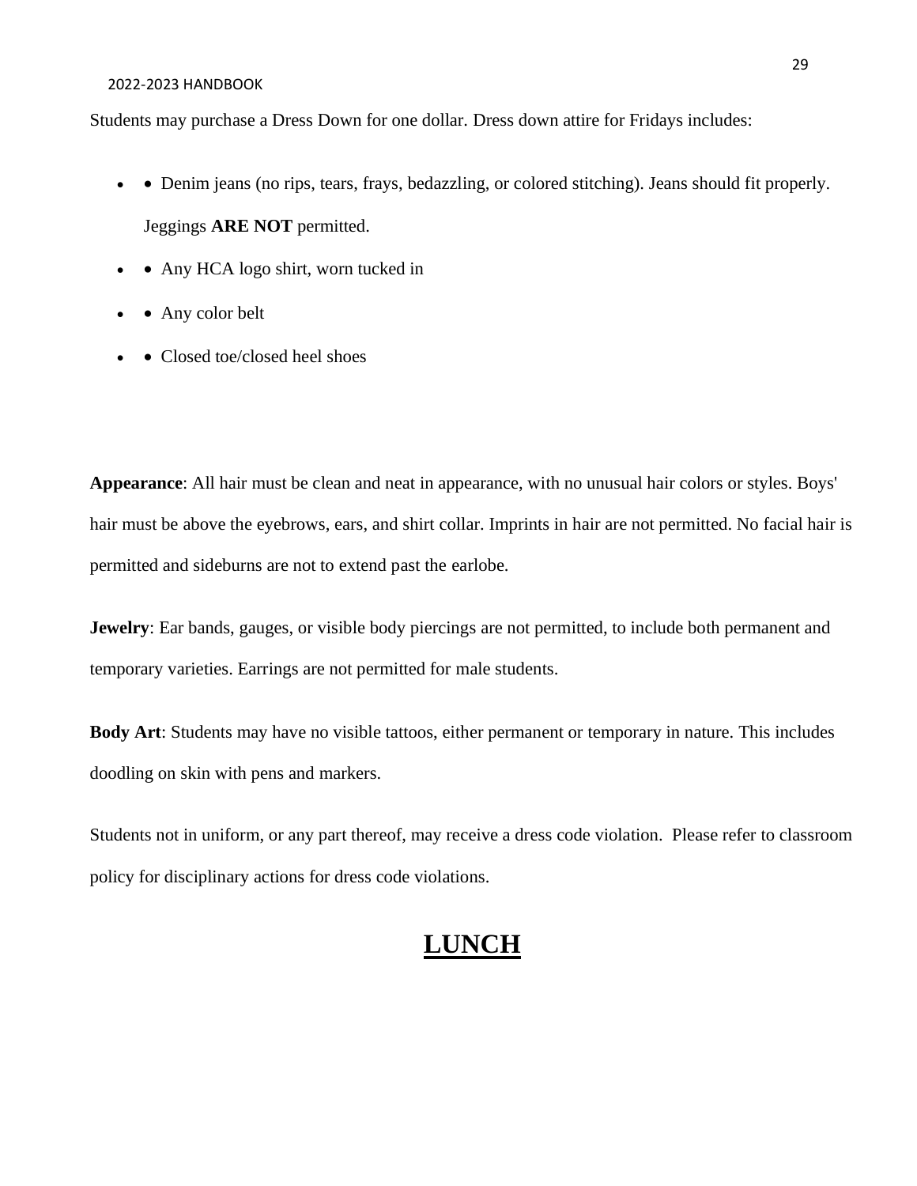Students may purchase a Dress Down for one dollar. Dress down attire for Fridays includes:

- Denim jeans (no rips, tears, frays, bedazzling, or colored stitching). Jeans should fit properly. Jeggings **ARE NOT** permitted.
- Any HCA logo shirt, worn tucked in
- Any color belt
- Closed toe/closed heel shoes

**Appearance**: All hair must be clean and neat in appearance, with no unusual hair colors or styles. Boys' hair must be above the eyebrows, ears, and shirt collar. Imprints in hair are not permitted. No facial hair is permitted and sideburns are not to extend past the earlobe.

**Jewelry**: Ear bands, gauges, or visible body piercings are not permitted, to include both permanent and temporary varieties. Earrings are not permitted for male students.

**Body Art**: Students may have no visible tattoos, either permanent or temporary in nature. This includes doodling on skin with pens and markers.

Students not in uniform, or any part thereof, may receive a dress code violation. Please refer to classroom policy for disciplinary actions for dress code violations.

# LUNCH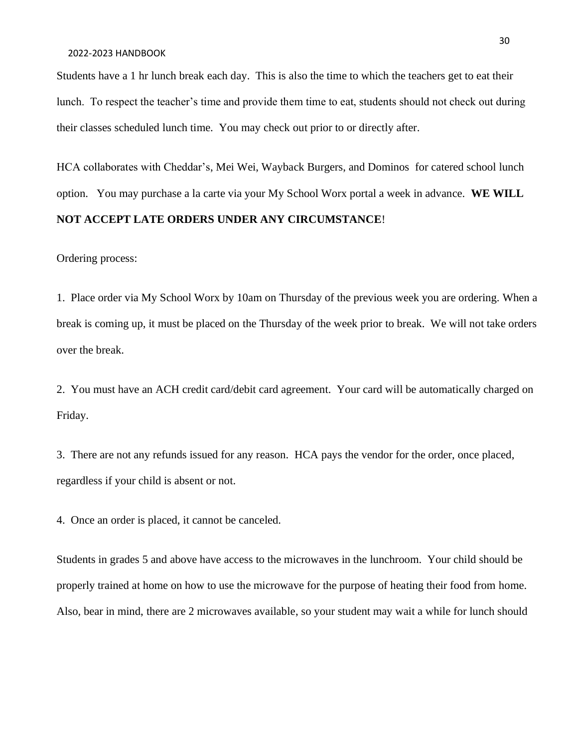Students have a 1 hr lunch break each day. This is also the time to which the teachers get to eat their lunch. To respect the teacher's time and provide them time to eat, students should not check out during their classes scheduled lunch time. You may check out prior to or directly after.

HCA collaborates with Cheddar's, Mei Wei, Wayback Burgers, and Dominos for catered school lunch option. You may purchase a la carte via your My School Worx portal a week in advance. **WE WILL NOT ACCEPT LATE ORDERS UNDER ANY CIRCUMSTANCE**!

Ordering process:

1. Place order via My School Worx by 10am on Thursday of the previous week you are ordering. When a break is coming up, it must be placed on the Thursday of the week prior to break. We will not take orders over the break.

2. You must have an ACH credit card/debit card agreement. Your card will be automatically charged on Friday.

3. There are not any refunds issued for any reason. HCA pays the vendor for the order, once placed, regardless if your child is absent or not.

4. Once an order is placed, it cannot be canceled.

Students in grades 5 and above have access to the microwaves in the lunchroom. Your child should be properly trained at home on how to use the microwave for the purpose of heating their food from home. Also, bear in mind, there are 2 microwaves available, so your student may wait a while for lunch should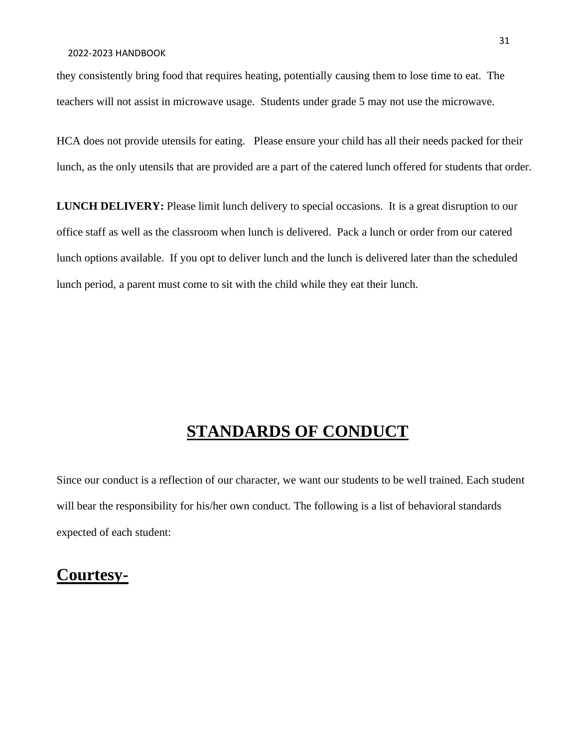they consistently bring food that requires heating, potentially causing them to lose time to eat. The teachers will not assist in microwave usage. Students under grade 5 may not use the microwave.

HCA does not provide utensils for eating. Please ensure your child has all their needs packed for their lunch, as the only utensils that are provided are a part of the catered lunch offered for students that order.

**LUNCH DELIVERY:** Please limit lunch delivery to special occasions. It is a great disruption to our office staff as well as the classroom when lunch is delivered. Pack a lunch or order from our catered lunch options available. If you opt to deliver lunch and the lunch is delivered later than the scheduled lunch period, a parent must come to sit with the child while they eat their lunch.

# STANDARDS OF CONDUCT

Since our conduct is a reflection of our character, we want our students to be well trained. Each student will bear the responsibility for his/her own conduct. The following is a list of behavioral standards expected of each student:

## Courtesy-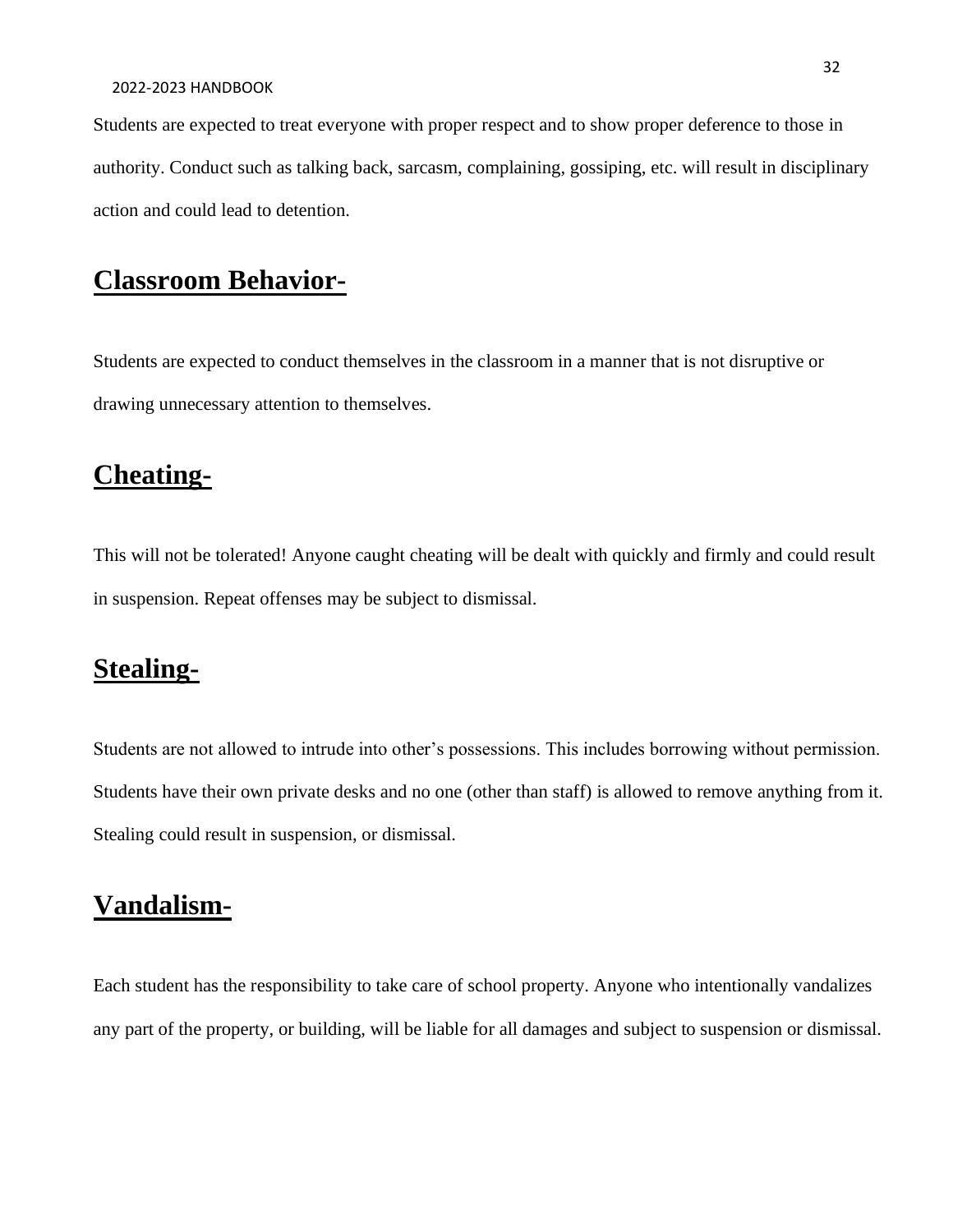Students are expected to treat everyone with proper respect and to show proper deference to those in authority. Conduct such as talking back, sarcasm, complaining, gossiping, etc. will result in disciplinary action and could lead to detention.

## **Classroom Behavior-**

Students are expected to conduct themselves in the classroom in a manner that is not disruptive or drawing unnecessary attention to themselves.

## **Cheating-**

This will not be tolerated! Anyone caught cheating will be dealt with quickly and firmly and could result in suspension. Repeat offenses may be subject to dismissal.

## **Stealing-**

Students are not allowed to intrude into other's possessions. This includes borrowing without permission. Students have their own private desks and no one (other than staff) is allowed to remove anything from it. Stealing could result in suspension, or dismissal.

## **Vandalism-**

Each student has the responsibility to take care of school property. Anyone who intentionally vandalizes any part of the property, or building, will be liable for all damages and subject to suspension or dismissal.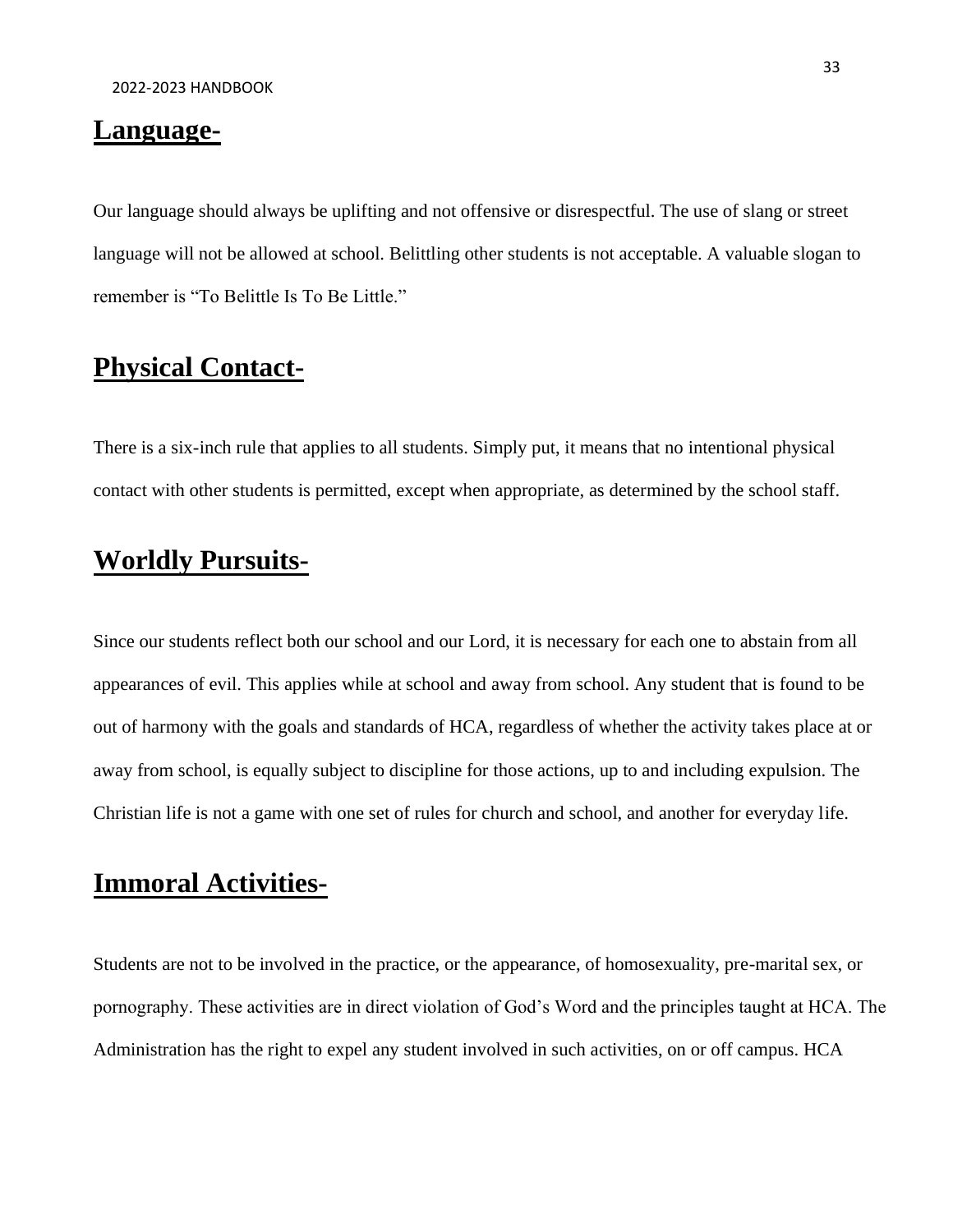## Language-

Our language should always be uplifting and not offensive or disrespectful. The use of slang or street language will not be allowed at school. Belittling other students is not acceptable. A valuable slogan to remember is "To Belittle Is To Be Little."

## Physical Contact-

There is a six-inch rule that applies to all students. Simply put, it means that no intentional physical contact with other students is permitted, except when appropriate, as determined by the school staff.

## Worldly Pursuits-

Since our students reflect both our school and our Lord, it is necessary for each one to abstain from all appearances of evil. This applies while at school and away from school. Any student that is found to be out of harmony with the goals and standards of HCA, regardless of whether the activity takes place at or away from school, is equally subject to discipline for those actions, up to and including expulsion. The Christian life is not a game with one set of rules for church and school, and another for everyday life.

## Immoral Activities-

Students are not to be involved in the practice, or the appearance, of homosexuality, pre-marital sex, or pornography. These activities are in direct violation of God's Word and the principles taught at HCA. The Administration has the right to expel any student involved in such activities, on or off campus. HCA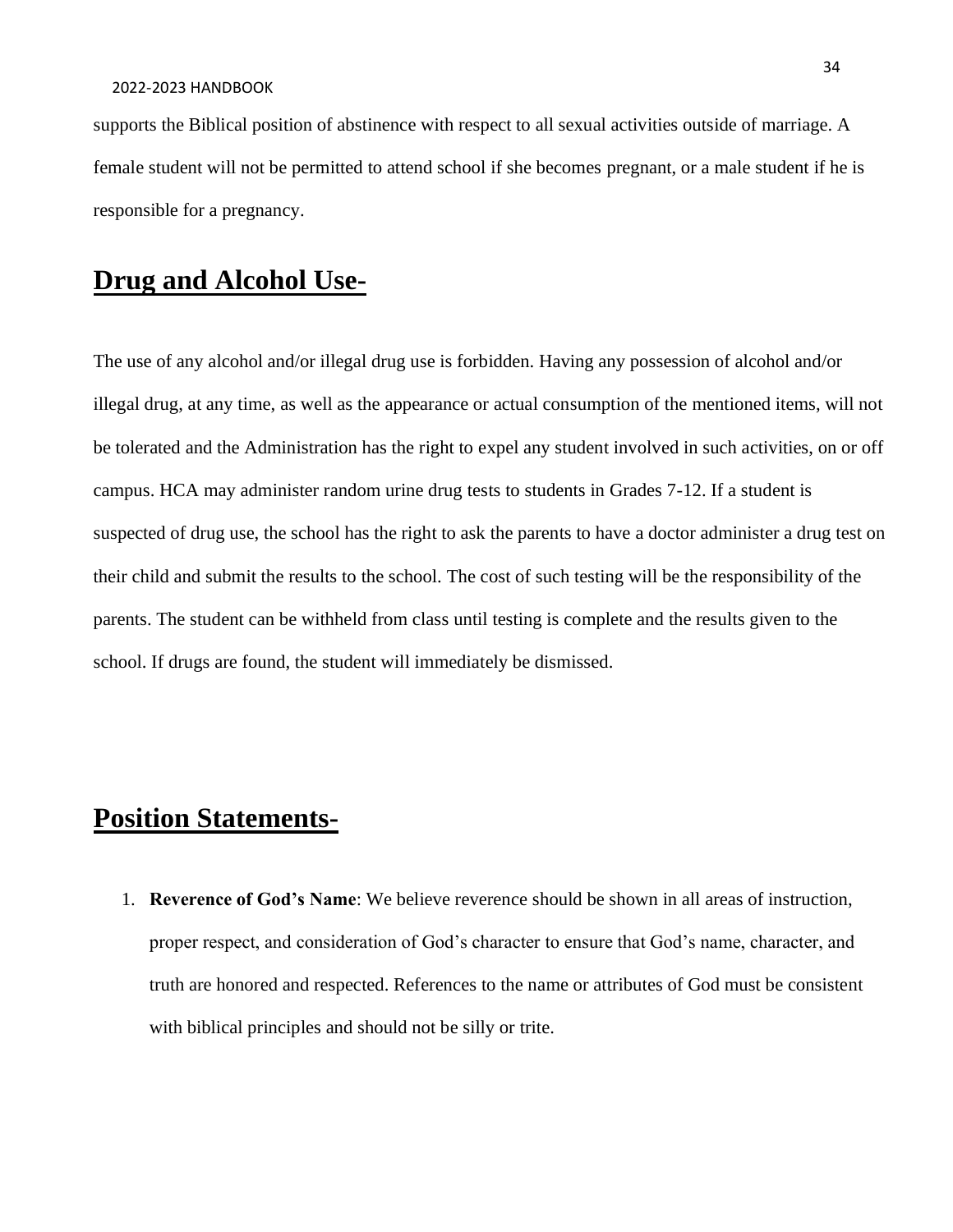supports the Biblical position of abstinence with respect to all sexual activities outside of marriage. A female student will not be permitted to attend school if she becomes pregnant, or a male student if he is responsible for a pregnancy.

## Drug and Alcohol Use-

The use of any alcohol and/or illegal drug use is forbidden. Having any possession of alcohol and/or illegal drug, at any time, as well as the appearance or actual consumption of the mentioned items, will not be tolerated and the Administration has the right to expel any student involved in such activities, on or off campus. HCA may administer random urine drug tests to students in Grades 7-12. If a student is suspected of drug use, the school has the right to ask the parents to have a doctor administer a drug test on their child and submit the results to the school. The cost of such testing will be the responsibility of the parents. The student can be withheld from class until testing is complete and the results given to the school. If drugs are found, the student will immediately be dismissed.

## Position Statements-

1. **Reverence of God's Name**: We believe reverence should be shown in all areas of instruction, proper respect, and consideration of God's character to ensure that God's name, character, and truth are honored and respected. References to the name or attributes of God must be consistent with biblical principles and should not be silly or trite.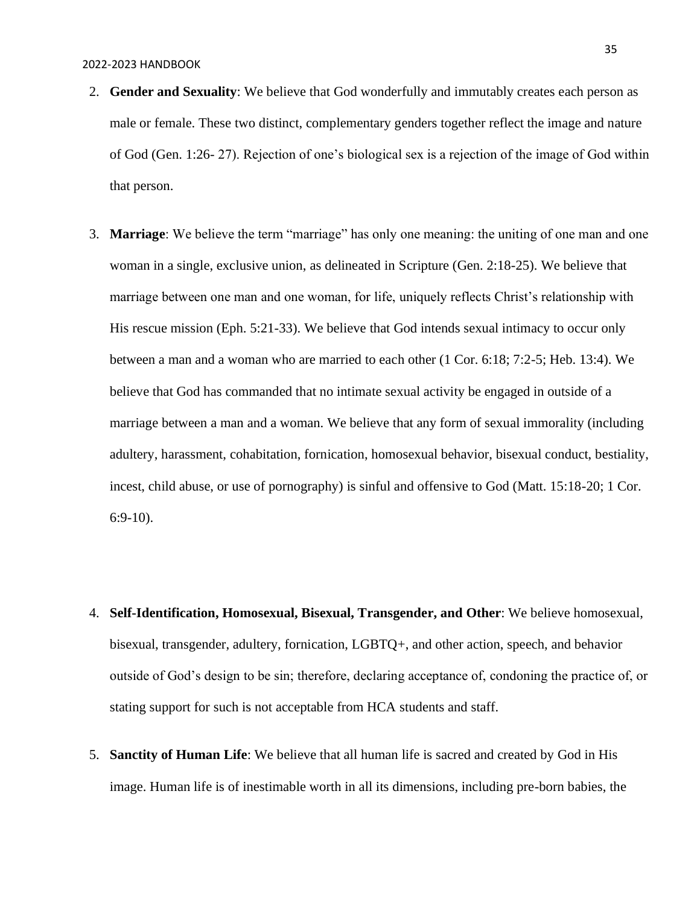2. **Gender and Sexuality**: We believe that God wonderfully and immutably creates each person as male or female. These two distinct, complementary genders together reflect the image and nature of God (Gen. 1:26- 27). Rejection of one's biological sex is a rejection of the image of God within that person.

3. **Marriage**: We believe the term "marriage" has only one meaning: the uniting of one man and one woman in a single, exclusive union, as delineated in Scripture (Gen. 2:18-25). We believe that marriage between one man and one woman, for life, uniquely reflects Christ's relationship with His rescue mission (Eph. 5:21-33). We believe that God intends sexual intimacy to occur only between a man and a woman who are married to each other (1 Cor. 6:18; 7:2-5; Heb. 13:4). We believe that God has commanded that no intimate sexual activity be engaged in outside of a marriage between a man and a woman. We believe that any form of sexual immorality (including adultery, harassment, cohabitation, fornication, homosexual behavior, bisexual conduct, bestiality, incest, child abuse, or use of pornography) is sinful and offensive to God (Matt. 15:18-20; 1 Cor. 6:9-10).

4. **Self-Identification, Homosexual, Bisexual, Transgender, and Other**: We believe homosexual, bisexual, transgender, adultery, fornication, LGBTQ+, and other action, speech, and behavior outside of God's design to be sin; therefore, declaring acceptance of, condoning the practice of, or stating support for such is not acceptable from HCA students and staff.

5. **Sanctity of Human Life**: We believe that all human life is sacred and created by God in His image. Human life is of inestimable worth in all its dimensions, including pre-born babies, the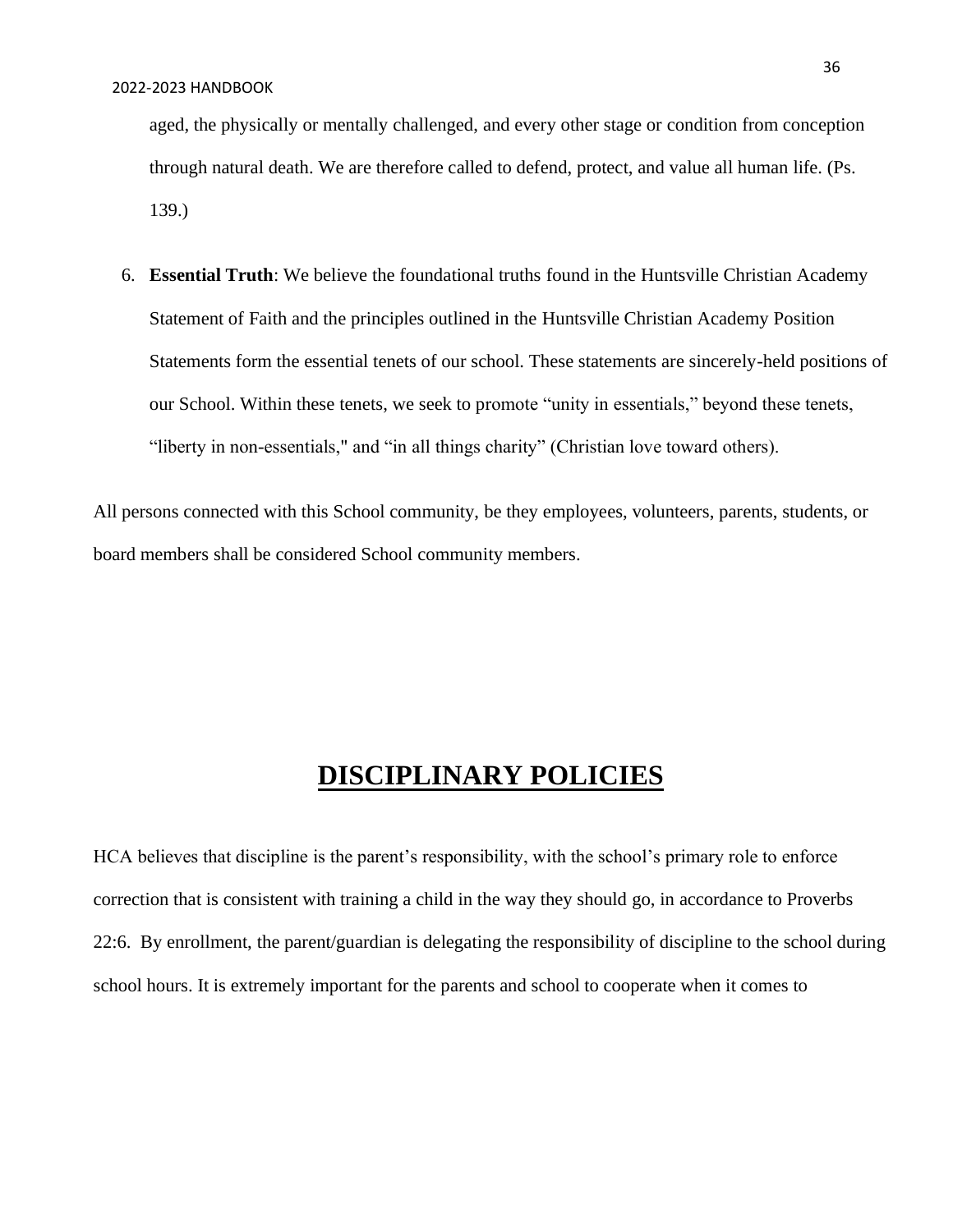aged, the physically or mentally challenged, and every other stage or condition from conception through natural death. We are therefore called to defend, protect, and value all human life. (Ps. 139.)

6. **Essential Truth**: We believe the foundational truths found in the Huntsville Christian Academy Statement of Faith and the principles outlined in the Huntsville Christian Academy Position Statements form the essential tenets of our school. These statements are sincerely-held positions of our School. Within these tenets, we seek to promote "unity in essentials," beyond these tenets, "liberty in non-essentials," and "in all things charity" (Christian love toward others).

All persons connected with this School community, be they employees, volunteers, parents, students, or board members shall be considered School community members.

# DISCIPLINARY POLICIES

HCA believes that discipline is the parent's responsibility, with the school's primary role to enforce correction that is consistent with training a child in the way they should go, in accordance to Proverbs 22:6. By enrollment, the parent/guardian is delegating the responsibility of discipline to the school during school hours. It is extremely important for the parents and school to cooperate when it comes to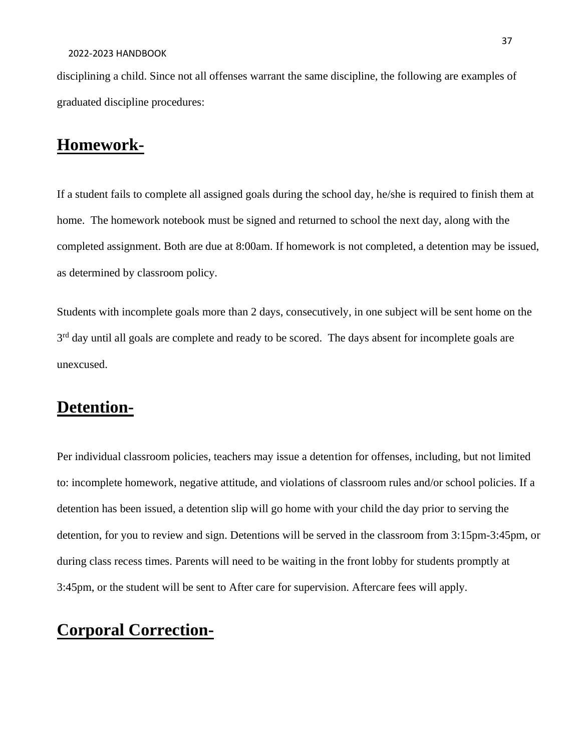disciplining a child. Since not all offenses warrant the same discipline, the following are examples of graduated discipline procedures:

## **Homework-**

If a student fails to complete all assigned goals during the school day, he/she is required to finish them at home. The homework notebook must be signed and returned to school the next day, along with the completed assignment. Both are due at 8:00am. If homework is not completed, a detention may be issued, as determined by classroom policy.

Students with incomplete goals more than 2 days, consecutively, in one subject will be sent home on the 3rd day until all goals are complete and ready to be scored. The days absent for incomplete goals are unexcused.

## **Detention-**

Per individual classroom policies, teachers may issue a detention for offenses, including, but not limited to: incomplete homework, negative attitude, and violations of classroom rules and/or school policies. If a detention has been issued, a detention slip will go home with your child the day prior to serving the detention, for you to review and sign. Detentions will be served in the classroom from 3:15pm-3:45pm, or during class recess times. Parents will need to be waiting in the front lobby for students promptly at 3:45pm, or the student will be sent to After care for supervision. Aftercare fees will apply.

## **Corporal Correction-**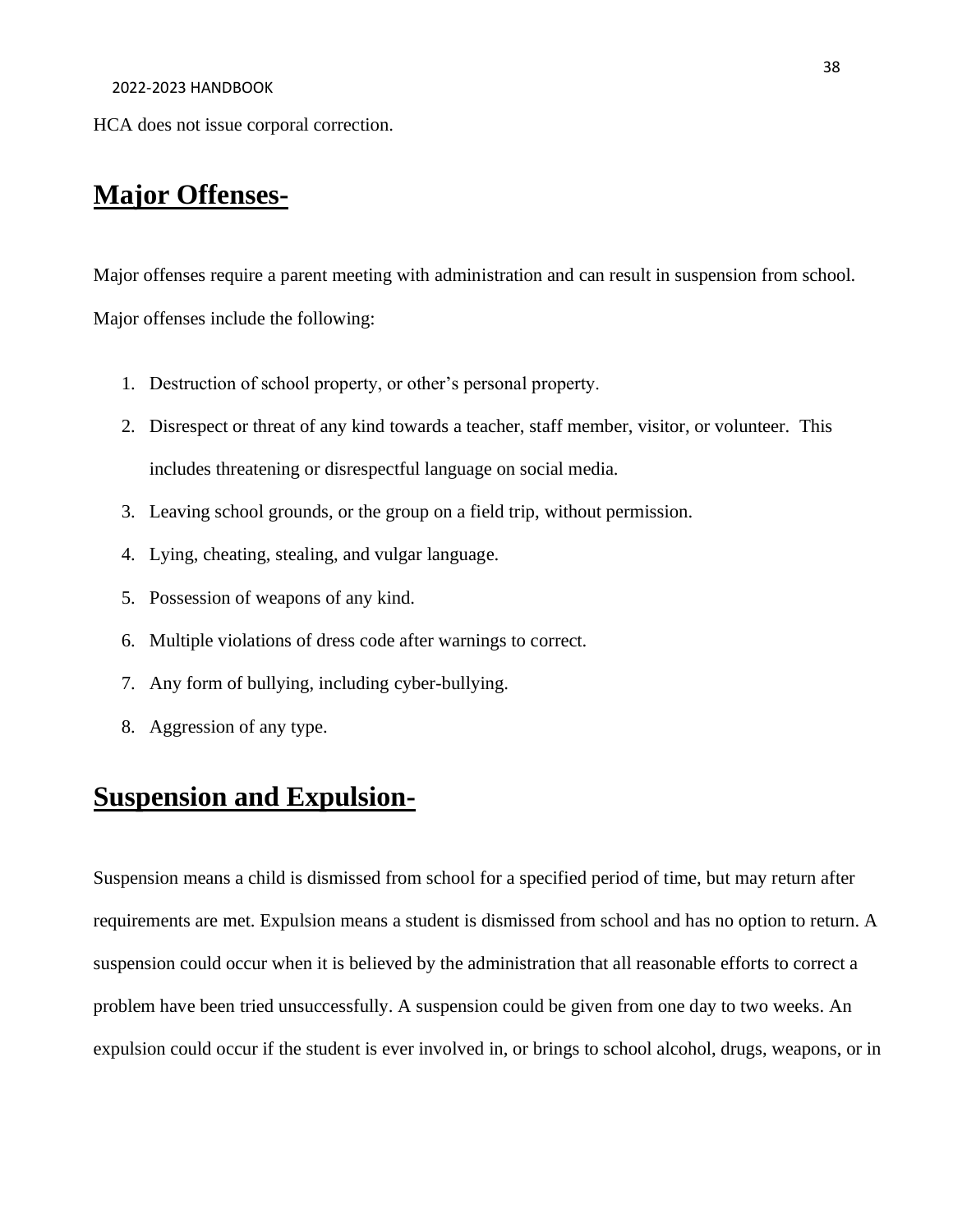HCA does not issue corporal correction.

## Major Offenses-

Major offenses require a parent meeting with administration and can result in suspension from school. Major offenses include the following:

1. Destruction of school property, or other's personal property.
2. Disrespect or threat of any kind towards a teacher, staff member, visitor, or volunteer. This includes threatening or disrespectful language on social media.
3. Leaving school grounds, or the group on a field trip, without permission.
4. Lying, cheating, stealing, and vulgar language.
5. Possession of weapons of any kind.
6. Multiple violations of dress code after warnings to correct.
7. Any form of bullying, including cyber-bullying.
8. Aggression of any type.

## Suspension and Expulsion-

Suspension means a child is dismissed from school for a specified period of time, but may return after requirements are met. Expulsion means a student is dismissed from school and has no option to return. A suspension could occur when it is believed by the administration that all reasonable efforts to correct a problem have been tried unsuccessfully. A suspension could be given from one day to two weeks. An expulsion could occur if the student is ever involved in, or brings to school alcohol, drugs, weapons, or in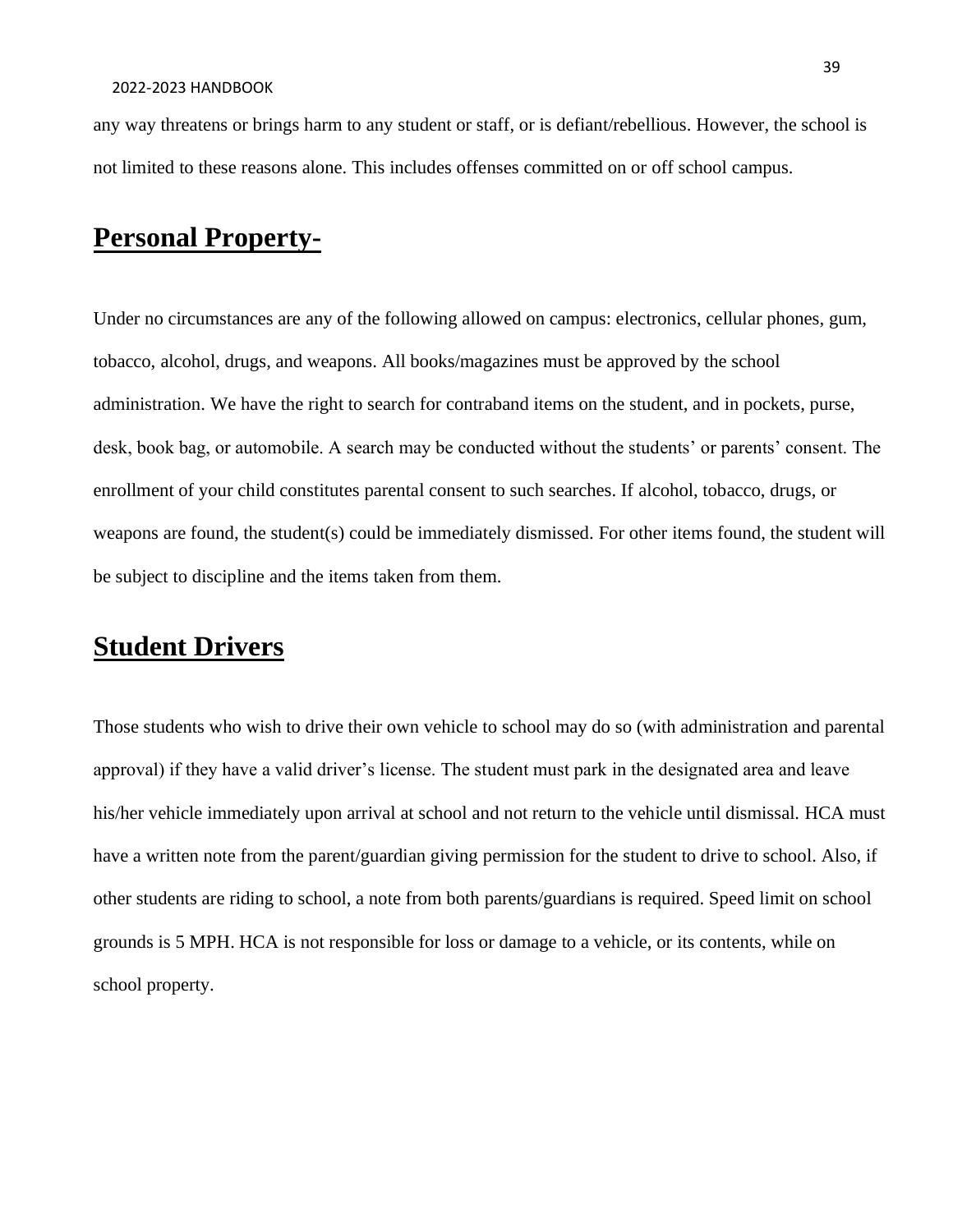any way threatens or brings harm to any student or staff, or is defiant/rebellious. However, the school is not limited to these reasons alone. This includes offenses committed on or off school campus.

## Personal Property-

Under no circumstances are any of the following allowed on campus: electronics, cellular phones, gum, tobacco, alcohol, drugs, and weapons. All books/magazines must be approved by the school administration. We have the right to search for contraband items on the student, and in pockets, purse, desk, book bag, or automobile. A search may be conducted without the students' or parents' consent. The enrollment of your child constitutes parental consent to such searches. If alcohol, tobacco, drugs, or weapons are found, the student(s) could be immediately dismissed. For other items found, the student will be subject to discipline and the items taken from them.

## Student Drivers

Those students who wish to drive their own vehicle to school may do so (with administration and parental approval) if they have a valid driver's license. The student must park in the designated area and leave his/her vehicle immediately upon arrival at school and not return to the vehicle until dismissal. HCA must have a written note from the parent/guardian giving permission for the student to drive to school. Also, if other students are riding to school, a note from both parents/guardians is required. Speed limit on school grounds is 5 MPH. HCA is not responsible for loss or damage to a vehicle, or its contents, while on school property.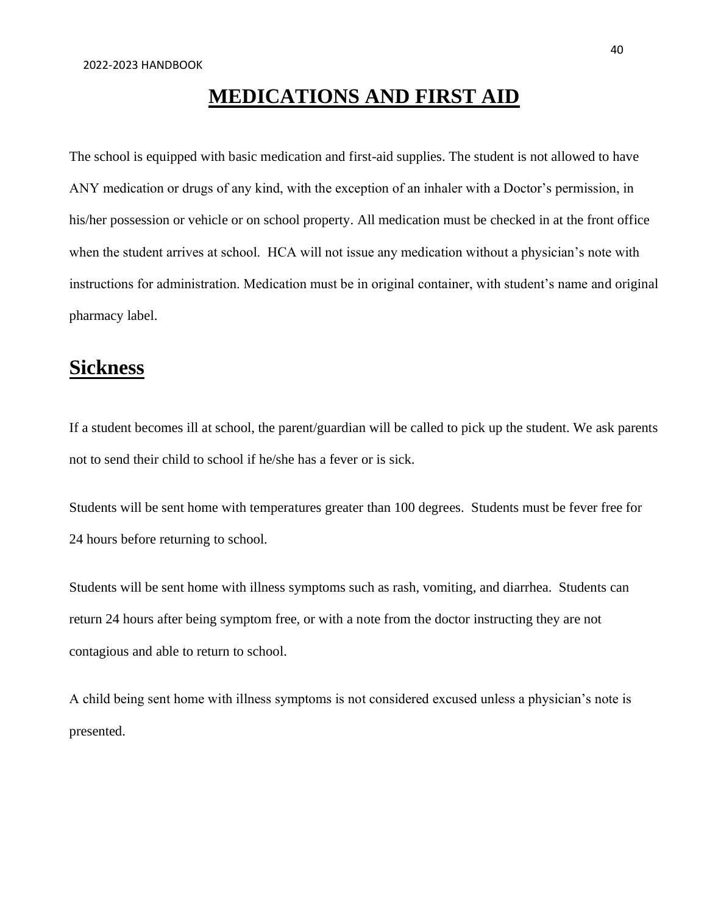# MEDICATIONS AND FIRST AID

The school is equipped with basic medication and first-aid supplies. The student is not allowed to have ANY medication or drugs of any kind, with the exception of an inhaler with a Doctor's permission, in his/her possession or vehicle or on school property. All medication must be checked in at the front office when the student arrives at school. HCA will not issue any medication without a physician's note with instructions for administration. Medication must be in original container, with student's name and original pharmacy label.

## Sickness

If a student becomes ill at school, the parent/guardian will be called to pick up the student. We ask parents not to send their child to school if he/she has a fever or is sick.

Students will be sent home with temperatures greater than 100 degrees. Students must be fever free for 24 hours before returning to school.

Students will be sent home with illness symptoms such as rash, vomiting, and diarrhea. Students can return 24 hours after being symptom free, or with a note from the doctor instructing they are not contagious and able to return to school.

A child being sent home with illness symptoms is not considered excused unless a physician's note is presented.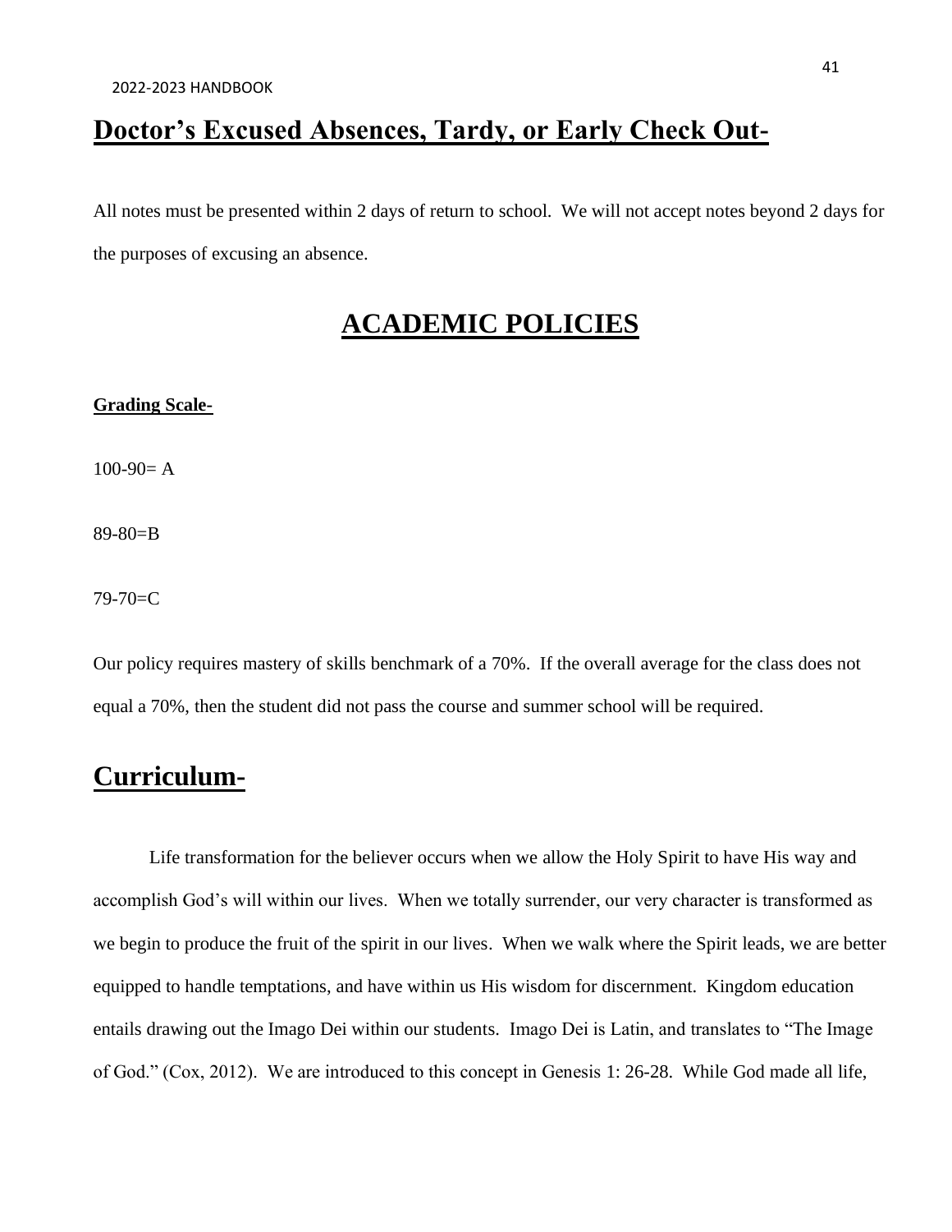## Doctor's Excused Absences, Tardy, or Early Check Out-

All notes must be presented within 2 days of return to school. We will not accept notes beyond 2 days for the purposes of excusing an absence.

# ACADEMIC POLICIES

**Grading Scale-**

100-90= A

89-80=B

79-70=C

Our policy requires mastery of skills benchmark of a 70%. If the overall average for the class does not equal a 70%, then the student did not pass the course and summer school will be required.

## Curriculum-

Life transformation for the believer occurs when we allow the Holy Spirit to have His way and accomplish God's will within our lives. When we totally surrender, our very character is transformed as we begin to produce the fruit of the spirit in our lives. When we walk where the Spirit leads, we are better equipped to handle temptations, and have within us His wisdom for discernment. Kingdom education entails drawing out the Imago Dei within our students. Imago Dei is Latin, and translates to "The Image of God." (Cox, 2012). We are introduced to this concept in Genesis 1: 26-28. While God made all life,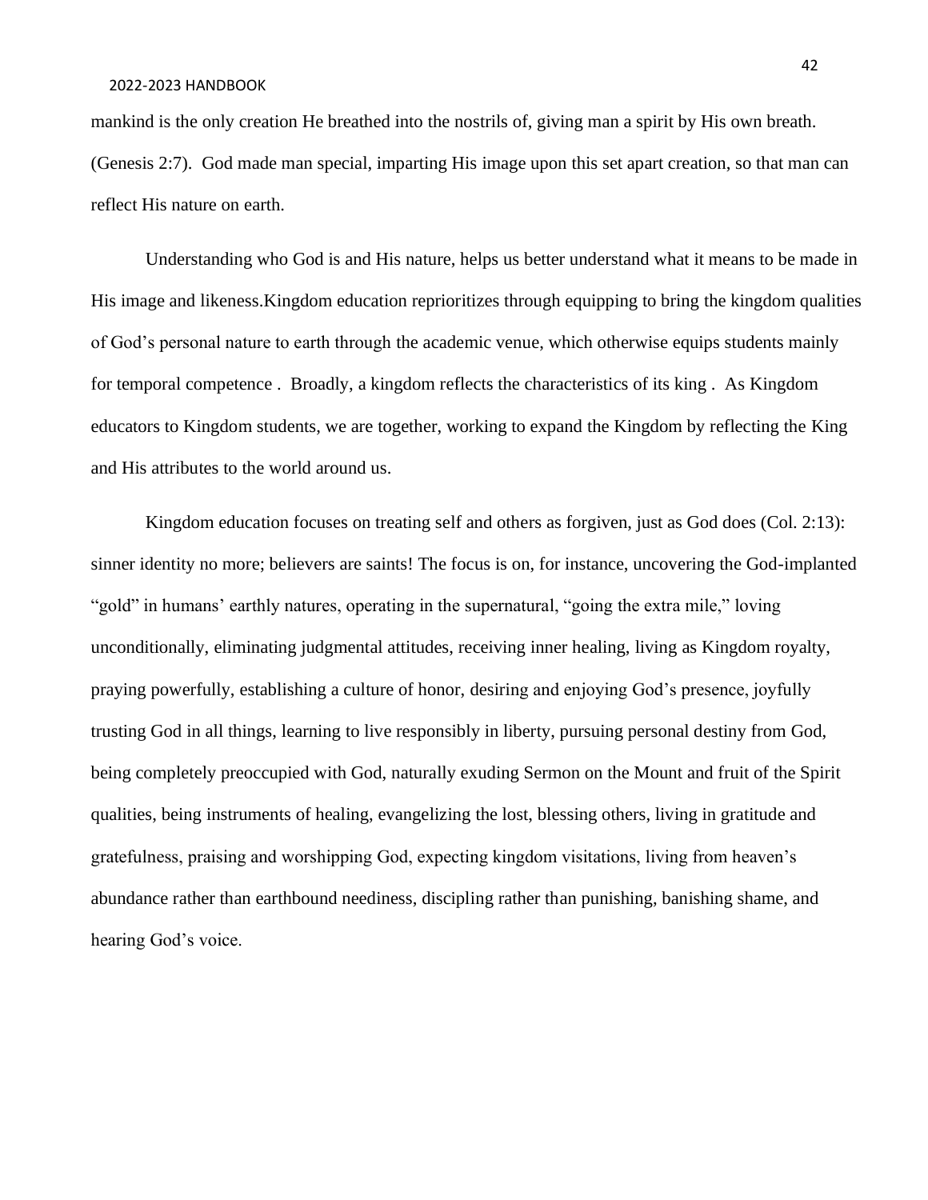mankind is the only creation He breathed into the nostrils of, giving man a spirit by His own breath. (Genesis 2:7). God made man special, imparting His image upon this set apart creation, so that man can reflect His nature on earth.

Understanding who God is and His nature, helps us better understand what it means to be made in His image and likeness.Kingdom education reprioritizes through equipping to bring the kingdom qualities of God's personal nature to earth through the academic venue, which otherwise equips students mainly for temporal competence . Broadly, a kingdom reflects the characteristics of its king . As Kingdom educators to Kingdom students, we are together, working to expand the Kingdom by reflecting the King and His attributes to the world around us.

Kingdom education focuses on treating self and others as forgiven, just as God does (Col. 2:13): sinner identity no more; believers are saints! The focus is on, for instance, uncovering the God-implanted "gold" in humans' earthly natures, operating in the supernatural, "going the extra mile," loving unconditionally, eliminating judgmental attitudes, receiving inner healing, living as Kingdom royalty, praying powerfully, establishing a culture of honor, desiring and enjoying God's presence, joyfully trusting God in all things, learning to live responsibly in liberty, pursuing personal destiny from God, being completely preoccupied with God, naturally exuding Sermon on the Mount and fruit of the Spirit qualities, being instruments of healing, evangelizing the lost, blessing others, living in gratitude and gratefulness, praising and worshipping God, expecting kingdom visitations, living from heaven's abundance rather than earthbound neediness, discipling rather than punishing, banishing shame, and hearing God's voice.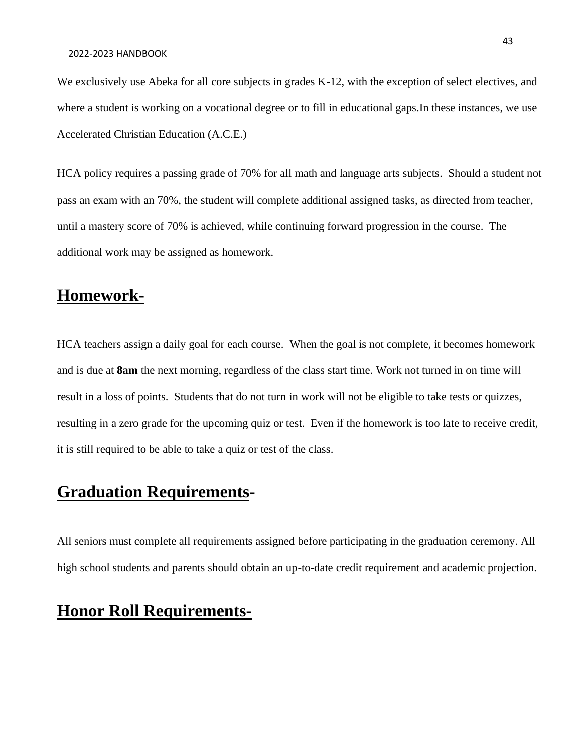We exclusively use Abeka for all core subjects in grades K-12, with the exception of select electives, and where a student is working on a vocational degree or to fill in educational gaps.In these instances, we use Accelerated Christian Education (A.C.E.)

HCA policy requires a passing grade of 70% for all math and language arts subjects. Should a student not pass an exam with an 70%, the student will complete additional assigned tasks, as directed from teacher, until a mastery score of 70% is achieved, while continuing forward progression in the course. The additional work may be assigned as homework.

## Homework-

HCA teachers assign a daily goal for each course. When the goal is not complete, it becomes homework and is due at **8am** the next morning, regardless of the class start time. Work not turned in on time will result in a loss of points. Students that do not turn in work will not be eligible to take tests or quizzes, resulting in a zero grade for the upcoming quiz or test. Even if the homework is too late to receive credit, it is still required to be able to take a quiz or test of the class.

## Graduation Requirements-

All seniors must complete all requirements assigned before participating in the graduation ceremony. All high school students and parents should obtain an up-to-date credit requirement and academic projection.

## Honor Roll Requirements-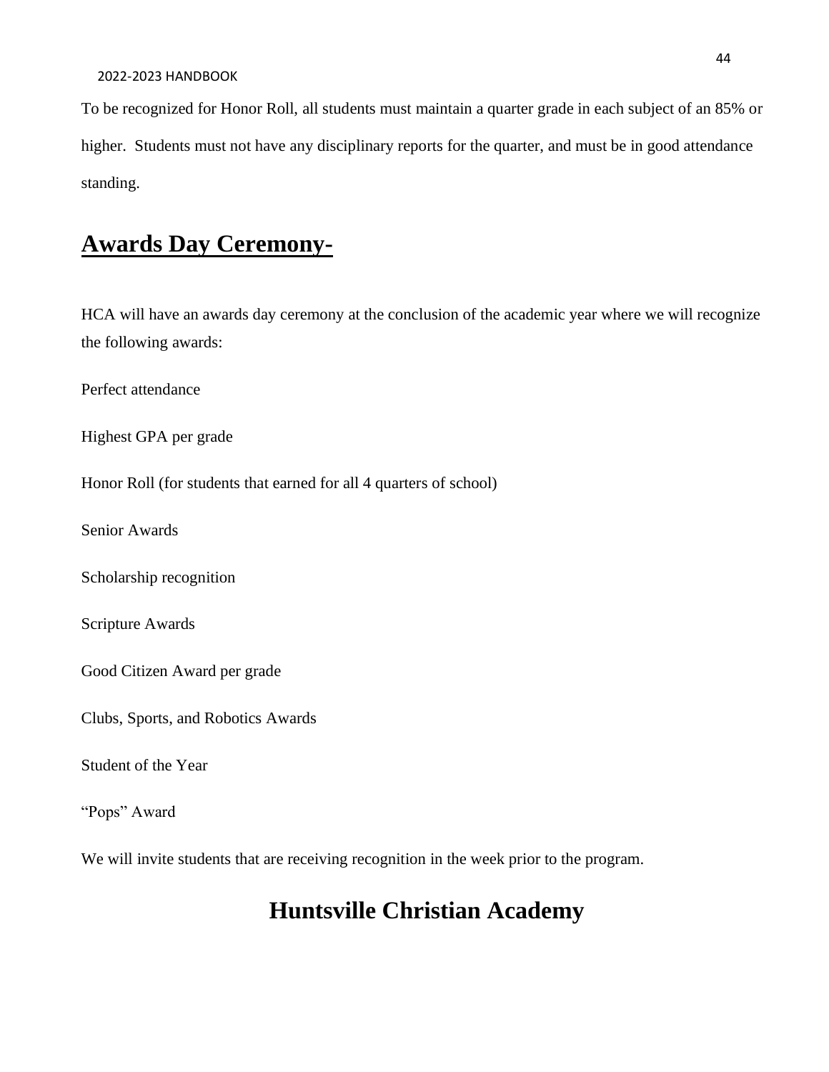To be recognized for Honor Roll, all students must maintain a quarter grade in each subject of an 85% or higher. Students must not have any disciplinary reports for the quarter, and must be in good attendance standing.

## Awards Day Ceremony-

HCA will have an awards day ceremony at the conclusion of the academic year where we will recognize the following awards:

Perfect attendance

Highest GPA per grade

Honor Roll (for students that earned for all 4 quarters of school)

Senior Awards

Scholarship recognition

Scripture Awards

Good Citizen Award per grade

Clubs, Sports, and Robotics Awards

Student of the Year

"Pops" Award

We will invite students that are receiving recognition in the week prior to the program.

# Huntsville Christian Academy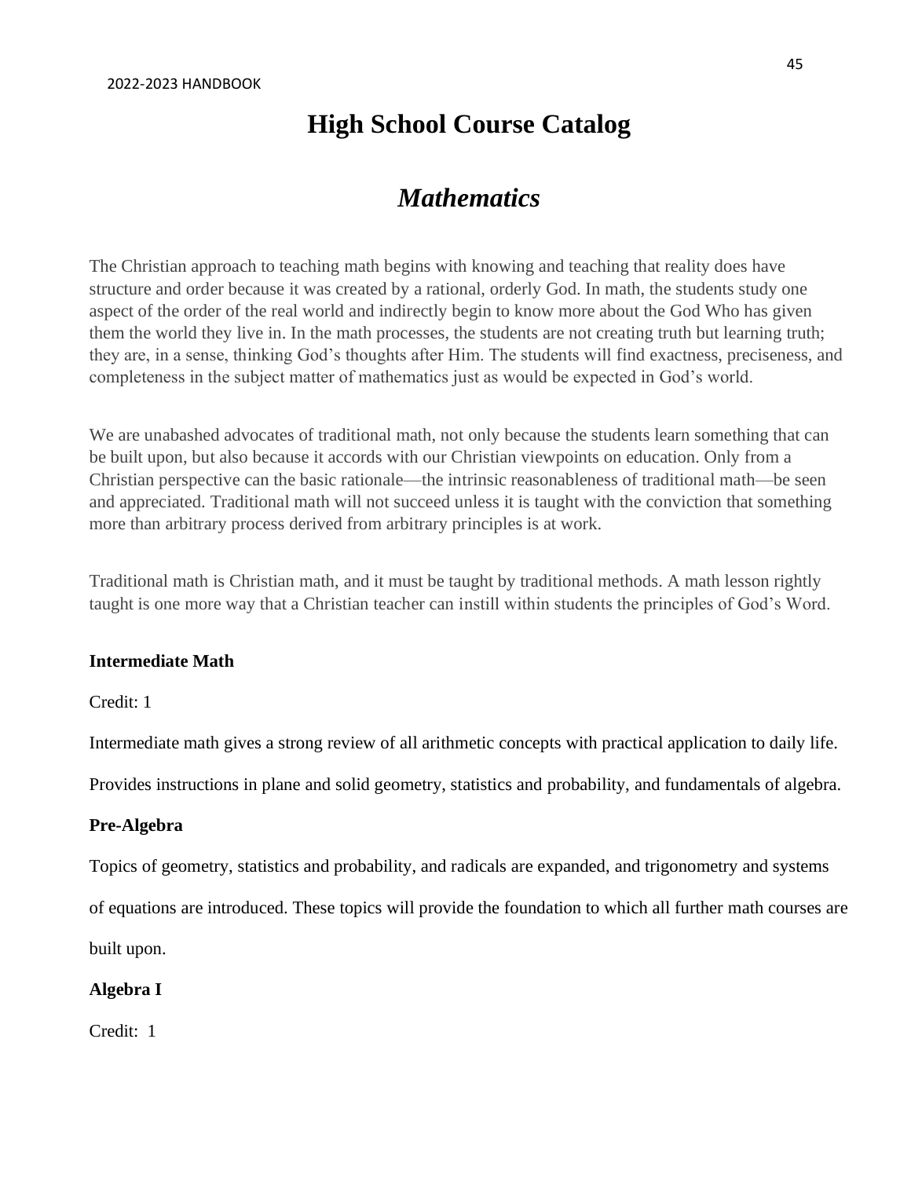# High School Course Catalog

## *Mathematics*

The Christian approach to teaching math begins with knowing and teaching that reality does have structure and order because it was created by a rational, orderly God. In math, the students study one aspect of the order of the real world and indirectly begin to know more about the God Who has given them the world they live in. In the math processes, the students are not creating truth but learning truth; they are, in a sense, thinking God's thoughts after Him. The students will find exactness, preciseness, and completeness in the subject matter of mathematics just as would be expected in God's world.

We are unabashed advocates of traditional math, not only because the students learn something that can be built upon, but also because it accords with our Christian viewpoints on education. Only from a Christian perspective can the basic rationale—the intrinsic reasonableness of traditional math—be seen and appreciated. Traditional math will not succeed unless it is taught with the conviction that something more than arbitrary process derived from arbitrary principles is at work.

Traditional math is Christian math, and it must be taught by traditional methods. A math lesson rightly taught is one more way that a Christian teacher can instill within students the principles of God's Word.

**Intermediate Math**

Credit: 1

Intermediate math gives a strong review of all arithmetic concepts with practical application to daily life.

Provides instructions in plane and solid geometry, statistics and probability, and fundamentals of algebra.

**Pre-Algebra**

Topics of geometry, statistics and probability, and radicals are expanded, and trigonometry and systems of equations are introduced. These topics will provide the foundation to which all further math courses are built upon.

**Algebra I**

Credit: 1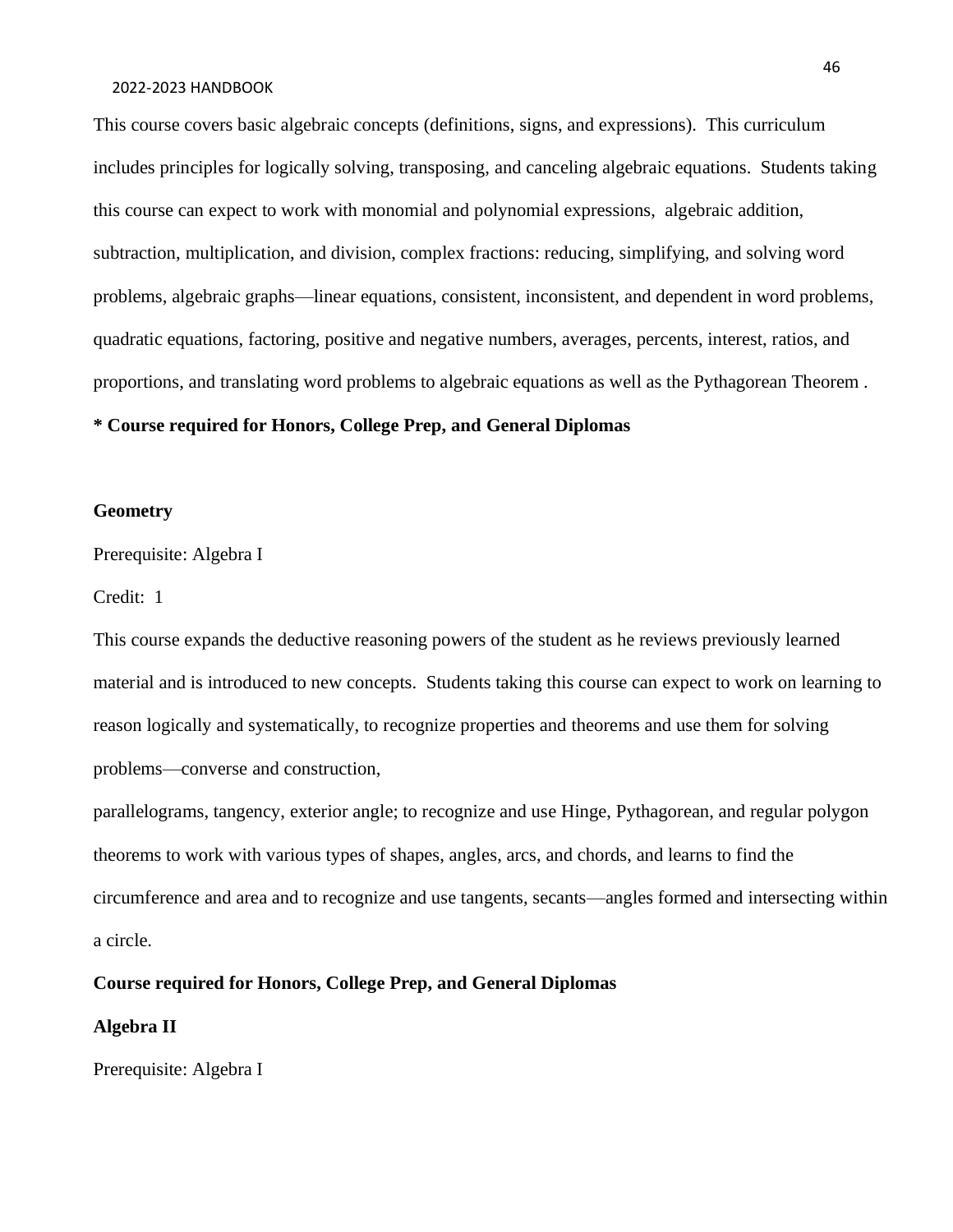This course covers basic algebraic concepts (definitions, signs, and expressions). This curriculum includes principles for logically solving, transposing, and canceling algebraic equations. Students taking this course can expect to work with monomial and polynomial expressions, algebraic addition, subtraction, multiplication, and division, complex fractions: reducing, simplifying, and solving word problems, algebraic graphs—linear equations, consistent, inconsistent, and dependent in word problems, quadratic equations, factoring, positive and negative numbers, averages, percents, interest, ratios, and proportions, and translating word problems to algebraic equations as well as the Pythagorean Theorem .

**\* Course required for Honors, College Prep, and General Diplomas**

**Geometry**

Prerequisite: Algebra I

Credit: 1

This course expands the deductive reasoning powers of the student as he reviews previously learned material and is introduced to new concepts. Students taking this course can expect to work on learning to reason logically and systematically, to recognize properties and theorems and use them for solving problems—converse and construction,

parallelograms, tangency, exterior angle; to recognize and use Hinge, Pythagorean, and regular polygon theorems to work with various types of shapes, angles, arcs, and chords, and learns to find the circumference and area and to recognize and use tangents, secants—angles formed and intersecting within a circle.

**Course required for Honors, College Prep, and General Diplomas**

**Algebra II**

Prerequisite: Algebra I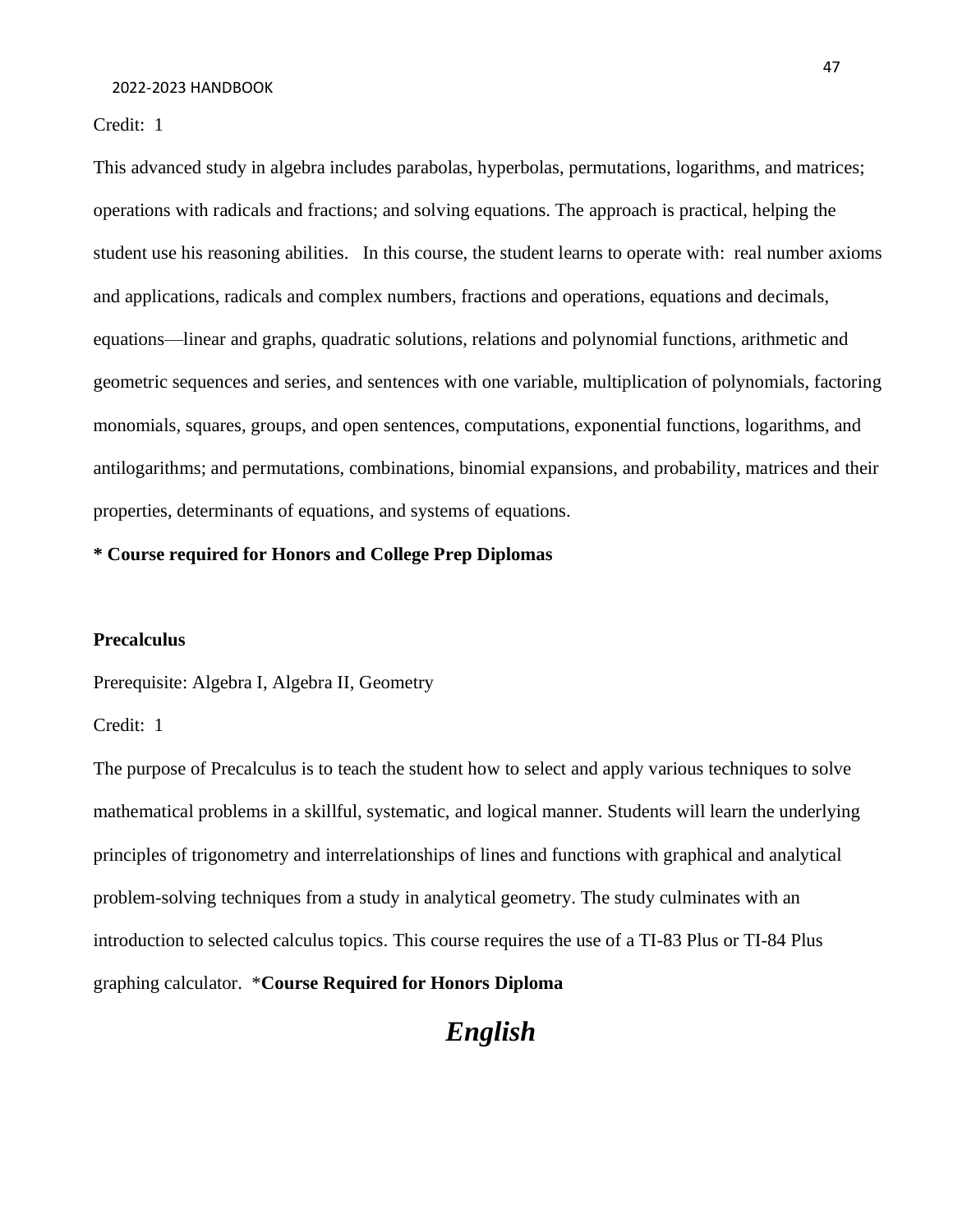Credit: 1

This advanced study in algebra includes parabolas, hyperbolas, permutations, logarithms, and matrices; operations with radicals and fractions; and solving equations. The approach is practical, helping the student use his reasoning abilities. In this course, the student learns to operate with: real number axioms and applications, radicals and complex numbers, fractions and operations, equations and decimals, equations—linear and graphs, quadratic solutions, relations and polynomial functions, arithmetic and geometric sequences and series, and sentences with one variable, multiplication of polynomials, factoring monomials, squares, groups, and open sentences, computations, exponential functions, logarithms, and antilogarithms; and permutations, combinations, binomial expansions, and probability, matrices and their properties, determinants of equations, and systems of equations.

**\* Course required for Honors and College Prep Diplomas**

**Precalculus**

Prerequisite: Algebra I, Algebra II, Geometry

Credit: 1

The purpose of Precalculus is to teach the student how to select and apply various techniques to solve mathematical problems in a skillful, systematic, and logical manner. Students will learn the underlying principles of trigonometry and interrelationships of lines and functions with graphical and analytical problem-solving techniques from a study in analytical geometry. The study culminates with an introduction to selected calculus topics. This course requires the use of a TI-83 Plus or TI-84 Plus graphing calculator. \***Course Required for Honors Diploma**

## *English*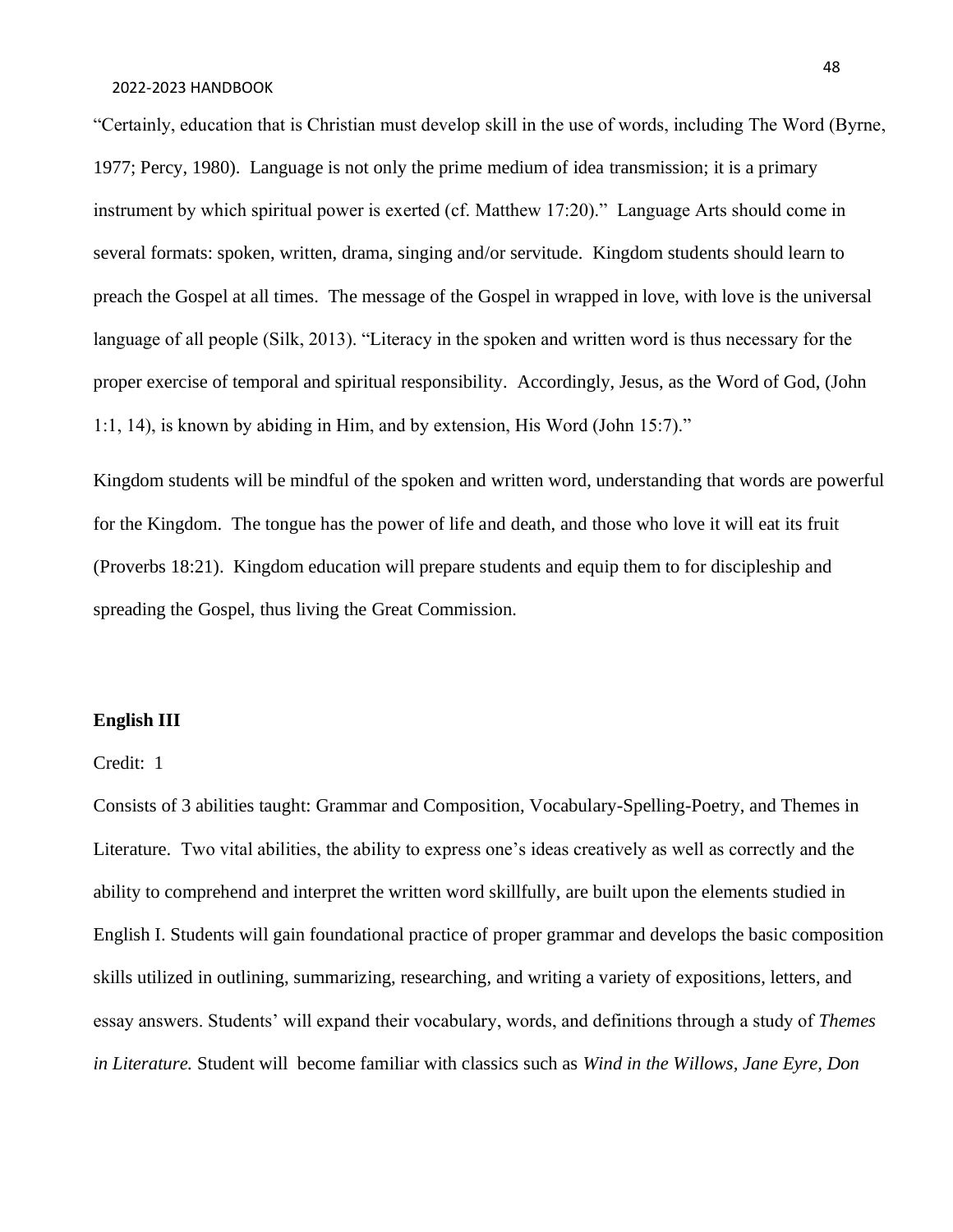"Certainly, education that is Christian must develop skill in the use of words, including The Word (Byrne, 1977; Percy, 1980). Language is not only the prime medium of idea transmission; it is a primary instrument by which spiritual power is exerted (cf. Matthew 17:20)." Language Arts should come in several formats: spoken, written, drama, singing and/or servitude. Kingdom students should learn to preach the Gospel at all times. The message of the Gospel in wrapped in love, with love is the universal language of all people (Silk, 2013). "Literacy in the spoken and written word is thus necessary for the proper exercise of temporal and spiritual responsibility. Accordingly, Jesus, as the Word of God, (John 1:1, 14), is known by abiding in Him, and by extension, His Word (John 15:7)."

Kingdom students will be mindful of the spoken and written word, understanding that words are powerful for the Kingdom. The tongue has the power of life and death, and those who love it will eat its fruit (Proverbs 18:21). Kingdom education will prepare students and equip them to for discipleship and spreading the Gospel, thus living the Great Commission.

**English III**

Credit: 1

Consists of 3 abilities taught: Grammar and Composition, Vocabulary-Spelling-Poetry, and Themes in Literature. Two vital abilities, the ability to express one's ideas creatively as well as correctly and the ability to comprehend and interpret the written word skillfully, are built upon the elements studied in English I. Students will gain foundational practice of proper grammar and develops the basic composition skills utilized in outlining, summarizing, researching, and writing a variety of expositions, letters, and essay answers. Students' will expand their vocabulary, words, and definitions through a study of *Themes in Literature.* Student will become familiar with classics such as *Wind in the Willows, Jane Eyre, Don*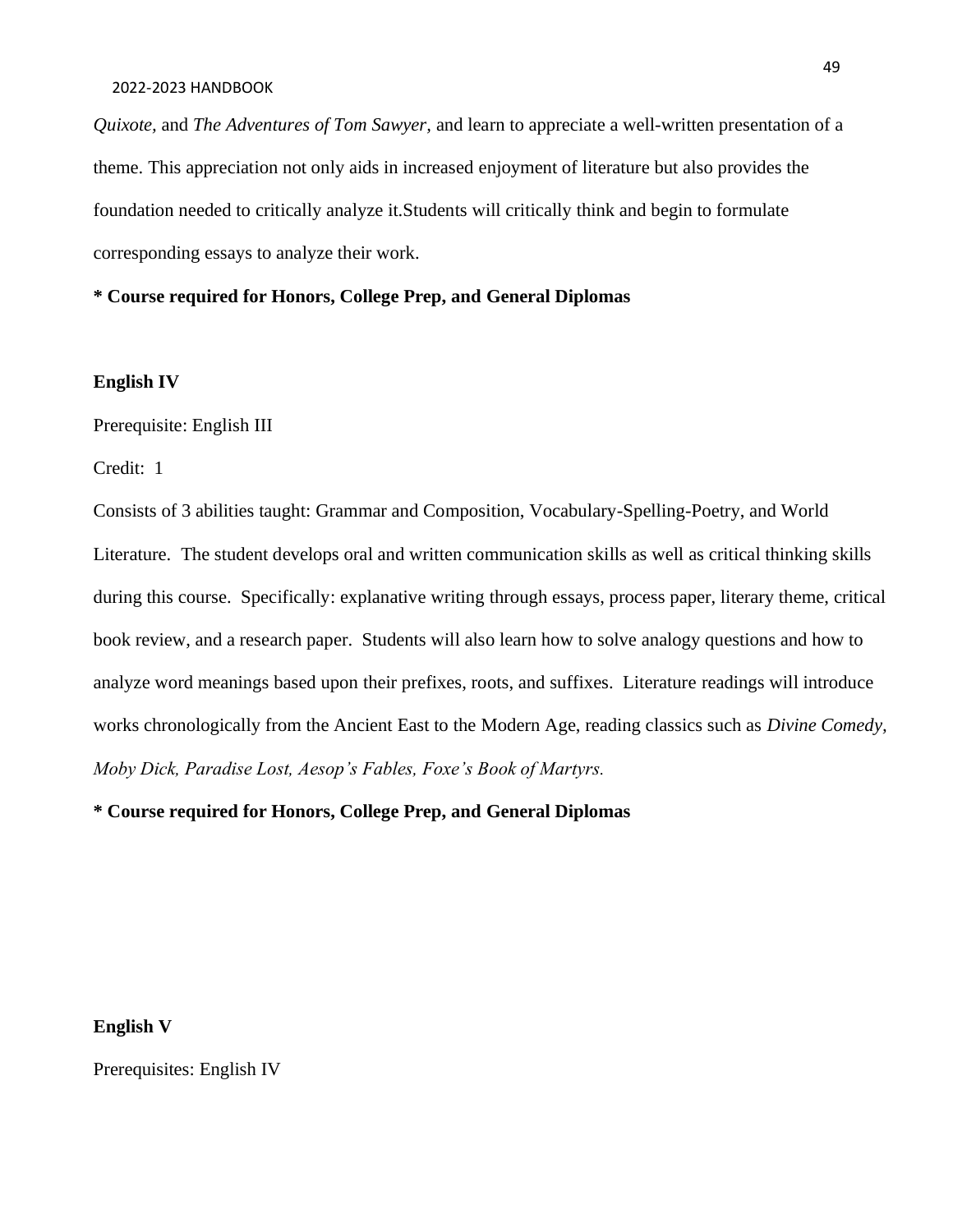*Quixote,* and *The Adventures of Tom Sawyer*, and learn to appreciate a well-written presentation of a theme. This appreciation not only aids in increased enjoyment of literature but also provides the foundation needed to critically analyze it.Students will critically think and begin to formulate corresponding essays to analyze their work.

**\* Course required for Honors, College Prep, and General Diplomas**

**English IV**

Prerequisite: English III

Credit: 1

Consists of 3 abilities taught: Grammar and Composition, Vocabulary-Spelling-Poetry, and World Literature. The student develops oral and written communication skills as well as critical thinking skills during this course. Specifically: explanative writing through essays, process paper, literary theme, critical book review, and a research paper. Students will also learn how to solve analogy questions and how to analyze word meanings based upon their prefixes, roots, and suffixes. Literature readings will introduce works chronologically from the Ancient East to the Modern Age, reading classics such as *Divine Comedy, Moby Dick, Paradise Lost, Aesop's Fables, Foxe's Book of Martyrs.*

**\* Course required for Honors, College Prep, and General Diplomas**

**English V**

Prerequisites: English IV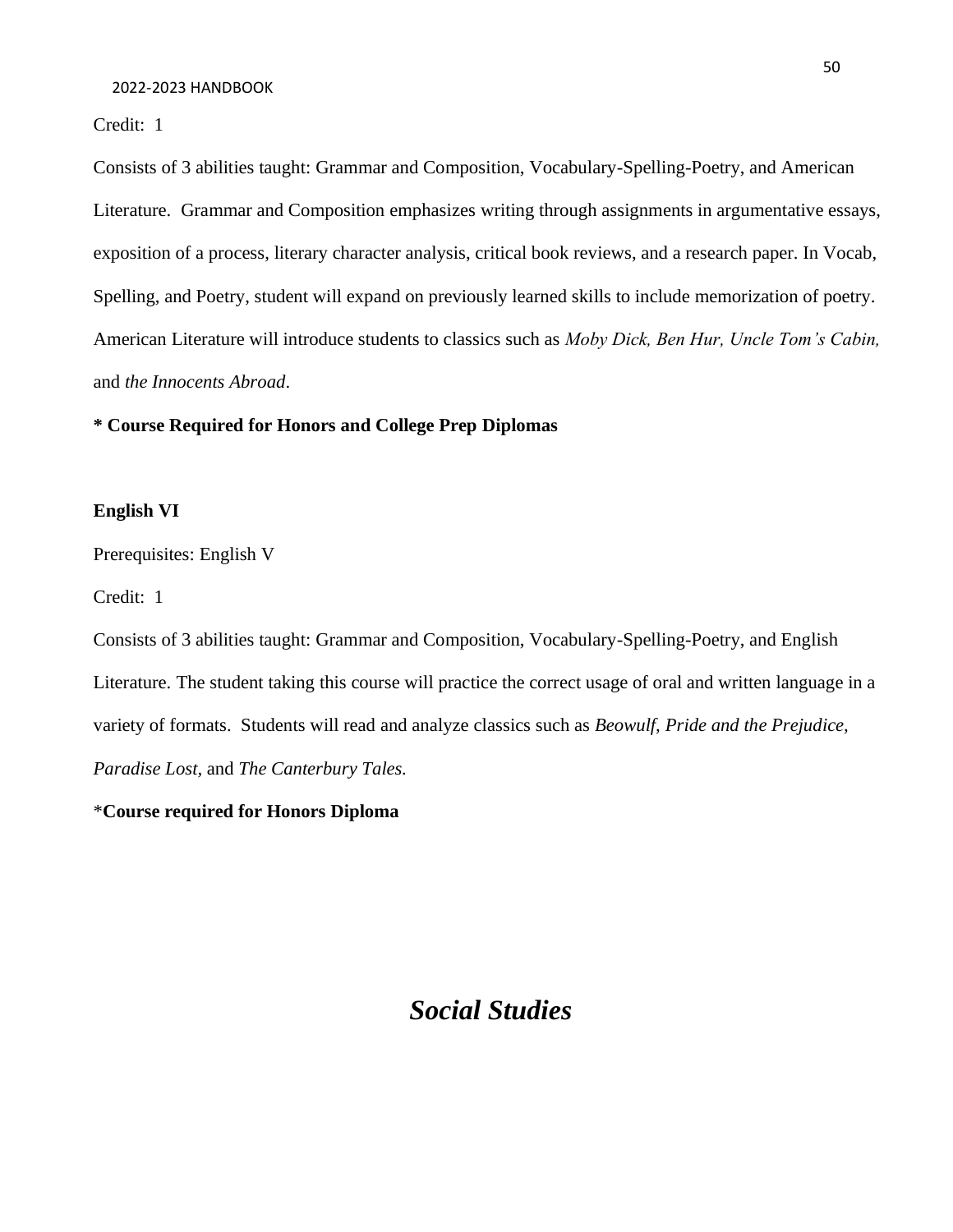Credit: 1

Consists of 3 abilities taught: Grammar and Composition, Vocabulary-Spelling-Poetry, and American Literature. Grammar and Composition emphasizes writing through assignments in argumentative essays, exposition of a process, literary character analysis, critical book reviews, and a research paper. In Vocab, Spelling, and Poetry, student will expand on previously learned skills to include memorization of poetry. American Literature will introduce students to classics such as *Moby Dick, Ben Hur, Uncle Tom's Cabin,* and *the Innocents Abroad*.

**\* Course Required for Honors and College Prep Diplomas**

**English VI**

Prerequisites: English V

Credit: 1

Consists of 3 abilities taught: Grammar and Composition, Vocabulary-Spelling-Poetry, and English Literature. The student taking this course will practice the correct usage of oral and written language in a variety of formats. Students will read and analyze classics such as *Beowulf, Pride and the Prejudice, Paradise Lost,* and *The Canterbury Tales.*

\***Course required for Honors Diploma**

# *Social Studies*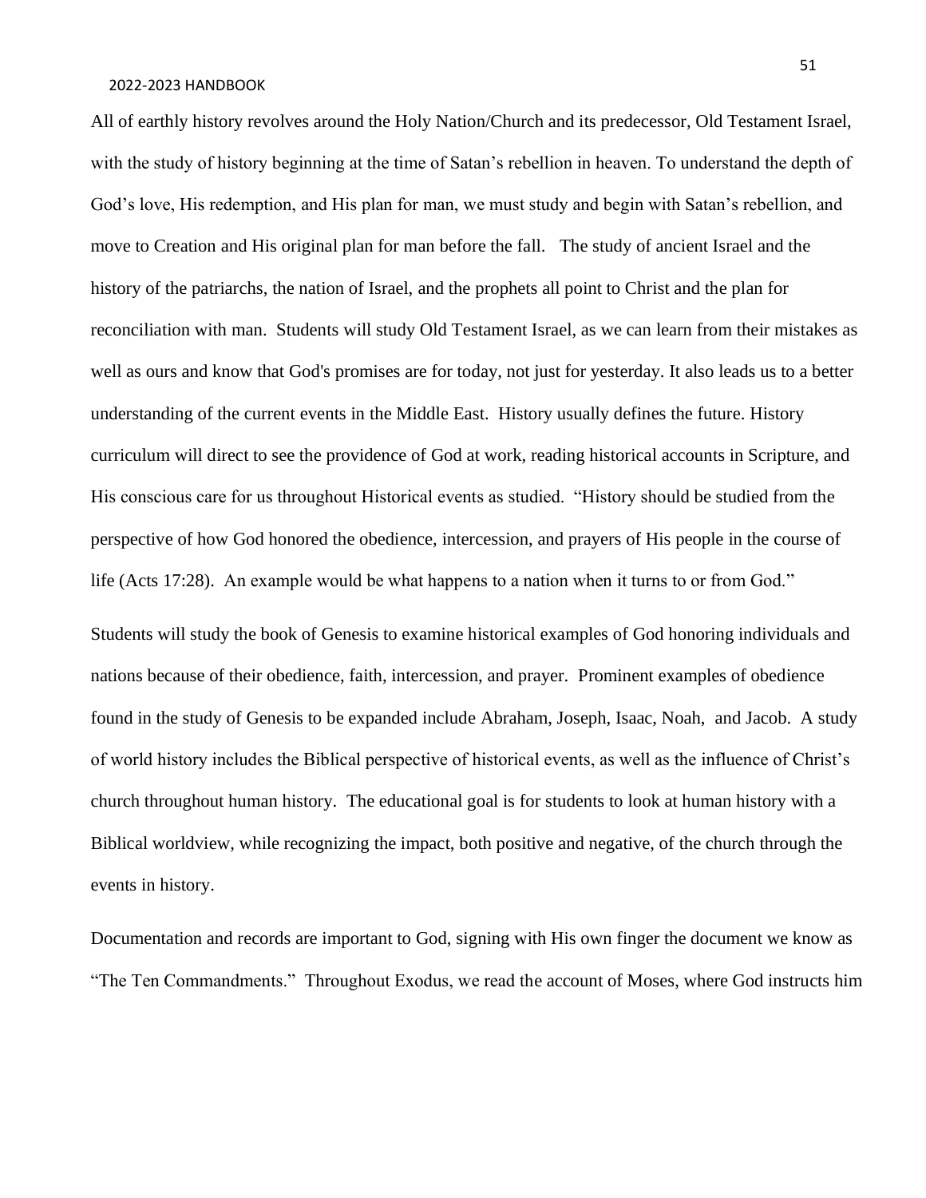All of earthly history revolves around the Holy Nation/Church and its predecessor, Old Testament Israel, with the study of history beginning at the time of Satan's rebellion in heaven. To understand the depth of God's love, His redemption, and His plan for man, we must study and begin with Satan's rebellion, and move to Creation and His original plan for man before the fall. The study of ancient Israel and the history of the patriarchs, the nation of Israel, and the prophets all point to Christ and the plan for reconciliation with man. Students will study Old Testament Israel, as we can learn from their mistakes as well as ours and know that God's promises are for today, not just for yesterday. It also leads us to a better understanding of the current events in the Middle East. History usually defines the future. History curriculum will direct to see the providence of God at work, reading historical accounts in Scripture, and His conscious care for us throughout Historical events as studied. "History should be studied from the perspective of how God honored the obedience, intercession, and prayers of His people in the course of life (Acts 17:28). An example would be what happens to a nation when it turns to or from God."

Students will study the book of Genesis to examine historical examples of God honoring individuals and nations because of their obedience, faith, intercession, and prayer. Prominent examples of obedience found in the study of Genesis to be expanded include Abraham, Joseph, Isaac, Noah, and Jacob. A study of world history includes the Biblical perspective of historical events, as well as the influence of Christ's church throughout human history. The educational goal is for students to look at human history with a Biblical worldview, while recognizing the impact, both positive and negative, of the church through the events in history.

Documentation and records are important to God, signing with His own finger the document we know as "The Ten Commandments." Throughout Exodus, we read the account of Moses, where God instructs him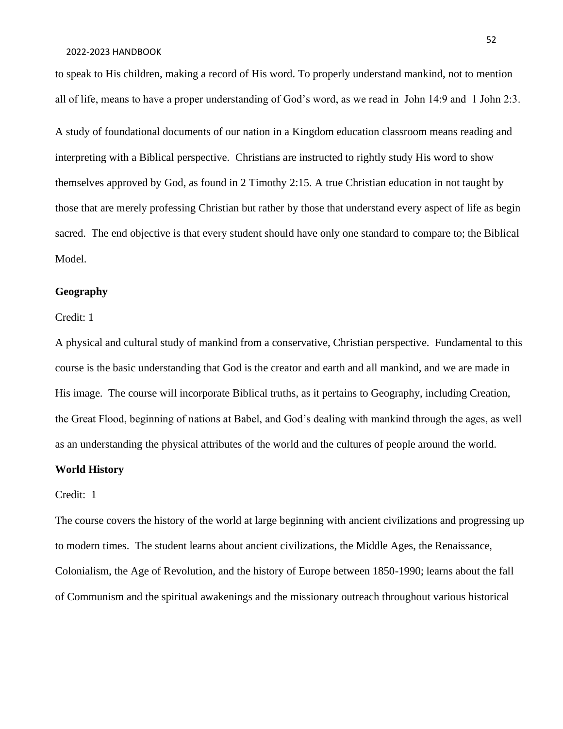to speak to His children, making a record of His word. To properly understand mankind, not to mention all of life, means to have a proper understanding of God's word, as we read in John 14:9 and 1 John 2:3.

A study of foundational documents of our nation in a Kingdom education classroom means reading and interpreting with a Biblical perspective. Christians are instructed to rightly study His word to show themselves approved by God, as found in 2 Timothy 2:15. A true Christian education in not taught by those that are merely professing Christian but rather by those that understand every aspect of life as begin sacred. The end objective is that every student should have only one standard to compare to; the Biblical Model.

**Geography**

Credit: 1

A physical and cultural study of mankind from a conservative, Christian perspective. Fundamental to this course is the basic understanding that God is the creator and earth and all mankind, and we are made in His image. The course will incorporate Biblical truths, as it pertains to Geography, including Creation, the Great Flood, beginning of nations at Babel, and God's dealing with mankind through the ages, as well as an understanding the physical attributes of the world and the cultures of people around the world.

**World History**

Credit: 1

The course covers the history of the world at large beginning with ancient civilizations and progressing up to modern times. The student learns about ancient civilizations, the Middle Ages, the Renaissance, Colonialism, the Age of Revolution, and the history of Europe between 1850-1990; learns about the fall of Communism and the spiritual awakenings and the missionary outreach throughout various historical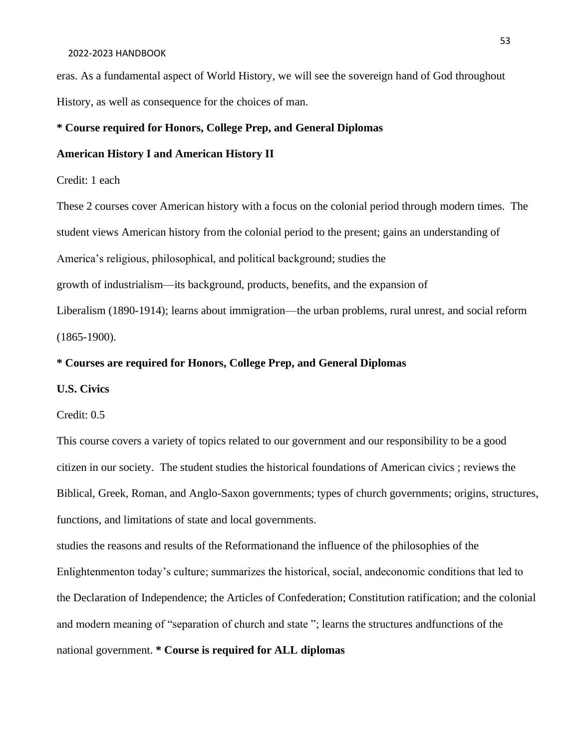eras. As a fundamental aspect of World History, we will see the sovereign hand of God throughout History, as well as consequence for the choices of man.

**\* Course required for Honors, College Prep, and General Diplomas**

**American History I and American History II**

Credit: 1 each

These 2 courses cover American history with a focus on the colonial period through modern times. The student views American history from the colonial period to the present; gains an understanding of America's religious, philosophical, and political background; studies the growth of industrialism—its background, products, benefits, and the expansion of Liberalism (1890-1914); learns about immigration—the urban problems, rural unrest, and social reform (1865-1900).

**\* Courses are required for Honors, College Prep, and General Diplomas**

**U.S. Civics**

Credit: 0.5

This course covers a variety of topics related to our government and our responsibility to be a good citizen in our society. The student studies the historical foundations of American civics ; reviews the Biblical, Greek, Roman, and Anglo-Saxon governments; types of church governments; origins, structures, functions, and limitations of state and local governments.

studies the reasons and results of the Reformationand the influence of the philosophies of the Enlightenmenton today's culture; summarizes the historical, social, andeconomic conditions that led to the Declaration of Independence; the Articles of Confederation; Constitution ratification; and the colonial and modern meaning of "separation of church and state "; learns the structures andfunctions of the national government. **\* Course is required for ALL diplomas**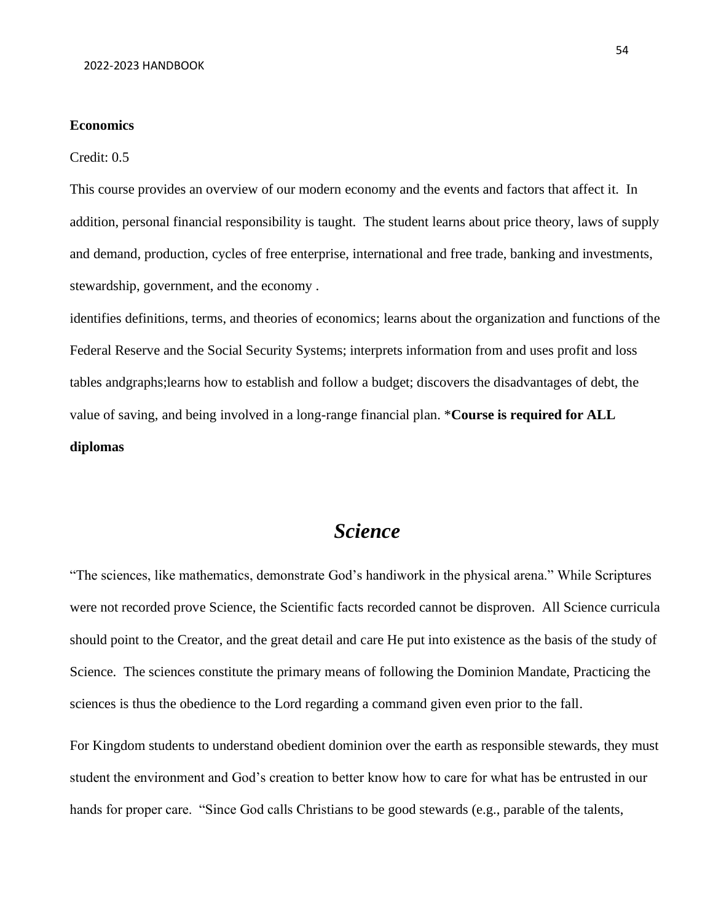**Economics**

Credit: 0.5

This course provides an overview of our modern economy and the events and factors that affect it. In addition, personal financial responsibility is taught. The student learns about price theory, laws of supply and demand, production, cycles of free enterprise, international and free trade, banking and investments, stewardship, government, and the economy .

identifies definitions, terms, and theories of economics; learns about the organization and functions of the Federal Reserve and the Social Security Systems; interprets information from and uses profit and loss tables andgraphs;learns how to establish and follow a budget; discovers the disadvantages of debt, the value of saving, and being involved in a long-range financial plan. ***Course is required for ALL diplomas**

# *Science*

"The sciences, like mathematics, demonstrate God's handiwork in the physical arena." While Scriptures were not recorded prove Science, the Scientific facts recorded cannot be disproven. All Science curricula should point to the Creator, and the great detail and care He put into existence as the basis of the study of Science. The sciences constitute the primary means of following the Dominion Mandate, Practicing the sciences is thus the obedience to the Lord regarding a command given even prior to the fall.

For Kingdom students to understand obedient dominion over the earth as responsible stewards, they must student the environment and God's creation to better know how to care for what has be entrusted in our hands for proper care. "Since God calls Christians to be good stewards (e.g., parable of the talents,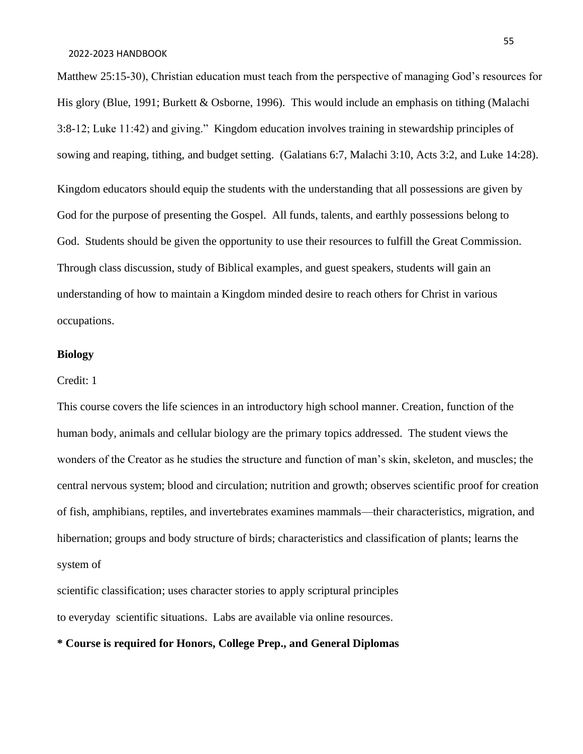Matthew 25:15-30), Christian education must teach from the perspective of managing God's resources for His glory (Blue, 1991; Burkett & Osborne, 1996). This would include an emphasis on tithing (Malachi 3:8-12; Luke 11:42) and giving." Kingdom education involves training in stewardship principles of sowing and reaping, tithing, and budget setting. (Galatians 6:7, Malachi 3:10, Acts 3:2, and Luke 14:28).

Kingdom educators should equip the students with the understanding that all possessions are given by God for the purpose of presenting the Gospel. All funds, talents, and earthly possessions belong to God. Students should be given the opportunity to use their resources to fulfill the Great Commission. Through class discussion, study of Biblical examples, and guest speakers, students will gain an understanding of how to maintain a Kingdom minded desire to reach others for Christ in various occupations.

**Biology**

Credit: 1

This course covers the life sciences in an introductory high school manner. Creation, function of the human body, animals and cellular biology are the primary topics addressed. The student views the wonders of the Creator as he studies the structure and function of man's skin, skeleton, and muscles; the central nervous system; blood and circulation; nutrition and growth; observes scientific proof for creation of fish, amphibians, reptiles, and invertebrates examines mammals—their characteristics, migration, and hibernation; groups and body structure of birds; characteristics and classification of plants; learns the system of scientific classification; uses character stories to apply scriptural principles to everyday scientific situations. Labs are available via online resources.

**\* Course is required for Honors, College Prep., and General Diplomas**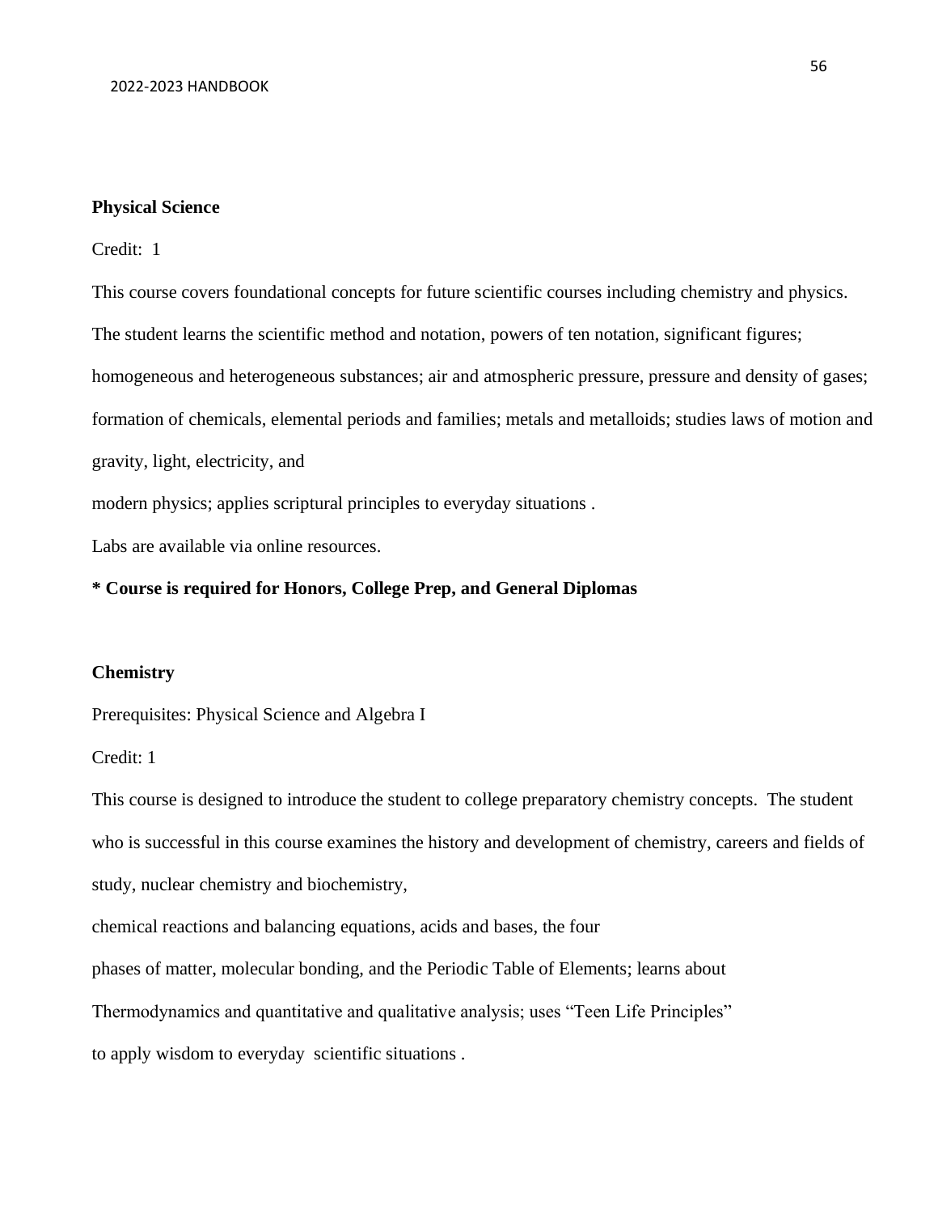### Physical Science

Credit: 1

This course covers foundational concepts for future scientific courses including chemistry and physics. The student learns the scientific method and notation, powers of ten notation, significant figures; homogeneous and heterogeneous substances; air and atmospheric pressure, pressure and density of gases; formation of chemicals, elemental periods and families; metals and metalloids; studies laws of motion and gravity, light, electricity, and modern physics; applies scriptural principles to everyday situations .

Labs are available via online resources.

**\* Course is required for Honors, College Prep, and General Diplomas**

### Chemistry

Prerequisites: Physical Science and Algebra I

Credit: 1

This course is designed to introduce the student to college preparatory chemistry concepts. The student who is successful in this course examines the history and development of chemistry, careers and fields of study, nuclear chemistry and biochemistry, chemical reactions and balancing equations, acids and bases, the four phases of matter, molecular bonding, and the Periodic Table of Elements; learns about Thermodynamics and quantitative and qualitative analysis; uses "Teen Life Principles" to apply wisdom to everyday scientific situations .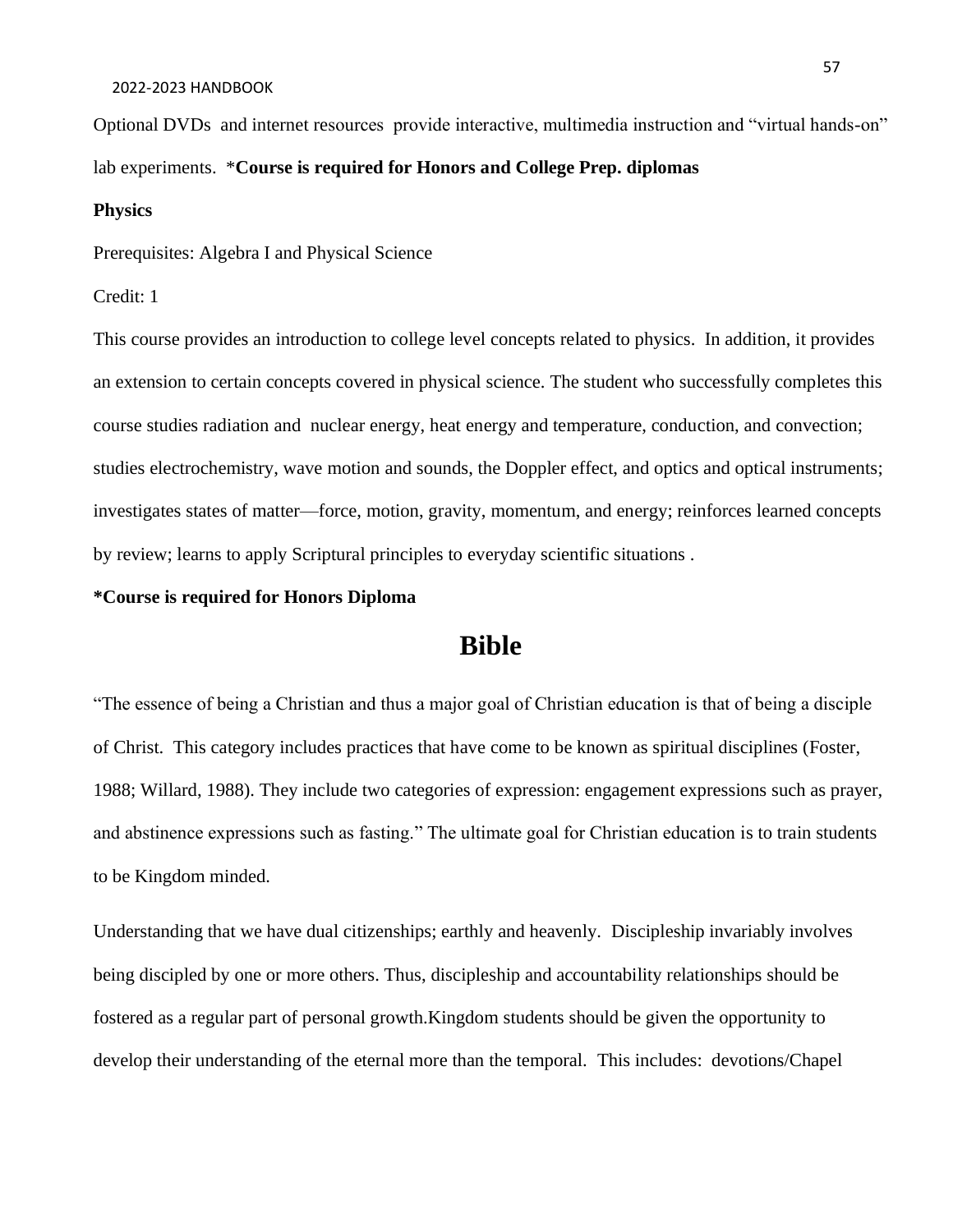Optional DVDs and internet resources provide interactive, multimedia instruction and "virtual hands-on" lab experiments. ***Course is required for Honors and College Prep. diplomas**

**Physics**

Prerequisites: Algebra I and Physical Science

Credit: 1

This course provides an introduction to college level concepts related to physics. In addition, it provides an extension to certain concepts covered in physical science. The student who successfully completes this course studies radiation and nuclear energy, heat energy and temperature, conduction, and convection; studies electrochemistry, wave motion and sounds, the Doppler effect, and optics and optical instruments; investigates states of matter—force, motion, gravity, momentum, and energy; reinforces learned concepts by review; learns to apply Scriptural principles to everyday scientific situations .

***Course is required for Honors Diploma**

# Bible

"The essence of being a Christian and thus a major goal of Christian education is that of being a disciple of Christ. This category includes practices that have come to be known as spiritual disciplines (Foster, 1988; Willard, 1988). They include two categories of expression: engagement expressions such as prayer, and abstinence expressions such as fasting." The ultimate goal for Christian education is to train students to be Kingdom minded.

Understanding that we have dual citizenships; earthly and heavenly. Discipleship invariably involves being discipled by one or more others. Thus, discipleship and accountability relationships should be fostered as a regular part of personal growth.Kingdom students should be given the opportunity to develop their understanding of the eternal more than the temporal. This includes: devotions/Chapel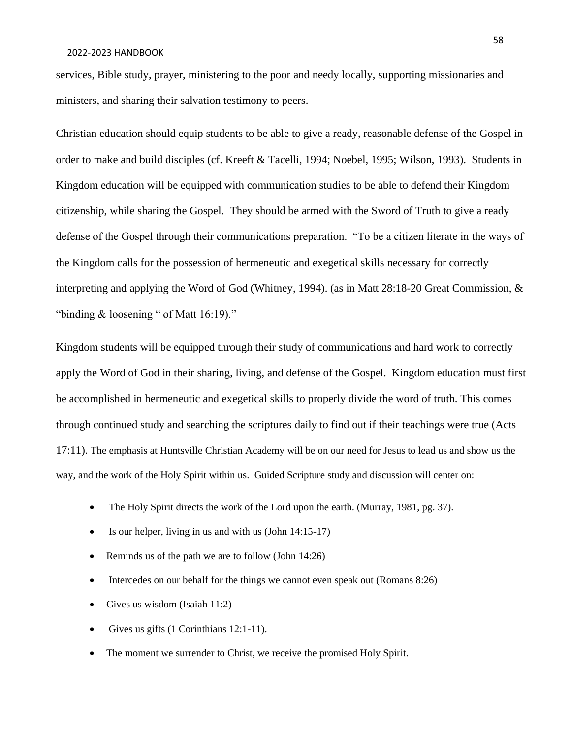services, Bible study, prayer, ministering to the poor and needy locally, supporting missionaries and ministers, and sharing their salvation testimony to peers.

Christian education should equip students to be able to give a ready, reasonable defense of the Gospel in order to make and build disciples (cf. Kreeft & Tacelli, 1994; Noebel, 1995; Wilson, 1993). Students in Kingdom education will be equipped with communication studies to be able to defend their Kingdom citizenship, while sharing the Gospel. They should be armed with the Sword of Truth to give a ready defense of the Gospel through their communications preparation. "To be a citizen literate in the ways of the Kingdom calls for the possession of hermeneutic and exegetical skills necessary for correctly interpreting and applying the Word of God (Whitney, 1994). (as in Matt 28:18-20 Great Commission, & "binding & loosening " of Matt 16:19)."

Kingdom students will be equipped through their study of communications and hard work to correctly apply the Word of God in their sharing, living, and defense of the Gospel. Kingdom education must first be accomplished in hermeneutic and exegetical skills to properly divide the word of truth. This comes through continued study and searching the scriptures daily to find out if their teachings were true (Acts 17:11). The emphasis at Huntsville Christian Academy will be on our need for Jesus to lead us and show us the way, and the work of the Holy Spirit within us. Guided Scripture study and discussion will center on:

- The Holy Spirit directs the work of the Lord upon the earth. (Murray, 1981, pg. 37).
- Is our helper, living in us and with us (John 14:15-17)
- Reminds us of the path we are to follow (John 14:26)
- Intercedes on our behalf for the things we cannot even speak out (Romans 8:26)
- Gives us wisdom (Isaiah 11:2)
- Gives us gifts (1 Corinthians 12:1-11).
- The moment we surrender to Christ, we receive the promised Holy Spirit.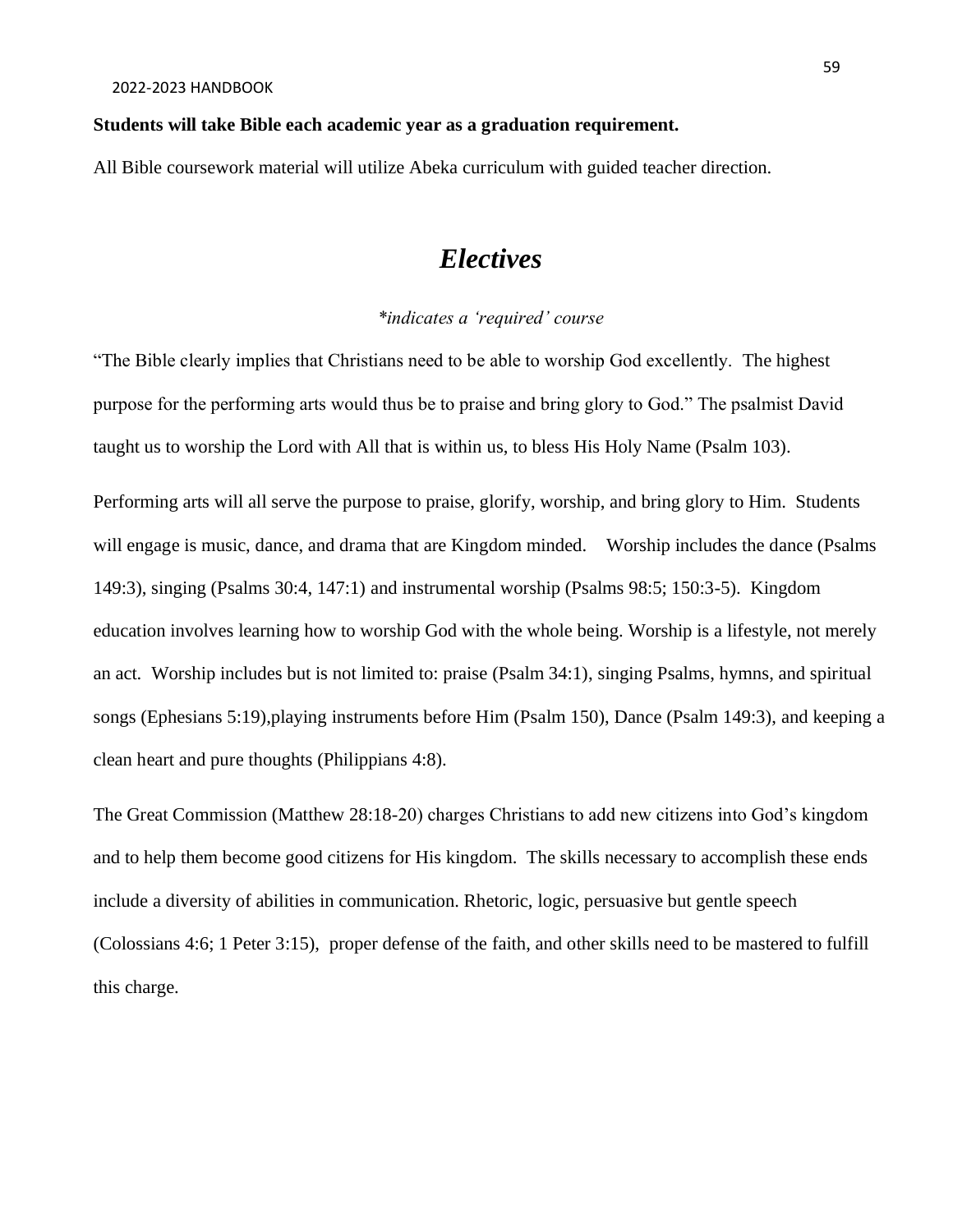**Students will take Bible each academic year as a graduation requirement.**

All Bible coursework material will utilize Abeka curriculum with guided teacher direction.

# *Electives*

*\*indicates a 'required' course*

"The Bible clearly implies that Christians need to be able to worship God excellently. The highest purpose for the performing arts would thus be to praise and bring glory to God." The psalmist David taught us to worship the Lord with All that is within us, to bless His Holy Name (Psalm 103).

Performing arts will all serve the purpose to praise, glorify, worship, and bring glory to Him. Students will engage is music, dance, and drama that are Kingdom minded. Worship includes the dance (Psalms 149:3), singing (Psalms 30:4, 147:1) and instrumental worship (Psalms 98:5; 150:3-5). Kingdom education involves learning how to worship God with the whole being. Worship is a lifestyle, not merely an act. Worship includes but is not limited to: praise (Psalm 34:1), singing Psalms, hymns, and spiritual songs (Ephesians 5:19),playing instruments before Him (Psalm 150), Dance (Psalm 149:3), and keeping a clean heart and pure thoughts (Philippians 4:8).

The Great Commission (Matthew 28:18-20) charges Christians to add new citizens into God's kingdom and to help them become good citizens for His kingdom. The skills necessary to accomplish these ends include a diversity of abilities in communication. Rhetoric, logic, persuasive but gentle speech (Colossians 4:6; 1 Peter 3:15), proper defense of the faith, and other skills need to be mastered to fulfill this charge.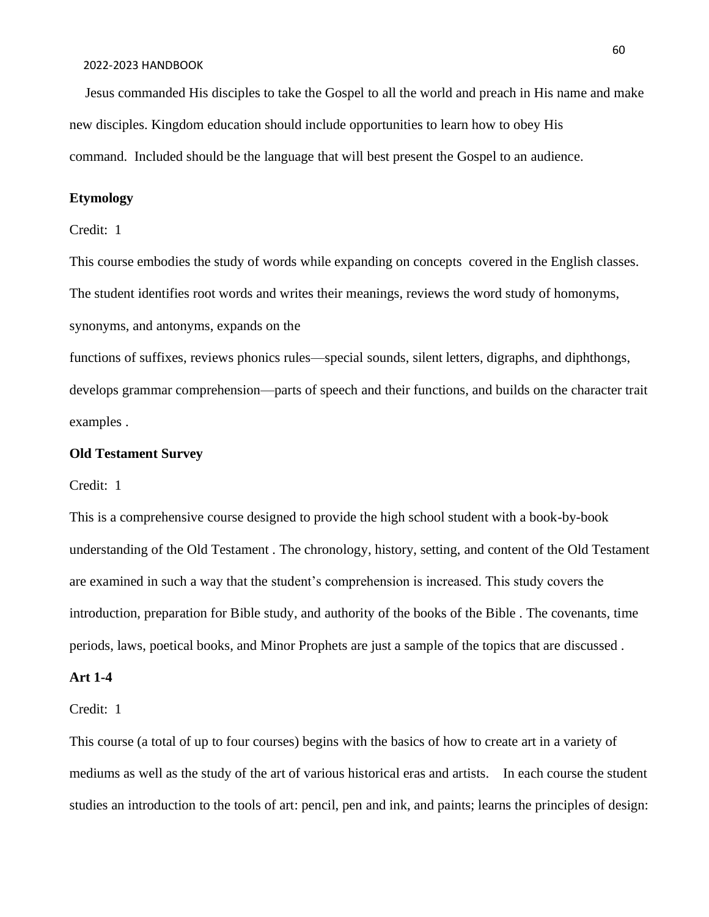Jesus commanded His disciples to take the Gospel to all the world and preach in His name and make new disciples. Kingdom education should include opportunities to learn how to obey His command. Included should be the language that will best present the Gospel to an audience.

**Etymology**

Credit: 1

This course embodies the study of words while expanding on concepts covered in the English classes. The student identifies root words and writes their meanings, reviews the word study of homonyms, synonyms, and antonyms, expands on the functions of suffixes, reviews phonics rules—special sounds, silent letters, digraphs, and diphthongs, develops grammar comprehension—parts of speech and their functions, and builds on the character trait examples .

**Old Testament Survey**

Credit: 1

This is a comprehensive course designed to provide the high school student with a book-by-book understanding of the Old Testament . The chronology, history, setting, and content of the Old Testament are examined in such a way that the student's comprehension is increased. This study covers the introduction, preparation for Bible study, and authority of the books of the Bible . The covenants, time periods, laws, poetical books, and Minor Prophets are just a sample of the topics that are discussed .

**Art 1-4**

Credit: 1

This course (a total of up to four courses) begins with the basics of how to create art in a variety of mediums as well as the study of the art of various historical eras and artists. In each course the student studies an introduction to the tools of art: pencil, pen and ink, and paints; learns the principles of design: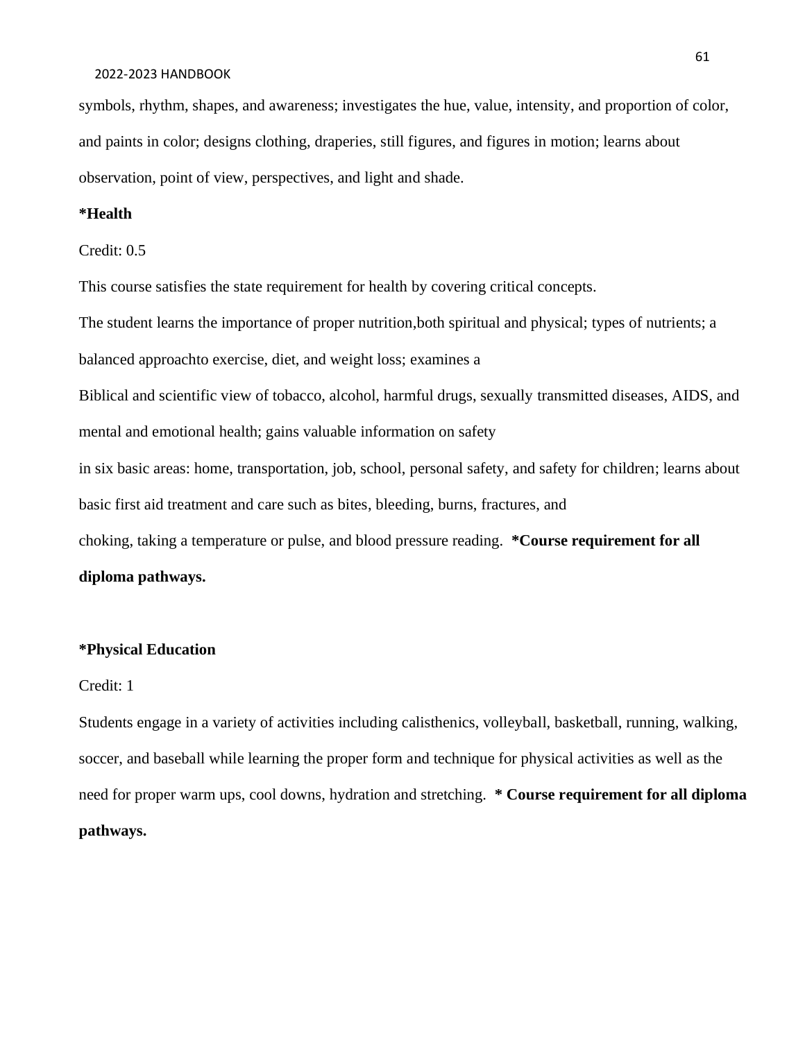symbols, rhythm, shapes, and awareness; investigates the hue, value, intensity, and proportion of color, and paints in color; designs clothing, draperies, still figures, and figures in motion; learns about observation, point of view, perspectives, and light and shade.

**\*Health**

Credit: 0.5

This course satisfies the state requirement for health by covering critical concepts.

The student learns the importance of proper nutrition,both spiritual and physical; types of nutrients; a balanced approachto exercise, diet, and weight loss; examines a Biblical and scientific view of tobacco, alcohol, harmful drugs, sexually transmitted diseases, AIDS, and mental and emotional health; gains valuable information on safety in six basic areas: home, transportation, job, school, personal safety, and safety for children; learns about basic first aid treatment and care such as bites, bleeding, burns, fractures, and choking, taking a temperature or pulse, and blood pressure reading. **\*Course requirement for all diploma pathways.**

**\*Physical Education**

Credit: 1

Students engage in a variety of activities including calisthenics, volleyball, basketball, running, walking, soccer, and baseball while learning the proper form and technique for physical activities as well as the need for proper warm ups, cool downs, hydration and stretching. **\* Course requirement for all diploma pathways.**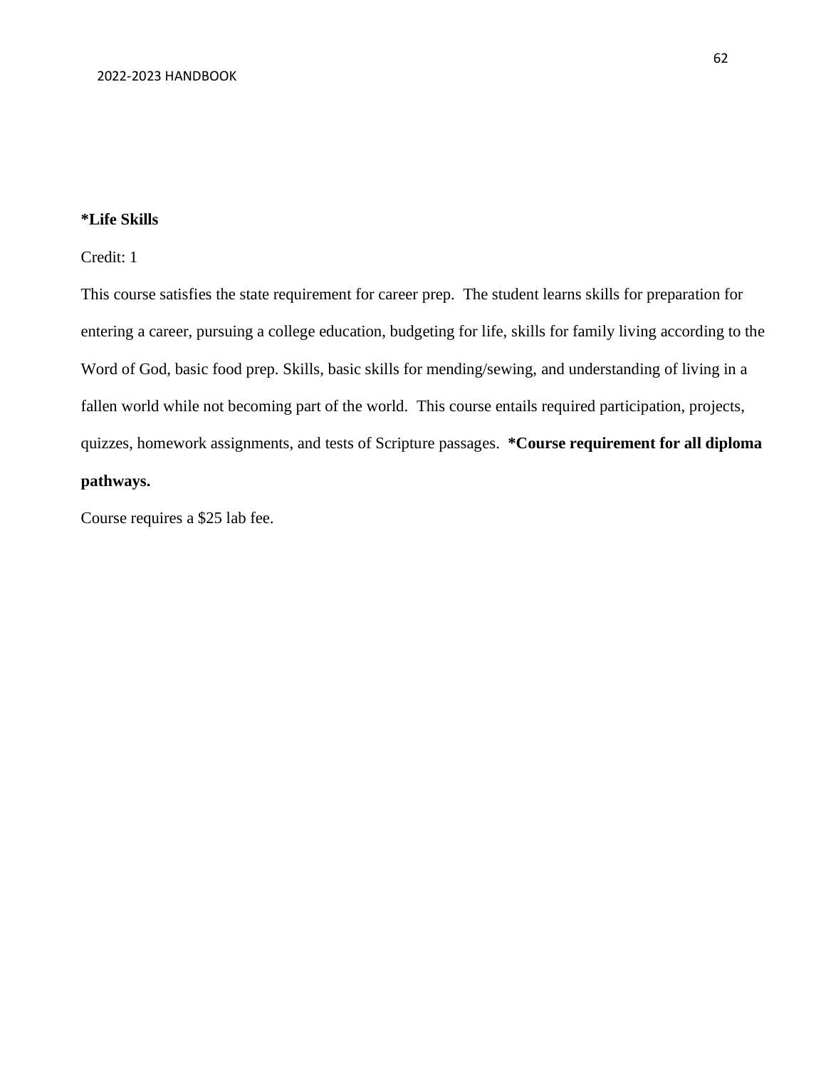**\*Life Skills**

Credit: 1

This course satisfies the state requirement for career prep. The student learns skills for preparation for entering a career, pursuing a college education, budgeting for life, skills for family living according to the Word of God, basic food prep. Skills, basic skills for mending/sewing, and understanding of living in a fallen world while not becoming part of the world. This course entails required participation, projects, quizzes, homework assignments, and tests of Scripture passages. **\*Course requirement for all diploma pathways.**

Course requires a $25 lab fee.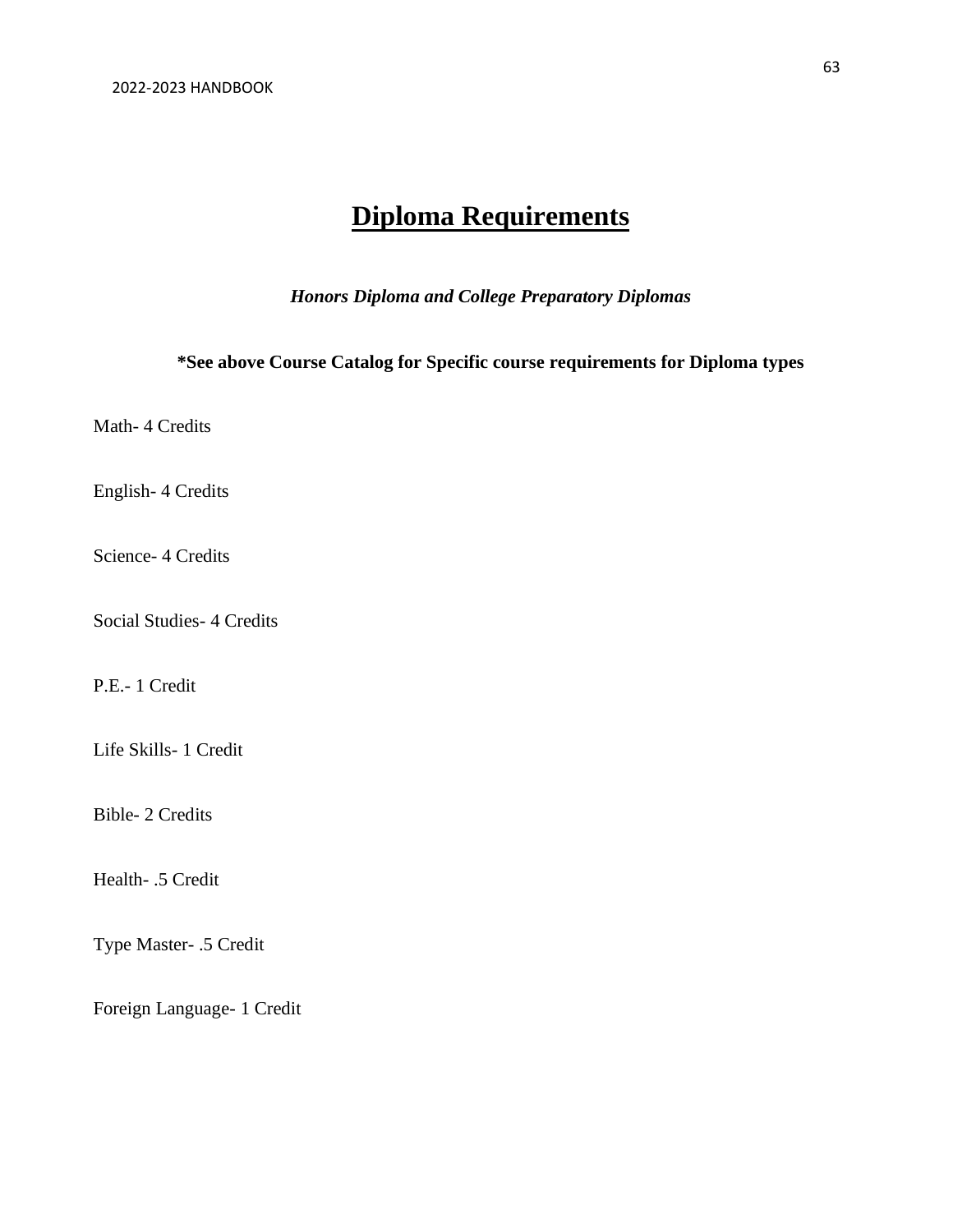# Diploma Requirements

***Honors Diploma and College Preparatory Diplomas***

**\*See above Course Catalog for Specific course requirements for Diploma types**

Math- 4 Credits

English- 4 Credits

Science- 4 Credits

Social Studies- 4 Credits

P.E.- 1 Credit

Life Skills- 1 Credit

Bible- 2 Credits

Health- .5 Credit

Type Master- .5 Credit

Foreign Language- 1 Credit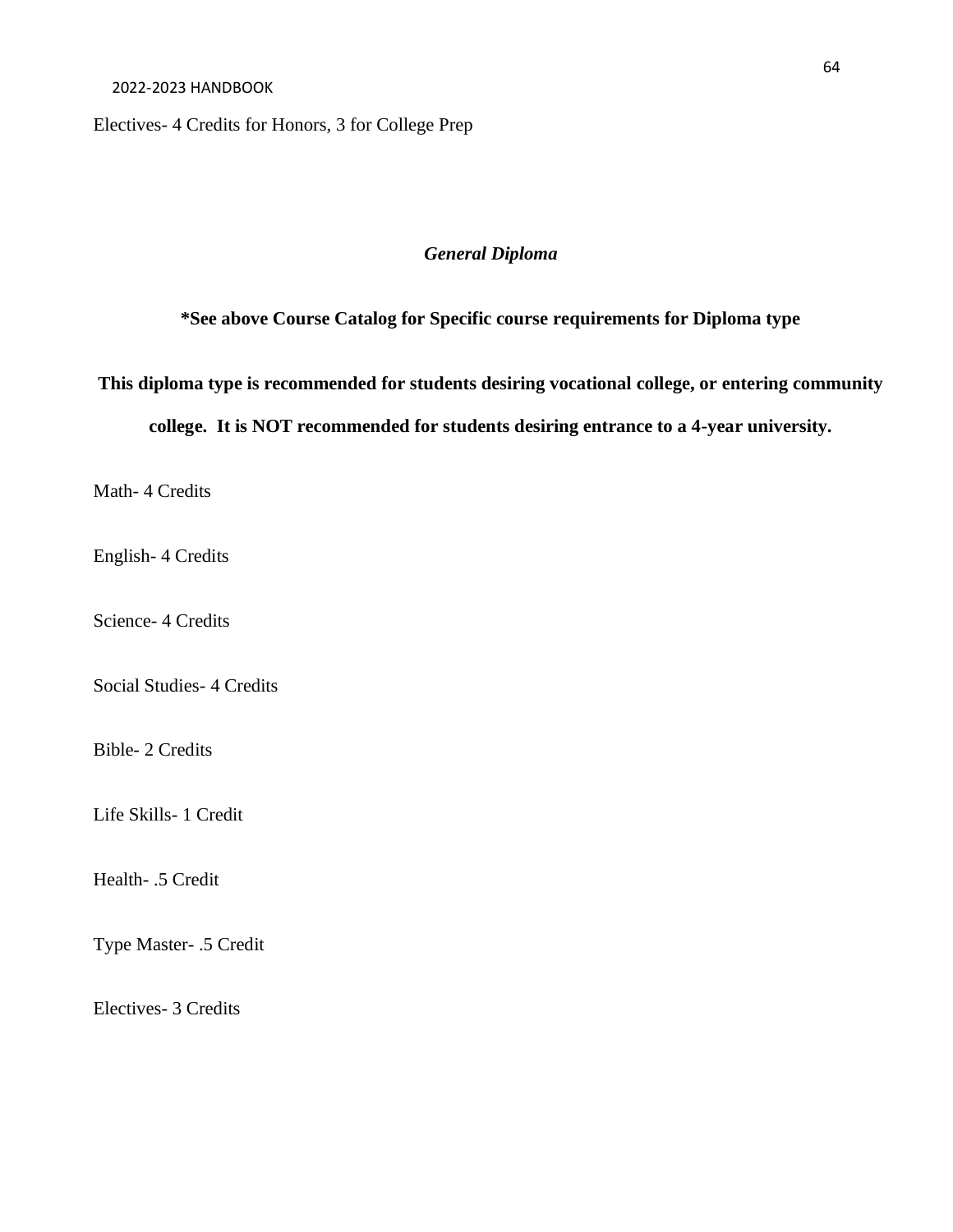Electives- 4 Credits for Honors, 3 for College Prep

### *General Diploma*

**\*See above Course Catalog for Specific course requirements for Diploma type**

**This diploma type is recommended for students desiring vocational college, or entering community college. It is NOT recommended for students desiring entrance to a 4-year university.**

Math- 4 Credits

English- 4 Credits

Science- 4 Credits

Social Studies- 4 Credits

Bible- 2 Credits

Life Skills- 1 Credit

Health- .5 Credit

Type Master- .5 Credit

Electives- 3 Credits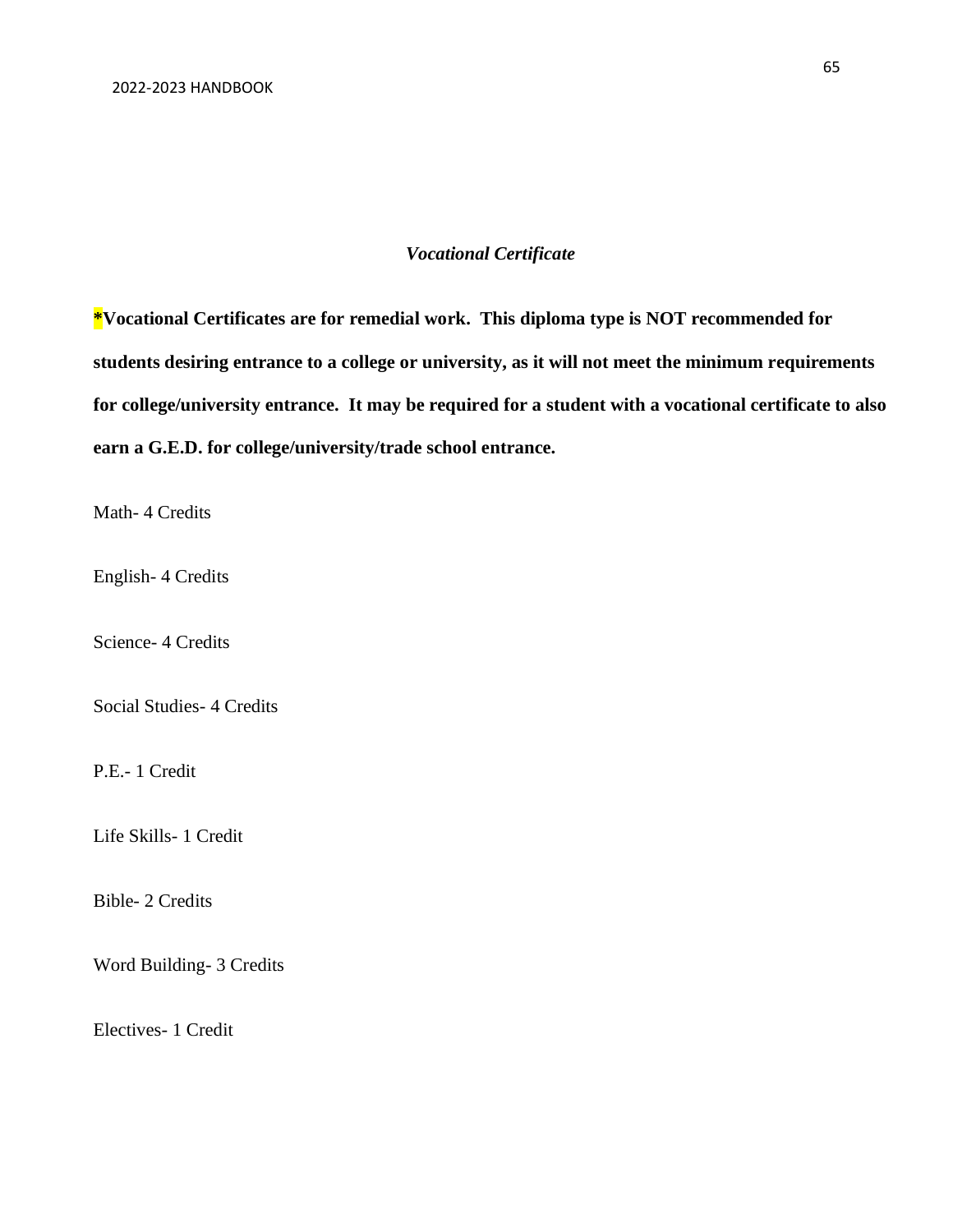### *Vocational Certificate*

**\*Vocational Certificates are for remedial work. This diploma type is NOT recommended for students desiring entrance to a college or university, as it will not meet the minimum requirements for college/university entrance. It may be required for a student with a vocational certificate to also earn a G.E.D. for college/university/trade school entrance.**

Math- 4 Credits

English- 4 Credits

Science- 4 Credits

Social Studies- 4 Credits

P.E.- 1 Credit

Life Skills- 1 Credit

Bible- 2 Credits

Word Building- 3 Credits

Electives- 1 Credit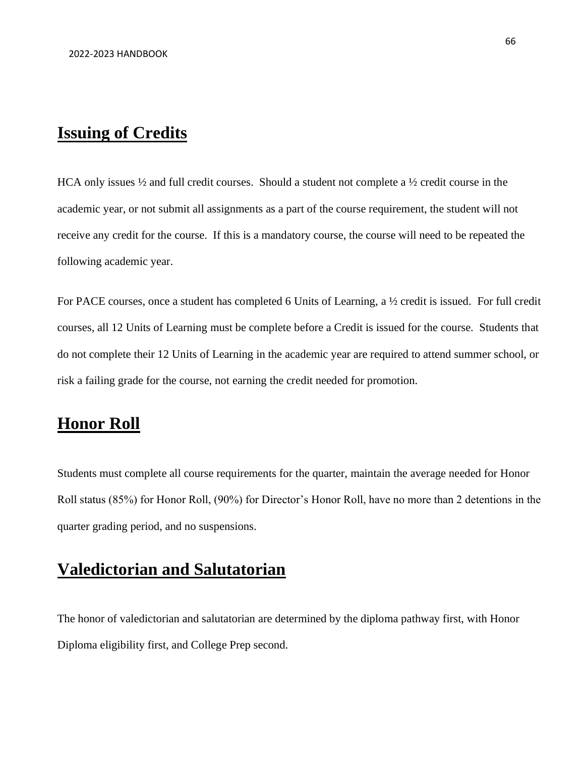## Issuing of Credits

HCA only issues ½ and full credit courses. Should a student not complete a ½ credit course in the academic year, or not submit all assignments as a part of the course requirement, the student will not receive any credit for the course. If this is a mandatory course, the course will need to be repeated the following academic year.

For PACE courses, once a student has completed 6 Units of Learning, a ½ credit is issued. For full credit courses, all 12 Units of Learning must be complete before a Credit is issued for the course. Students that do not complete their 12 Units of Learning in the academic year are required to attend summer school, or risk a failing grade for the course, not earning the credit needed for promotion.

## Honor Roll

Students must complete all course requirements for the quarter, maintain the average needed for Honor Roll status (85%) for Honor Roll, (90%) for Director's Honor Roll, have no more than 2 detentions in the quarter grading period, and no suspensions.

## Valedictorian and Salutatorian

The honor of valedictorian and salutatorian are determined by the diploma pathway first, with Honor Diploma eligibility first, and College Prep second.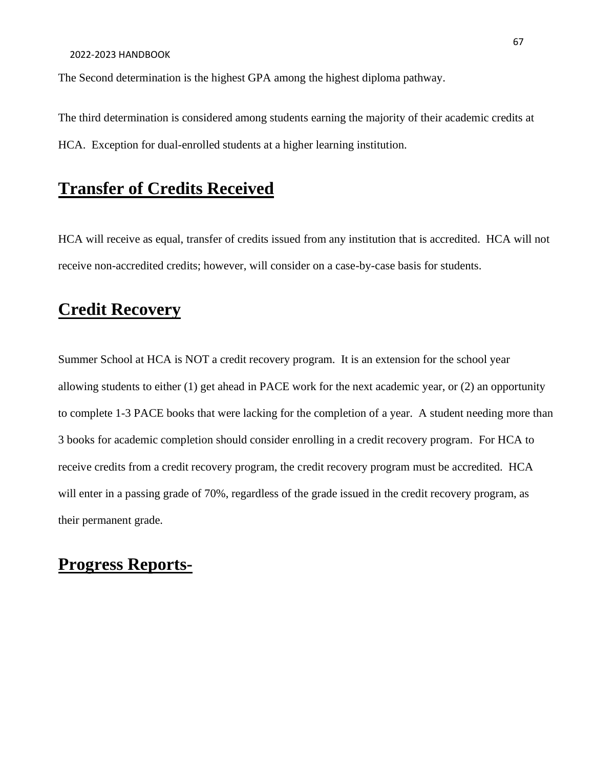The Second determination is the highest GPA among the highest diploma pathway.

The third determination is considered among students earning the majority of their academic credits at HCA. Exception for dual-enrolled students at a higher learning institution.

# Transfer of Credits Received

HCA will receive as equal, transfer of credits issued from any institution that is accredited. HCA will not receive non-accredited credits; however, will consider on a case-by-case basis for students.

# Credit Recovery

Summer School at HCA is NOT a credit recovery program. It is an extension for the school year allowing students to either (1) get ahead in PACE work for the next academic year, or (2) an opportunity to complete 1-3 PACE books that were lacking for the completion of a year. A student needing more than 3 books for academic completion should consider enrolling in a credit recovery program. For HCA to receive credits from a credit recovery program, the credit recovery program must be accredited. HCA will enter in a passing grade of 70%, regardless of the grade issued in the credit recovery program, as their permanent grade.

# Progress Reports-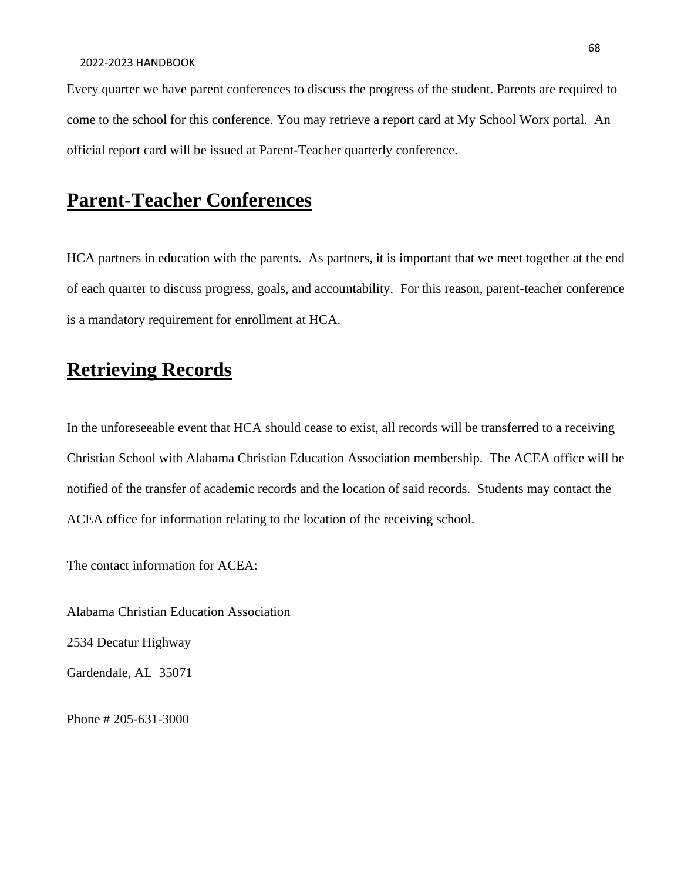Every quarter we have parent conferences to discuss the progress of the student. Parents are required to come to the school for this conference. You may retrieve a report card at My School Worx portal. An official report card will be issued at Parent-Teacher quarterly conference.

## Parent-Teacher Conferences

HCA partners in education with the parents. As partners, it is important that we meet together at the end of each quarter to discuss progress, goals, and accountability. For this reason, parent-teacher conference is a mandatory requirement for enrollment at HCA.

## Retrieving Records

In the unforeseeable event that HCA should cease to exist, all records will be transferred to a receiving Christian School with Alabama Christian Education Association membership. The ACEA office will be notified of the transfer of academic records and the location of said records. Students may contact the ACEA office for information relating to the location of the receiving school.

The contact information for ACEA:

Alabama Christian Education Association

2534 Decatur Highway

Gardendale, AL 35071

Phone # 205-631-3000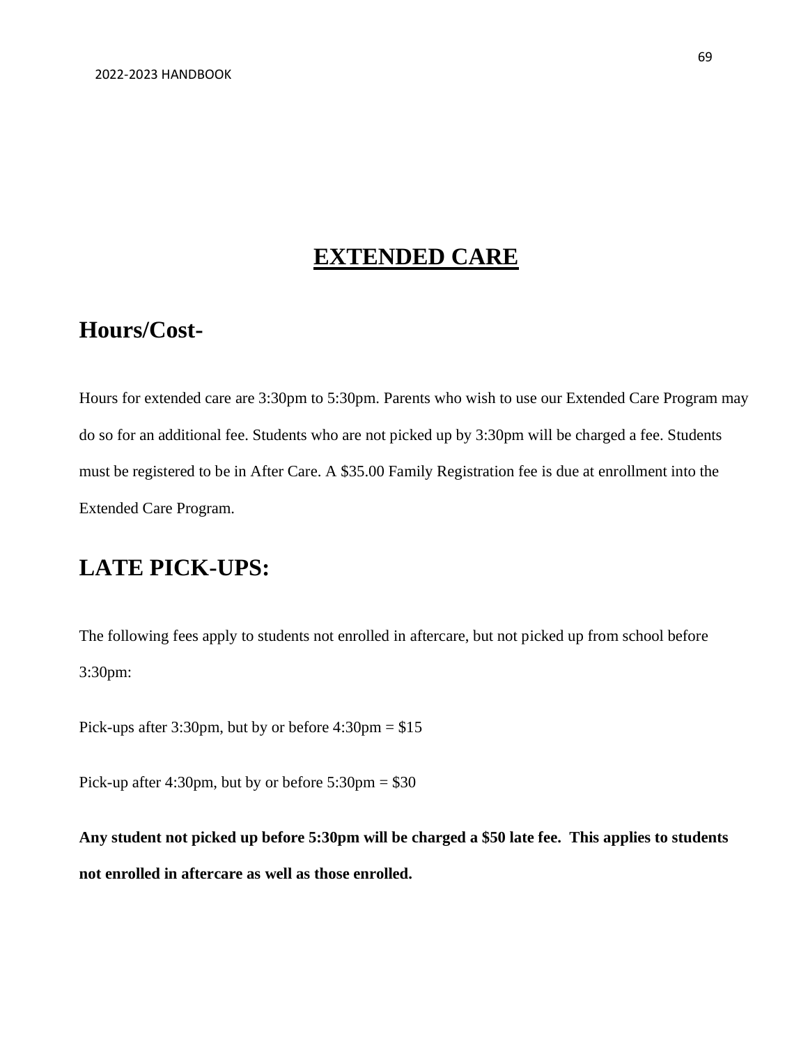# EXTENDED CARE

## Hours/Cost-

Hours for extended care are 3:30pm to 5:30pm. Parents who wish to use our Extended Care Program may do so for an additional fee. Students who are not picked up by 3:30pm will be charged a fee. Students must be registered to be in After Care. A $35.00 Family Registration fee is due at enrollment into the Extended Care Program.

## LATE PICK-UPS:

The following fees apply to students not enrolled in aftercare, but not picked up from school before 3:30pm:

Pick-ups after 3:30pm, but by or before 4:30pm = $15

Pick-up after 4:30pm, but by or before 5:30pm = $30

**Any student not picked up before 5:30pm will be charged a $50 late fee. This applies to students not enrolled in aftercare as well as those enrolled.**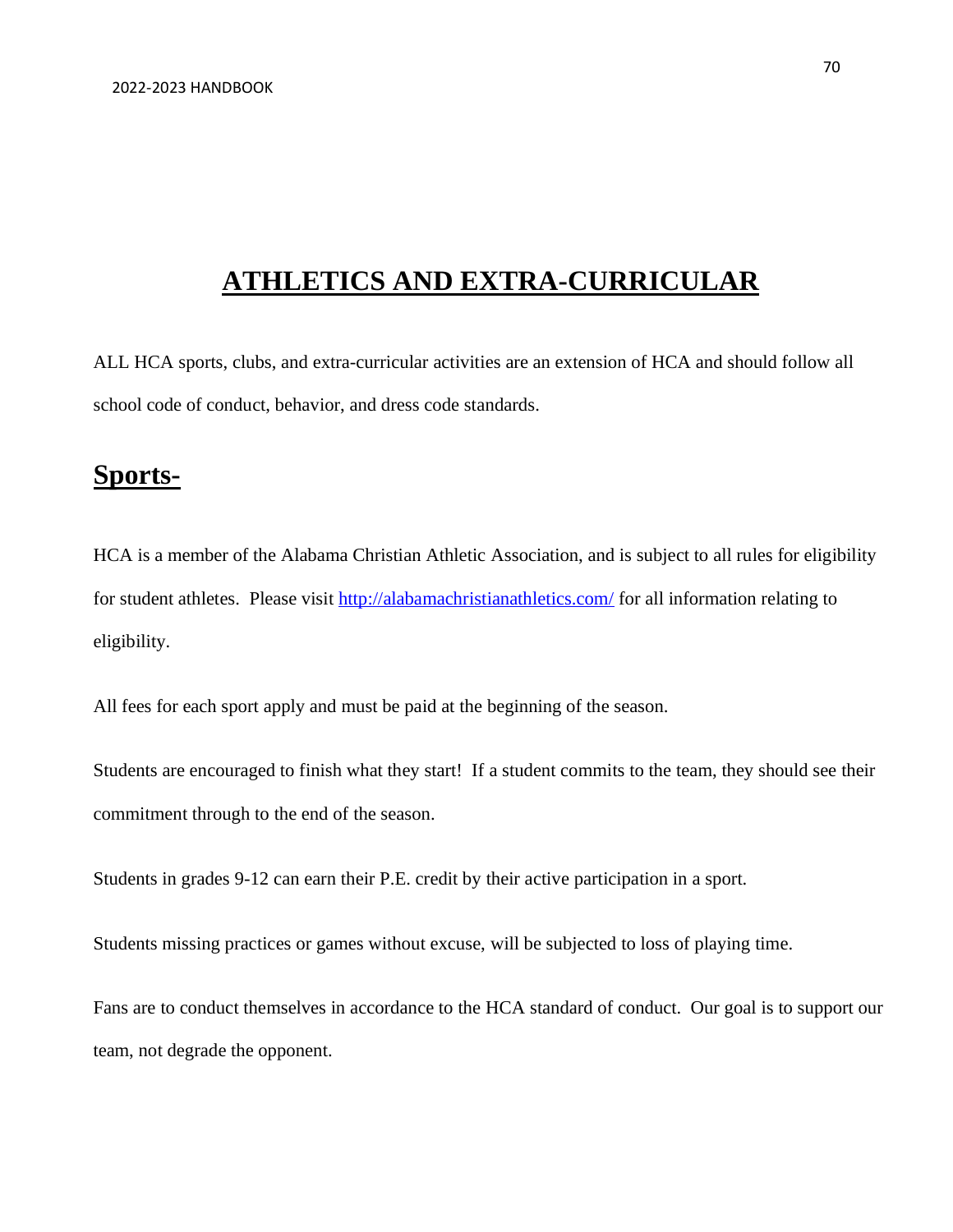# ATHLETICS AND EXTRA-CURRICULAR

ALL HCA sports, clubs, and extra-curricular activities are an extension of HCA and should follow all school code of conduct, behavior, and dress code standards.

## Sports-

HCA is a member of the Alabama Christian Athletic Association, and is subject to all rules for eligibility for student athletes. Please visit [http://alabamachristianathletics.com/](http://alabamachristianathletics.com/) for all information relating to eligibility.

All fees for each sport apply and must be paid at the beginning of the season.

Students are encouraged to finish what they start! If a student commits to the team, they should see their commitment through to the end of the season.

Students in grades 9-12 can earn their P.E. credit by their active participation in a sport.

Students missing practices or games without excuse, will be subjected to loss of playing time.

Fans are to conduct themselves in accordance to the HCA standard of conduct. Our goal is to support our team, not degrade the opponent.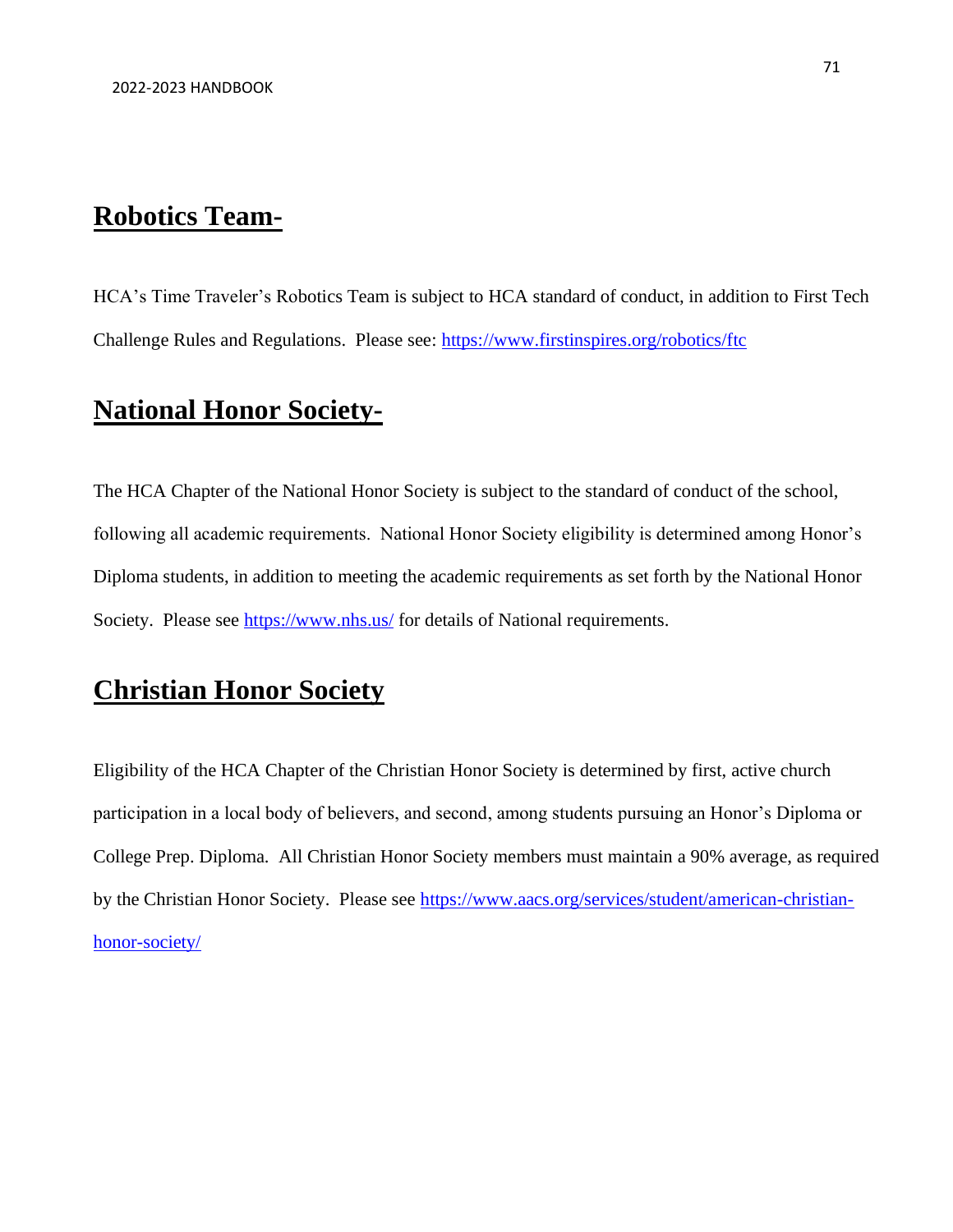## Robotics Team-

HCA's Time Traveler's Robotics Team is subject to HCA standard of conduct, in addition to First Tech Challenge Rules and Regulations. Please see: [https://www.firstinspires.org/robotics/ftc](https://www.firstinspires.org/robotics/ftc)

## National Honor Society-

The HCA Chapter of the National Honor Society is subject to the standard of conduct of the school, following all academic requirements. National Honor Society eligibility is determined among Honor's Diploma students, in addition to meeting the academic requirements as set forth by the National Honor Society. Please see [https://www.nhs.us/](https://www.nhs.us/) for details of National requirements.

## Christian Honor Society

Eligibility of the HCA Chapter of the Christian Honor Society is determined by first, active church participation in a local body of believers, and second, among students pursuing an Honor's Diploma or College Prep. Diploma. All Christian Honor Society members must maintain a 90% average, as required by the Christian Honor Society. Please see [https://www.aacs.org/services/student/american-christian-honor-society/](https://www.aacs.org/services/student/american-christian-honor-society/)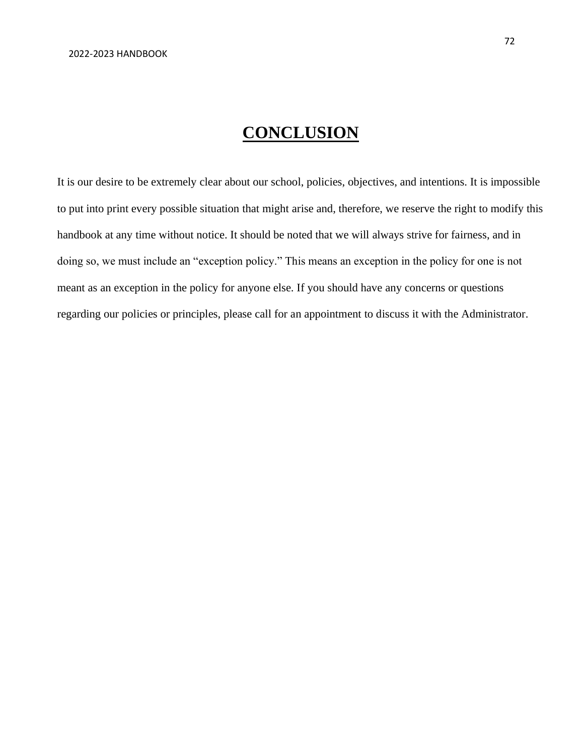# CONCLUSION

It is our desire to be extremely clear about our school, policies, objectives, and intentions. It is impossible to put into print every possible situation that might arise and, therefore, we reserve the right to modify this handbook at any time without notice. It should be noted that we will always strive for fairness, and in doing so, we must include an "exception policy." This means an exception in the policy for one is not meant as an exception in the policy for anyone else. If you should have any concerns or questions regarding our policies or principles, please call for an appointment to discuss it with the Administrator.